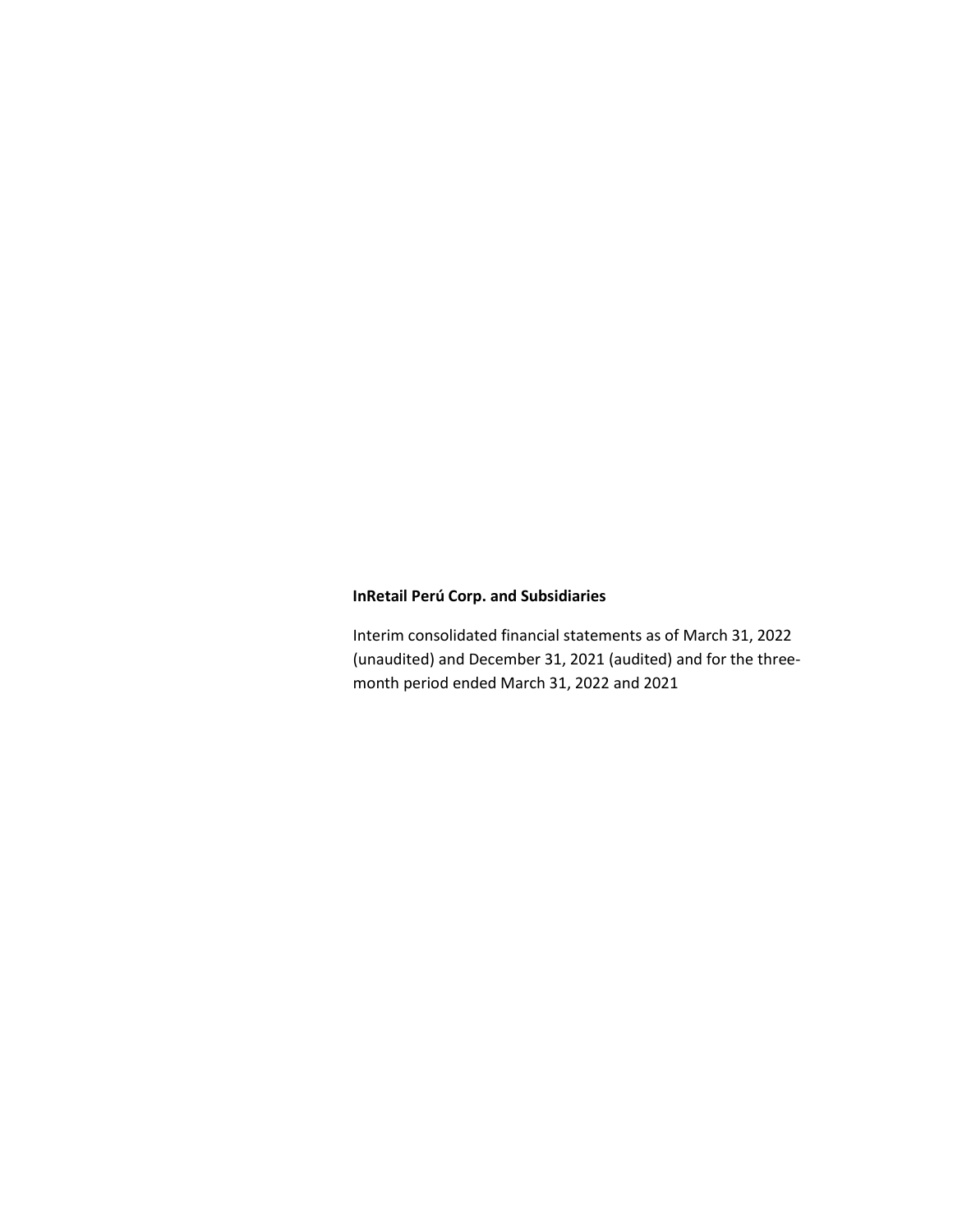**InRetail Perú Corp. and Subsidiaries**

Interim consolidated financial statements as of March 31, 2022 (unaudited) and December 31, 2021 (audited) and for the three-month period ended March 31, 2022 and 2021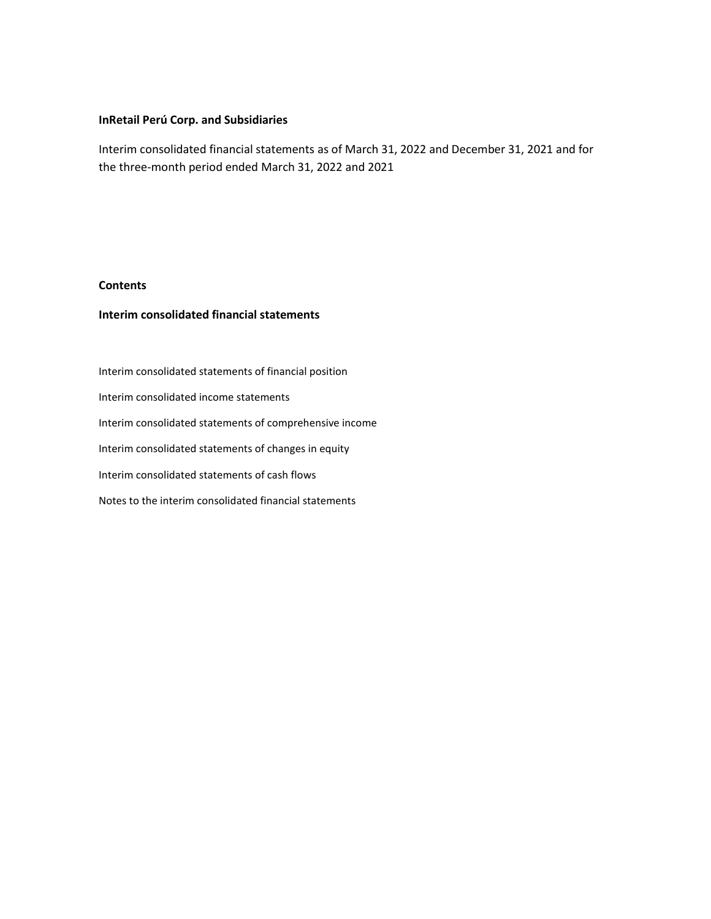**InRetail Perú Corp. and Subsidiaries**

Interim consolidated financial statements as of March 31, 2022 and December 31, 2021 and for the three-month period ended March 31, 2022 and 2021

**Contents**

**Interim consolidated financial statements**

Interim consolidated statements of financial position

Interim consolidated income statements

Interim consolidated statements of comprehensive income

Interim consolidated statements of changes in equity

Interim consolidated statements of cash flows

Notes to the interim consolidated financial statements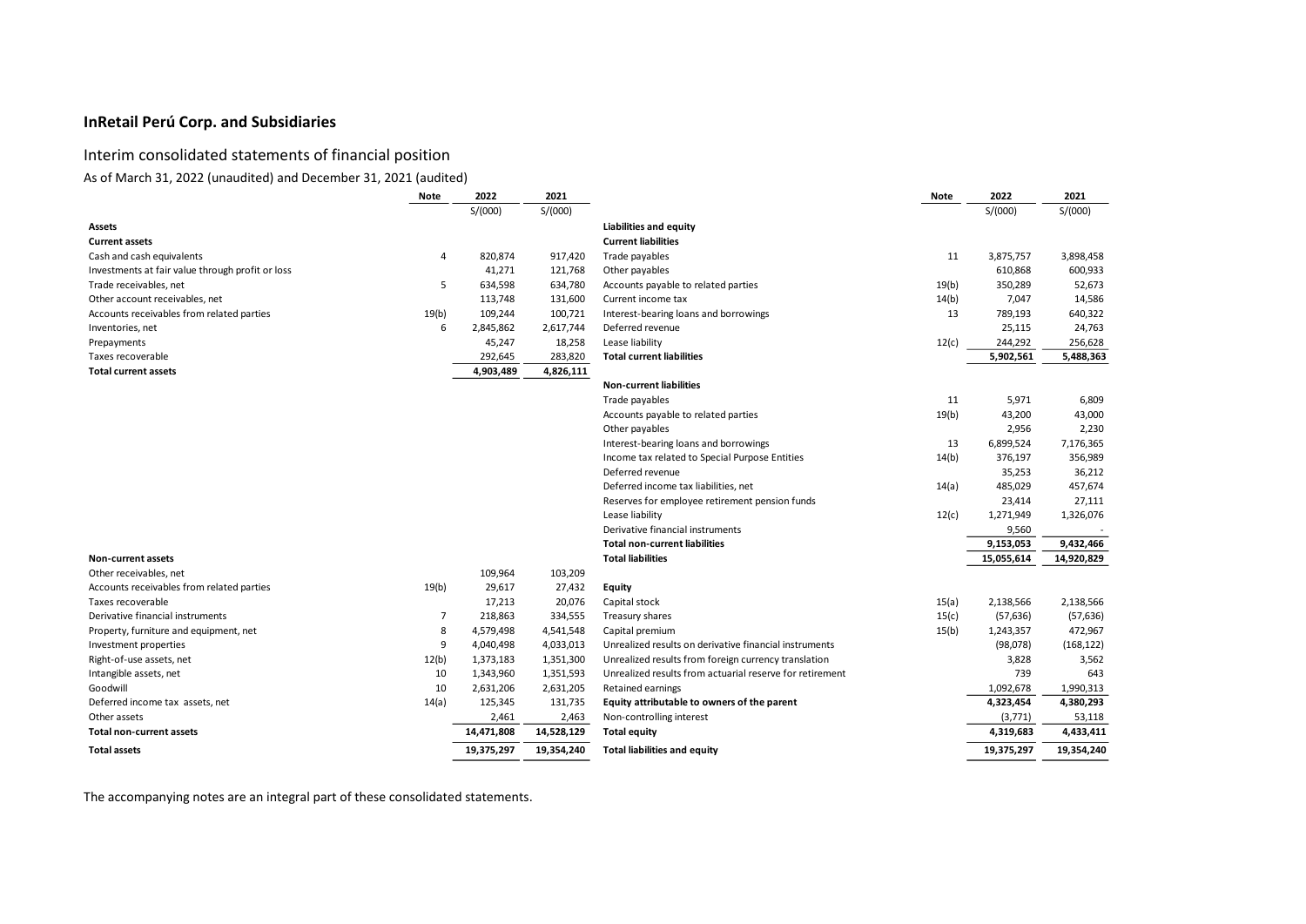# InRetail Perú Corp. and Subsidiaries

## Interim consolidated statements of financial position

As of March 31, 2022 (unaudited) and December 31, 2021 (audited)

| | Note | 2022 | 2021 |
|---|---|---|---|
| | | S/(000) | S/(000) |
| **Assets** | | | |
| **Current assets** | | | |
| Cash and cash equivalents | 4 | 820,874 | 917,420 |
| Investments at fair value through profit or loss | | 41,271 | 121,768 |
| Trade receivables, net | 5 | 634,598 | 634,780 |
| Other account receivables, net | | 113,748 | 131,600 |
| Accounts receivables from related parties | 19(b) | 109,244 | 100,721 |
| Inventories, net | 6 | 2,845,862 | 2,617,744 |
| Prepayments | | 45,247 | 18,258 |
| Taxes recoverable | | 292,645 | 283,820 |
| **Total current assets** | | **4,903,489** | **4,826,111** |
| **Non-current assets** | | | |
| Other receivables, net | | 109,964 | 103,209 |
| Accounts receivables from related parties | 19(b) | 29,617 | 27,432 |
| Taxes recoverable | | 17,213 | 20,076 |
| Derivative financial instruments | 7 | 218,863 | 334,555 |
| Property, furniture and equipment, net | 8 | 4,579,498 | 4,541,548 |
| Investment properties | 9 | 4,040,498 | 4,033,013 |
| Right-of-use assets, net | 12(b) | 1,373,183 | 1,351,300 |
| Intangible assets, net | 10 | 1,343,960 | 1,351,593 |
| Goodwill | 10 | 2,631,206 | 2,631,205 |
| Deferred income tax assets, net | 14(a) | 125,345 | 131,735 |
| Other assets | | 2,461 | 2,463 |
| **Total non-current assets** | | **14,471,808** | **14,528,129** |
| **Total assets** | | **19,375,297** | **19,354,240** |

| | Note | 2022 | 2021 |
|---|---|---|---|
| | | S/(000) | S/(000) |
| **Liabilities and equity** | | | |
| **Current liabilities** | | | |
| Trade payables | 11 | 3,875,757 | 3,898,458 |
| Other payables | | 610,868 | 600,933 |
| Accounts payable to related parties | 19(b) | 350,289 | 52,673 |
| Current income tax | 14(b) | 7,047 | 14,586 |
| Interest-bearing loans and borrowings | 13 | 789,193 | 640,322 |
| Deferred revenue | | 25,115 | 24,763 |
| Lease liability | 12(c) | 244,292 | 256,628 |
| **Total current liabilities** | | **5,902,561** | **5,488,363** |
| **Non-current liabilities** | | | |
| Trade payables | 11 | 5,971 | 6,809 |
| Accounts payable to related parties | 19(b) | 43,200 | 43,000 |
| Other payables | | 2,956 | 2,230 |
| Interest-bearing loans and borrowings | 13 | 6,899,524 | 7,176,365 |
| Income tax related to Special Purpose Entities | 14(b) | 376,197 | 356,989 |
| Deferred revenue | | 35,253 | 36,212 |
| Deferred income tax liabilities, net | 14(a) | 485,029 | 457,674 |
| Reserves for employee retirement pension funds | | 23,414 | 27,111 |
| Lease liability | 12(c) | 1,271,949 | 1,326,076 |
| Derivative financial instruments | | 9,560 | - |
| **Total non-current liabilities** | | **9,153,053** | **9,432,466** |
| **Total liabilities** | | **15,055,614** | **14,920,829** |
| **Equity** | | | |
| Capital stock | 15(a) | 2,138,566 | 2,138,566 |
| Treasury shares | 15(c) | (57,636) | (57,636) |
| Capital premium | 15(b) | 1,243,357 | 472,967 |
| Unrealized results on derivative financial instruments | | (98,078) | (168,122) |
| Unrealized results from foreign currency translation | | 3,828 | 3,562 |
| Unrealized results from actuarial reserve for retirement | | 739 | 643 |
| Retained earnings | | 1,092,678 | 1,990,313 |
| **Equity attributable to owners of the parent** | | **4,323,454** | **4,380,293** |
| Non-controlling interest | | (3,771) | 53,118 |
| **Total equity** | | **4,319,683** | **4,433,411** |
| **Total liabilities and equity** | | **19,375,297** | **19,354,240** |

The accompanying notes are an integral part of these consolidated statements.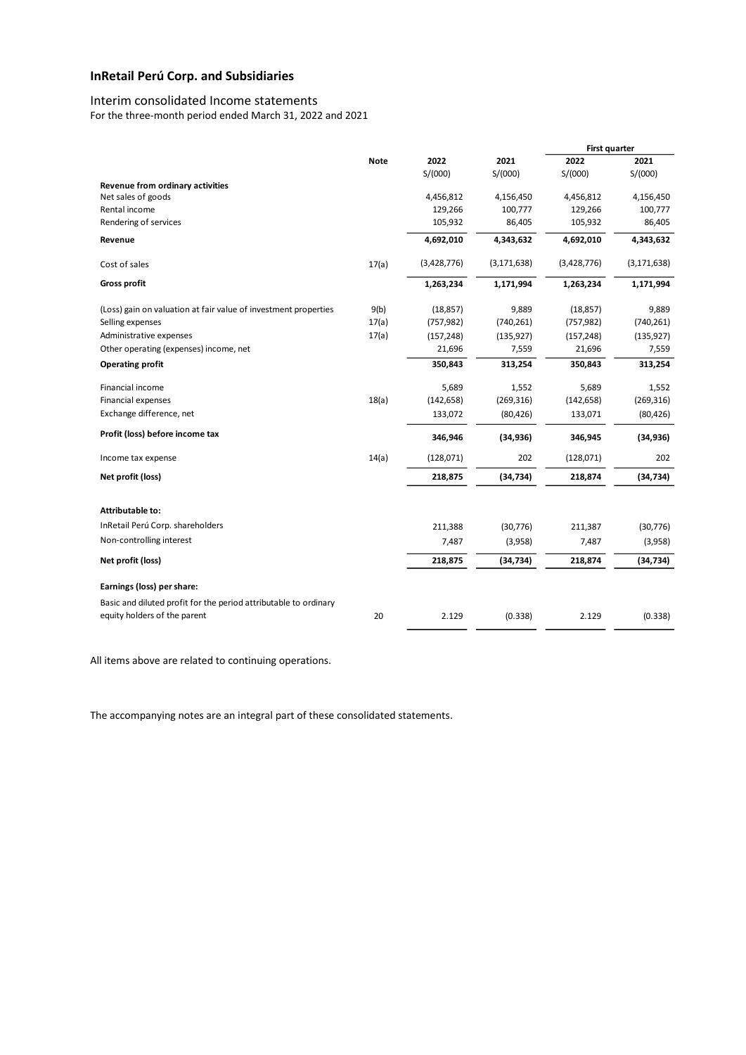# InRetail Perú Corp. and Subsidiaries

## Interim consolidated Income statements

For the three-month period ended March 31, 2022 and 2021

| | Note | 2022 | 2021 | First quarter 2022 | First quarter 2021 |
|---|---|---|---|---|---|
| | | S/(000) | S/(000) | S/(000) | S/(000) |
| **Revenue from ordinary activities** | | | | | |
| Net sales of goods | | 4,456,812 | 4,156,450 | 4,456,812 | 4,156,450 |
| Rental income | | 129,266 | 100,777 | 129,266 | 100,777 |
| Rendering of services | | 105,932 | 86,405 | 105,932 | 86,405 |
| **Revenue** | | **4,692,010** | **4,343,632** | **4,692,010** | **4,343,632** |
| Cost of sales | 17(a) | (3,428,776) | (3,171,638) | (3,428,776) | (3,171,638) |
| **Gross profit** | | **1,263,234** | **1,171,994** | **1,263,234** | **1,171,994** |
| (Loss) gain on valuation at fair value of investment properties | 9(b) | (18,857) | 9,889 | (18,857) | 9,889 |
| Selling expenses | 17(a) | (757,982) | (740,261) | (757,982) | (740,261) |
| Administrative expenses | 17(a) | (157,248) | (135,927) | (157,248) | (135,927) |
| Other operating (expenses) income, net | | 21,696 | 7,559 | 21,696 | 7,559 |
| **Operating profit** | | **350,843** | **313,254** | **350,843** | **313,254** |
| Financial income | | 5,689 | 1,552 | 5,689 | 1,552 |
| Financial expenses | 18(a) | (142,658) | (269,316) | (142,658) | (269,316) |
| Exchange difference, net | | 133,072 | (80,426) | 133,071 | (80,426) |
| **Profit (loss) before income tax** | | **346,946** | **(34,936)** | **346,945** | **(34,936)** |
| Income tax expense | 14(a) | (128,071) | 202 | (128,071) | 202 |
| **Net profit (loss)** | | **218,875** | **(34,734)** | **218,874** | **(34,734)** |
| **Attributable to:** | | | | | |
| InRetail Perú Corp. shareholders | | 211,388 | (30,776) | 211,387 | (30,776) |
| Non-controlling interest | | 7,487 | (3,958) | 7,487 | (3,958) |
| **Net profit (loss)** | | **218,875** | **(34,734)** | **218,874** | **(34,734)** |
| **Earnings (loss) per share:** | | | | | |
| Basic and diluted profit for the period attributable to ordinary equity holders of the parent | 20 | 2.129 | (0.338) | 2.129 | (0.338) |

All items above are related to continuing operations.

The accompanying notes are an integral part of these consolidated statements.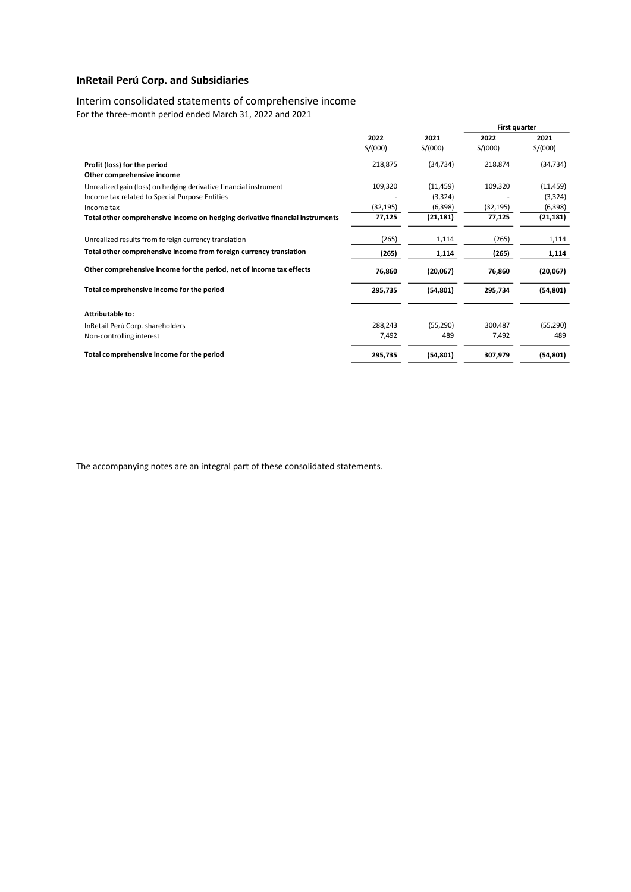**InRetail Perú Corp. and Subsidiaries**

Interim consolidated statements of comprehensive income
For the three-month period ended March 31, 2022 and 2021

| | 2022 | 2021 | First quarter 2022 | First quarter 2021 |
|---|---|---|---|---|
| | S/(000) | S/(000) | S/(000) | S/(000) |
| **Profit (loss) for the period** | 218,875 | (34,734) | 218,874 | (34,734) |
| **Other comprehensive income** | | | | |
| Unrealized gain (loss) on hedging derivative financial instrument | 109,320 | (11,459) | 109,320 | (11,459) |
| Income tax related to Special Purpose Entities | - | (3,324) | - | (3,324) |
| Income tax | (32,195) | (6,398) | (32,195) | (6,398) |
| **Total other comprehensive income on hedging derivative financial instruments** | **77,125** | **(21,181)** | **77,125** | **(21,181)** |
| Unrealized results from foreign currency translation | (265) | 1,114 | (265) | 1,114 |
| **Total other comprehensive income from foreign currency translation** | **(265)** | **1,114** | **(265)** | **1,114** |
| **Other comprehensive income for the period, net of income tax effects** | **76,860** | **(20,067)** | **76,860** | **(20,067)** |
| **Total comprehensive income for the period** | **295,735** | **(54,801)** | **295,734** | **(54,801)** |
| **Attributable to:** | | | | |
| InRetail Perú Corp. shareholders | 288,243 | (55,290) | 300,487 | (55,290) |
| Non-controlling interest | 7,492 | 489 | 7,492 | 489 |
| **Total comprehensive income for the period** | **295,735** | **(54,801)** | **307,979** | **(54,801)** |

The accompanying notes are an integral part of these consolidated statements.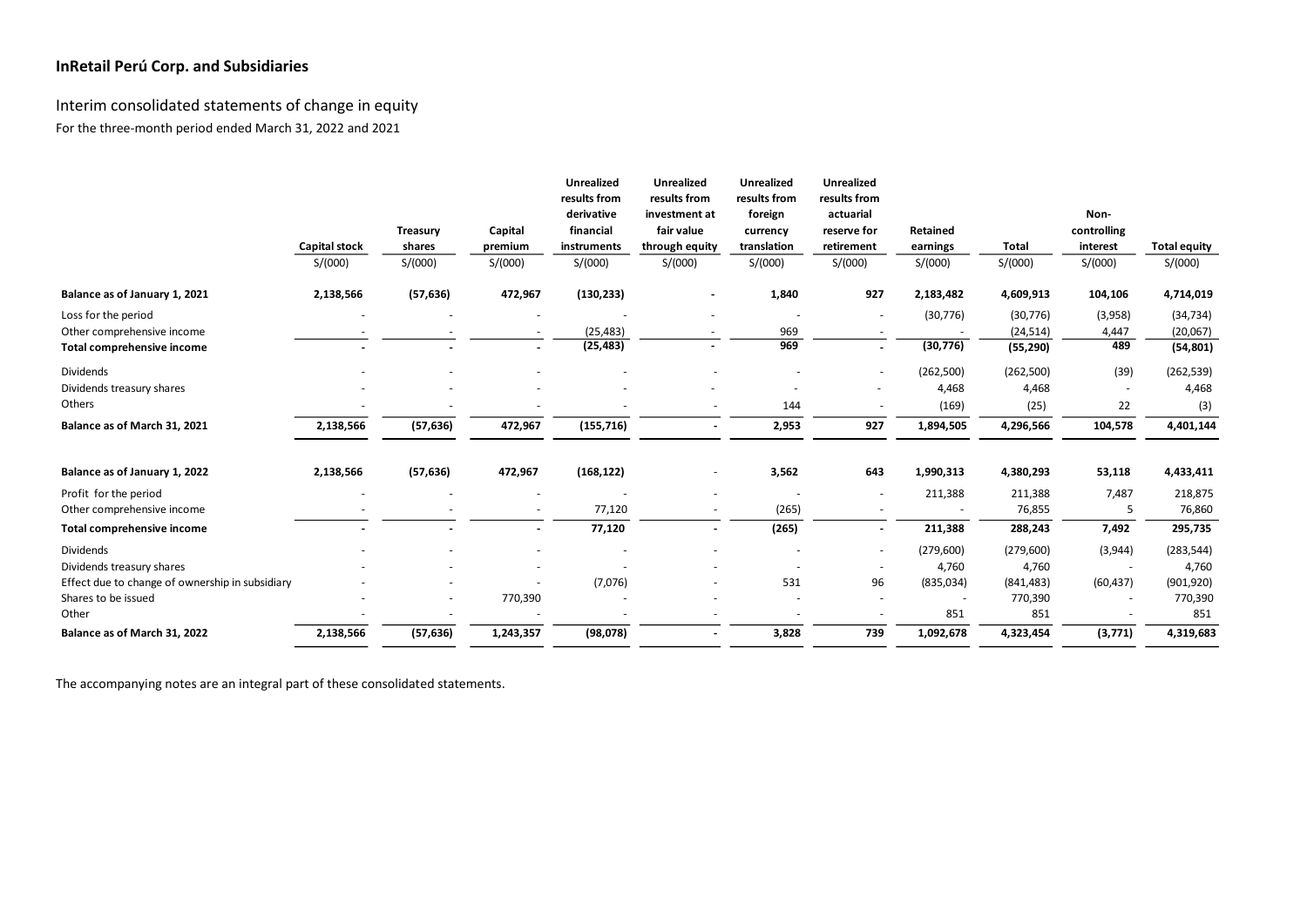**InRetail Perú Corp. and Subsidiaries**

Interim consolidated statements of change in equity

For the three-month period ended March 31, 2022 and 2021

| | Capital stock | Treasury shares | Capital premium | Unrealized results from derivative financial instruments | Unrealized results from investment at fair value through equity | Unrealized results from foreign currency translation | Unrealized results from actuarial reserve for retirement | Retained earnings | Total | Non-controlling interest | Total equity |
|---|---|---|---|---|---|---|---|---|---|---|---|
| | S/(000) | S/(000) | S/(000) | S/(000) | S/(000) | S/(000) | S/(000) | S/(000) | S/(000) | S/(000) | S/(000) |
| **Balance as of January 1, 2021** | **2,138,566** | **(57,636)** | **472,967** | **(130,233)** | **-** | **1,840** | **927** | **2,183,482** | **4,609,913** | **104,106** | **4,714,019** |
| Loss for the period | - | - | - | - | - | - | - | (30,776) | (30,776) | (3,958) | (34,734) |
| Other comprehensive income | - | - | - | (25,483) | - | 969 | - | - | (24,514) | 4,447 | (20,067) |
| **Total comprehensive income** | **-** | **-** | **-** | **(25,483)** | **-** | **969** | **-** | **(30,776)** | **(55,290)** | **489** | **(54,801)** |
| Dividends | - | - | - | - | - | - | - | (262,500) | (262,500) | (39) | (262,539) |
| Dividends treasury shares | - | - | - | - | - | - | - | 4,468 | 4,468 | - | 4,468 |
| Others | - | - | - | - | - | 144 | - | (169) | (25) | 22 | (3) |
| **Balance as of March 31, 2021** | **2,138,566** | **(57,636)** | **472,967** | **(155,716)** | **-** | **2,953** | **927** | **1,894,505** | **4,296,566** | **104,578** | **4,401,144** |
| | | | | | | | | | | | |
| **Balance as of January 1, 2022** | **2,138,566** | **(57,636)** | **472,967** | **(168,122)** | - | **3,562** | **643** | **1,990,313** | **4,380,293** | **53,118** | **4,433,411** |
| Profit for the period | - | - | - | - | - | - | - | 211,388 | 211,388 | 7,487 | 218,875 |
| Other comprehensive income | - | - | - | 77,120 | - | (265) | - | - | 76,855 | 5 | 76,860 |
| **Total comprehensive income** | **-** | **-** | **-** | **77,120** | **-** | **(265)** | **-** | **211,388** | **288,243** | **7,492** | **295,735** |
| Dividends | - | - | - | - | - | - | - | (279,600) | (279,600) | (3,944) | (283,544) |
| Dividends treasury shares | - | - | - | - | - | - | - | 4,760 | 4,760 | - | 4,760 |
| Effect due to change of ownership in subsidiary | - | - | - | (7,076) | - | 531 | 96 | (835,034) | (841,483) | (60,437) | (901,920) |
| Shares to be issued | - | - | 770,390 | - | - | - | - | - | 770,390 | - | 770,390 |
| Other | - | - | - | - | - | - | - | 851 | 851 | - | 851 |
| **Balance as of March 31, 2022** | **2,138,566** | **(57,636)** | **1,243,357** | **(98,078)** | **-** | **3,828** | **739** | **1,092,678** | **4,323,454** | **(3,771)** | **4,319,683** |

The accompanying notes are an integral part of these consolidated statements.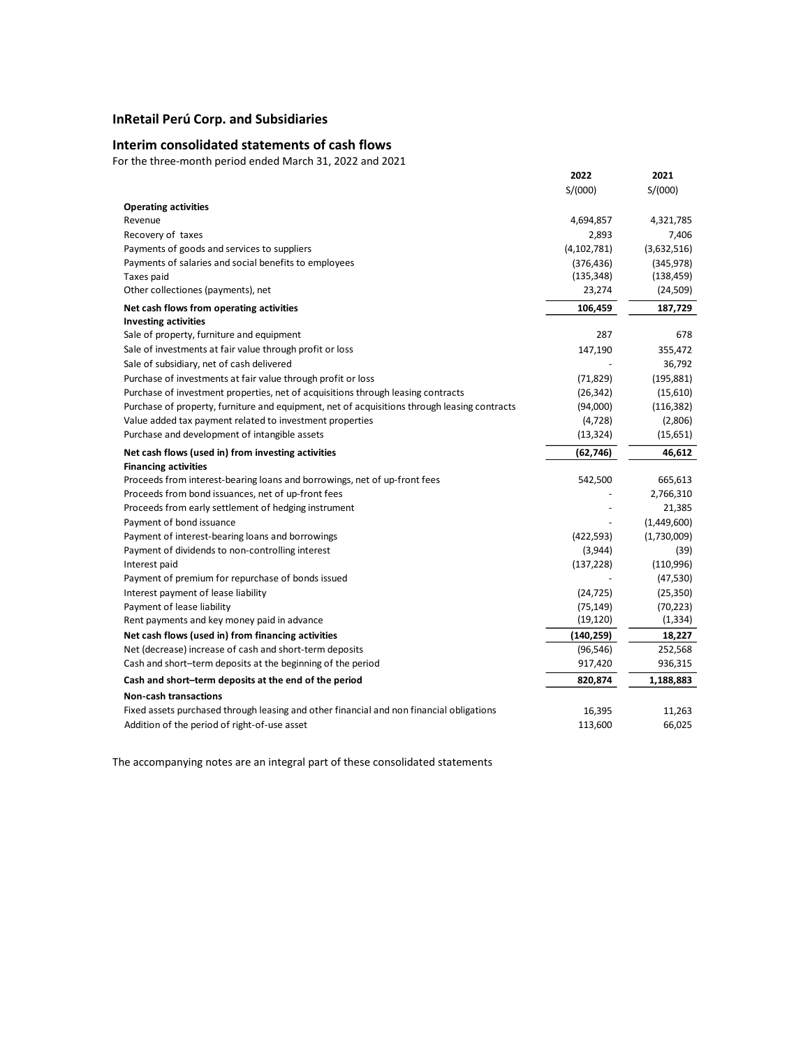## InRetail Perú Corp. and Subsidiaries

## Interim consolidated statements of cash flows

For the three-month period ended March 31, 2022 and 2021

| | 2022 | 2021 |
|---|---|---|
| | S/(000) | S/(000) |
| **Operating activities** | | |
| Revenue | 4,694,857 | 4,321,785 |
| Recovery of taxes | 2,893 | 7,406 |
| Payments of goods and services to suppliers | (4,102,781) | (3,632,516) |
| Payments of salaries and social benefits to employees | (376,436) | (345,978) |
| Taxes paid | (135,348) | (138,459) |
| Other collectiones (payments), net | 23,274 | (24,509) |
| **Net cash flows from operating activities** | **106,459** | **187,729** |
| **Investing activities** | | |
| Sale of property, furniture and equipment | 287 | 678 |
| Sale of investments at fair value through profit or loss | 147,190 | 355,472 |
| Sale of subsidiary, net of cash delivered | - | 36,792 |
| Purchase of investments at fair value through profit or loss | (71,829) | (195,881) |
| Purchase of investment properties, net of acquisitions through leasing contracts | (26,342) | (15,610) |
| Purchase of property, furniture and equipment, net of acquisitions through leasing contracts | (94,000) | (116,382) |
| Value added tax payment related to investment properties | (4,728) | (2,806) |
| Purchase and development of intangible assets | (13,324) | (15,651) |
| **Net cash flows (used in) from investing activities** | **(62,746)** | **46,612** |
| **Financing activities** | | |
| Proceeds from interest-bearing loans and borrowings, net of up-front fees | 542,500 | 665,613 |
| Proceeds from bond issuances, net of up-front fees | - | 2,766,310 |
| Proceeds from early settlement of hedging instrument | - | 21,385 |
| Payment of bond issuance | - | (1,449,600) |
| Payment of interest-bearing loans and borrowings | (422,593) | (1,730,009) |
| Payment of dividends to non-controlling interest | (3,944) | (39) |
| Interest paid | (137,228) | (110,996) |
| Payment of premium for repurchase of bonds issued | - | (47,530) |
| Interest payment of lease liability | (24,725) | (25,350) |
| Payment of lease liability | (75,149) | (70,223) |
| Rent payments and key money paid in advance | (19,120) | (1,334) |
| **Net cash flows (used in) from financing activities** | **(140,259)** | **18,227** |
| Net (decrease) increase of cash and short-term deposits | (96,546) | 252,568 |
| Cash and short–term deposits at the beginning of the period | 917,420 | 936,315 |
| **Cash and short–term deposits at the end of the period** | **820,874** | **1,188,883** |
| **Non-cash transactions** | | |
| Fixed assets purchased through leasing and other financial and non financial obligations | 16,395 | 11,263 |
| Addition of the period of right-of-use asset | 113,600 | 66,025 |

The accompanying notes are an integral part of these consolidated statements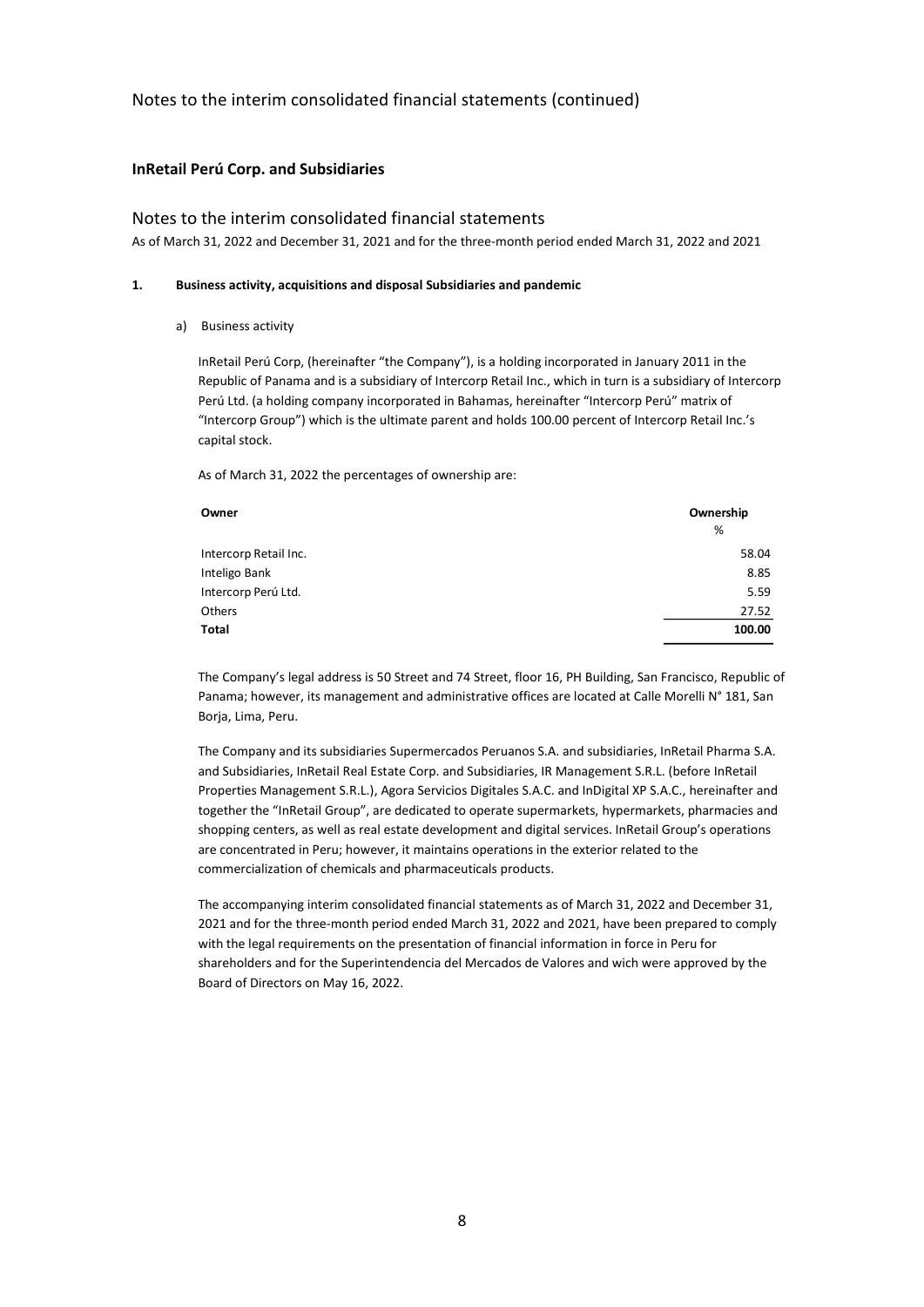## InRetail Perú Corp. and Subsidiaries

## Notes to the interim consolidated financial statements

As of March 31, 2022 and December 31, 2021 and for the three-month period ended March 31, 2022 and 2021

### 1. Business activity, acquisitions and disposal Subsidiaries and pandemic

a) Business activity

InRetail Perú Corp, (hereinafter "the Company"), is a holding incorporated in January 2011 in the Republic of Panama and is a subsidiary of Intercorp Retail Inc., which in turn is a subsidiary of Intercorp Perú Ltd. (a holding company incorporated in Bahamas, hereinafter "Intercorp Perú" matrix of "Intercorp Group") which is the ultimate parent and holds 100.00 percent of Intercorp Retail Inc.'s capital stock.

As of March 31, 2022 the percentages of ownership are:

| **Owner** | **Ownership** % |
|---|---|
| Intercorp Retail Inc. | 58.04 |
| Inteligo Bank | 8.85 |
| Intercorp Perú Ltd. | 5.59 |
| Others | 27.52 |
| **Total** | **100.00** |

The Company's legal address is 50 Street and 74 Street, floor 16, PH Building, San Francisco, Republic of Panama; however, its management and administrative offices are located at Calle Morelli N° 181, San Borja, Lima, Peru.

The Company and its subsidiaries Supermercados Peruanos S.A. and subsidiaries, InRetail Pharma S.A. and Subsidiaries, InRetail Real Estate Corp. and Subsidiaries, IR Management S.R.L. (before InRetail Properties Management S.R.L.), Agora Servicios Digitales S.A.C. and InDigital XP S.A.C., hereinafter and together the "InRetail Group", are dedicated to operate supermarkets, hypermarkets, pharmacies and shopping centers, as well as real estate development and digital services. InRetail Group's operations are concentrated in Peru; however, it maintains operations in the exterior related to the commercialization of chemicals and pharmaceuticals products.

The accompanying interim consolidated financial statements as of March 31, 2022 and December 31, 2021 and for the three-month period ended March 31, 2022 and 2021, have been prepared to comply with the legal requirements on the presentation of financial information in force in Peru for shareholders and for the Superintendencia del Mercados de Valores and wich were approved by the Board of Directors on May 16, 2022.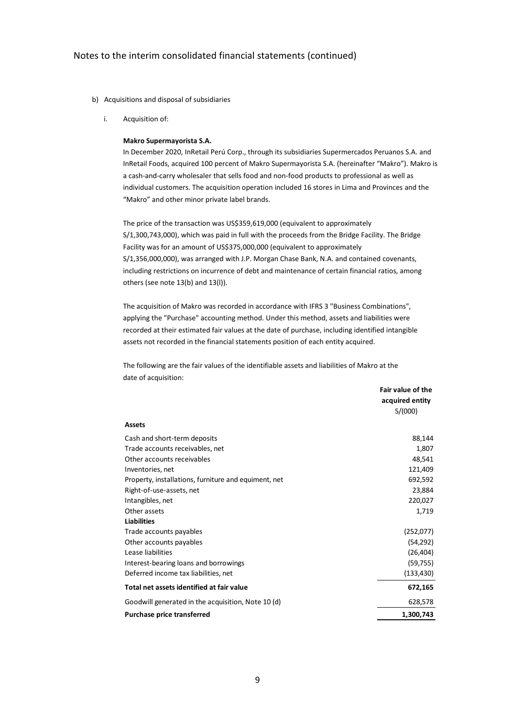Notes to the interim consolidated financial statements (continued)

b) Acquisitions and disposal of subsidiaries

   i. Acquisition of:

**Makro Supermayorista S.A.**

In December 2020, InRetail Perú Corp., through its subsidiaries Supermercados Peruanos S.A. and InRetail Foods, acquired 100 percent of Makro Supermayorista S.A. (hereinafter "Makro"). Makro is a cash-and-carry wholesaler that sells food and non-food products to professional as well as individual customers. The acquisition operation included 16 stores in Lima and Provinces and the "Makro" and other minor private label brands.

The price of the transaction was US$359,619,000 (equivalent to approximately S/1,300,743,000), which was paid in full with the proceeds from the Bridge Facility. The Bridge Facility was for an amount of US$375,000,000 (equivalent to approximately S/1,356,000,000), was arranged with J.P. Morgan Chase Bank, N.A. and contained covenants, including restrictions on incurrence of debt and maintenance of certain financial ratios, among others (see note 13(b) and 13(l)).

The acquisition of Makro was recorded in accordance with IFRS 3 "Business Combinations", applying the "Purchase" accounting method. Under this method, assets and liabilities were recorded at their estimated fair values at the date of purchase, including identified intangible assets not recorded in the financial statements position of each entity acquired.

The following are the fair values of the identifiable assets and liabilities of Makro at the date of acquisition:

| | Fair value of the acquired entity S/(000) |
|---|---|
| **Assets** | |
| Cash and short-term deposits | 88,144 |
| Trade accounts receivables, net | 1,807 |
| Other accounts receivables | 48,541 |
| Inventories, net | 121,409 |
| Property, installations, furniture and equiment, net | 692,592 |
| Right-of-use-assets, net | 23,884 |
| Intangibles, net | 220,027 |
| Other assets | 1,719 |
| **Liabilities** | |
| Trade accounts payables | (252,077) |
| Other accounts payables | (54,292) |
| Lease liabilities | (26,404) |
| Interest-bearing loans and borrowings | (59,755) |
| Deferred income tax liabilities, net | (133,430) |
| **Total net assets identified at fair value** | **672,165** |
| Goodwill generated in the acquisition, Note 10 (d) | 628,578 |
| **Purchase price transferred** | **1,300,743** |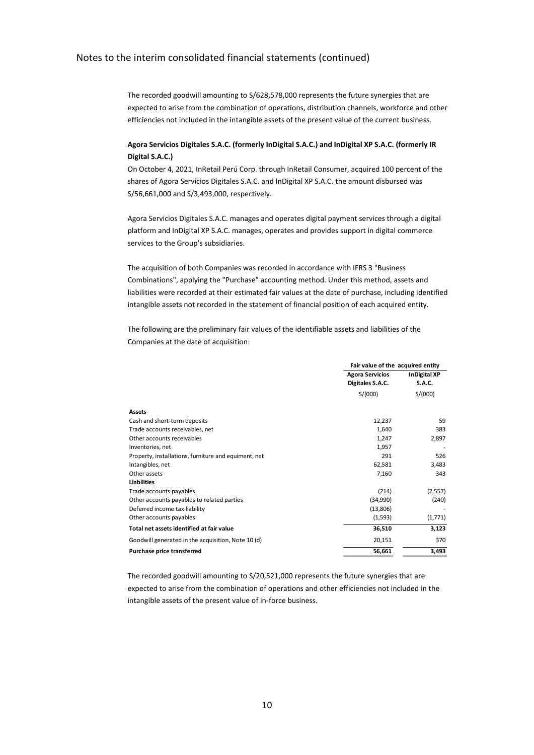The recorded goodwill amounting to S/628,578,000 represents the future synergies that are expected to arise from the combination of operations, distribution channels, workforce and other efficiencies not included in the intangible assets of the present value of the current business.

**Agora Servicios Digitales S.A.C. (formerly InDigital S.A.C.) and InDigital XP S.A.C. (formerly IR Digital S.A.C.)**

On October 4, 2021, InRetail Perú Corp. through InRetail Consumer, acquired 100 percent of the shares of Agora Servicios Digitales S.A.C. and InDigital XP S.A.C. the amount disbursed was S/56,661,000 and S/3,493,000, respectively.

Agora Servicios Digitales S.A.C. manages and operates digital payment services through a digital platform and InDigital XP S.A.C. manages, operates and provides support in digital commerce services to the Group's subsidiaries.

The acquisition of both Companies was recorded in accordance with IFRS 3 "Business Combinations", applying the "Purchase" accounting method. Under this method, assets and liabilities were recorded at their estimated fair values at the date of purchase, including identified intangible assets not recorded in the statement of financial position of each acquired entity.

The following are the preliminary fair values of the identifiable assets and liabilities of the Companies at the date of acquisition:

| | Fair value of the acquired entity | |
|---|---|---|
| | Agora Servicios Digitales S.A.C. | InDigital XP S.A.C. |
| | S/(000) | S/(000) |
| **Assets** | | |
| Cash and short-term deposits | 12,237 | 59 |
| Trade accounts receivables, net | 1,640 | 383 |
| Other accounts receivables | 1,247 | 2,897 |
| Inventories, net | 1,957 | - |
| Property, installations, furniture and equiment, net | 291 | 526 |
| Intangibles, net | 62,581 | 3,483 |
| Other assets | 7,160 | 343 |
| **Liabilities** | | |
| Trade accounts payables | (214) | (2,557) |
| Other accounts payables to related parties | (34,990) | (240) |
| Deferred income tax liability | (13,806) | - |
| Other accounts payables | (1,593) | (1,771) |
| **Total net assets identified at fair value** | **36,510** | **3,123** |
| Goodwill generated in the acquisition, Note 10 (d) | 20,151 | 370 |
| **Purchase price transferred** | **56,661** | **3,493** |

The recorded goodwill amounting to S/20,521,000 represents the future synergies that are expected to arise from the combination of operations and other efficiencies not included in the intangible assets of the present value of in-force business.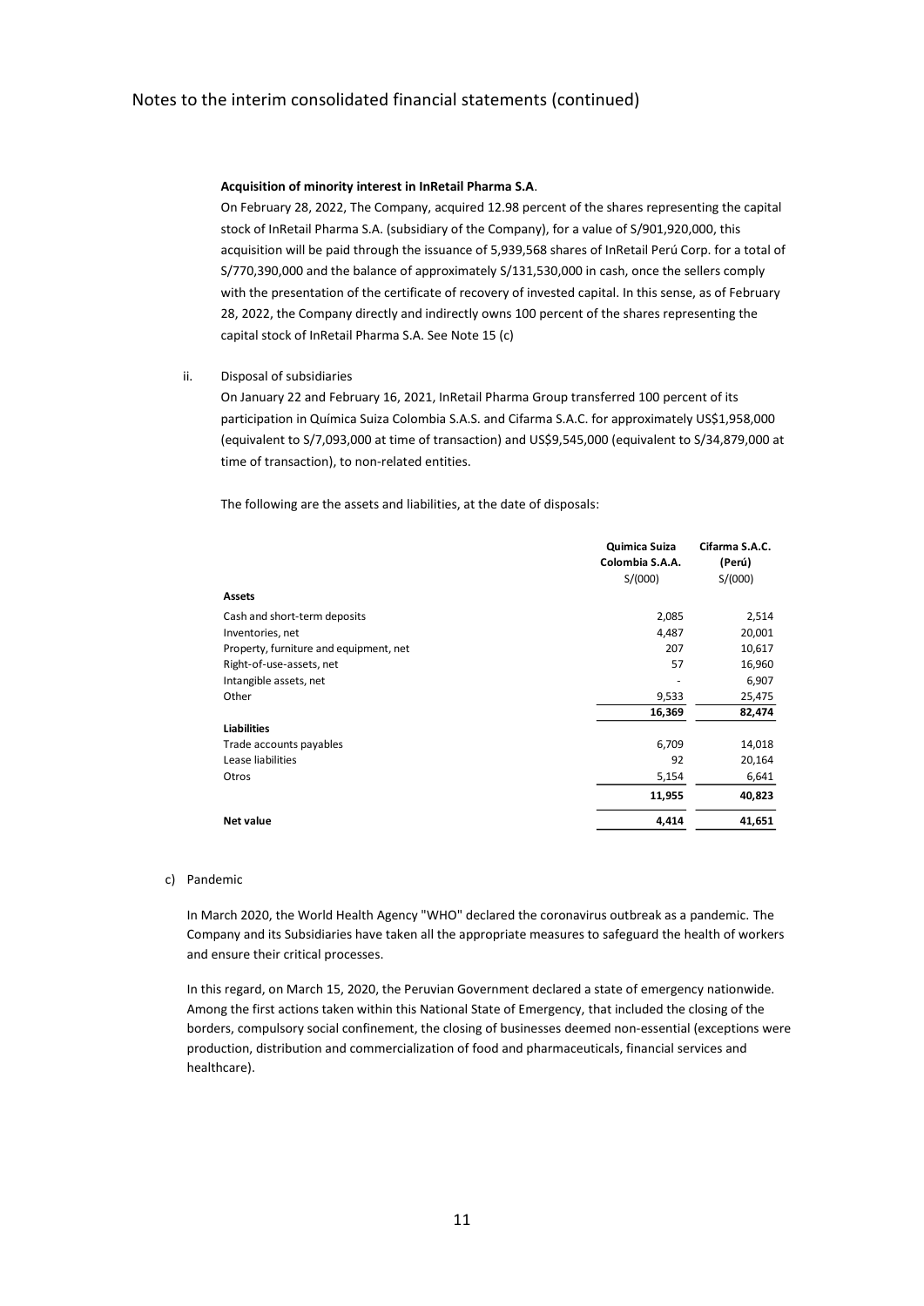**Acquisition of minority interest in InRetail Pharma S.A**.

On February 28, 2022, The Company, acquired 12.98 percent of the shares representing the capital stock of InRetail Pharma S.A. (subsidiary of the Company), for a value of S/901,920,000, this acquisition will be paid through the issuance of 5,939,568 shares of InRetail Perú Corp. for a total of S/770,390,000 and the balance of approximately S/131,530,000 in cash, once the sellers comply with the presentation of the certificate of recovery of invested capital. In this sense, as of February 28, 2022, the Company directly and indirectly owns 100 percent of the shares representing the capital stock of InRetail Pharma S.A. See Note 15 (c)

ii. Disposal of subsidiaries

On January 22 and February 16, 2021, InRetail Pharma Group transferred 100 percent of its participation in Química Suiza Colombia S.A.S. and Cifarma S.A.C. for approximately US$1,958,000 (equivalent to S/7,093,000 at time of transaction) and US$9,545,000 (equivalent to S/34,879,000 at time of transaction), to non-related entities.

The following are the assets and liabilities, at the date of disposals:

| | Quimica Suiza Colombia S.A.A. S/(000) | Cifarma S.A.C. (Perú) S/(000) |
|---|---|---|
| **Assets** | | |
| Cash and short-term deposits | 2,085 | 2,514 |
| Inventories, net | 4,487 | 20,001 |
| Property, furniture and equipment, net | 207 | 10,617 |
| Right-of-use-assets, net | 57 | 16,960 |
| Intangible assets, net | - | 6,907 |
| Other | 9,533 | 25,475 |
| | **16,369** | **82,474** |
| **Liabilities** | | |
| Trade accounts payables | 6,709 | 14,018 |
| Lease liabilities | 92 | 20,164 |
| Otros | 5,154 | 6,641 |
| | **11,955** | **40,823** |
| **Net value** | **4,414** | **41,651** |

c) Pandemic

In March 2020, the World Health Agency "WHO" declared the coronavirus outbreak as a pandemic. The Company and its Subsidiaries have taken all the appropriate measures to safeguard the health of workers and ensure their critical processes.

In this regard, on March 15, 2020, the Peruvian Government declared a state of emergency nationwide. Among the first actions taken within this National State of Emergency, that included the closing of the borders, compulsory social confinement, the closing of businesses deemed non-essential (exceptions were production, distribution and commercialization of food and pharmaceuticals, financial services and healthcare).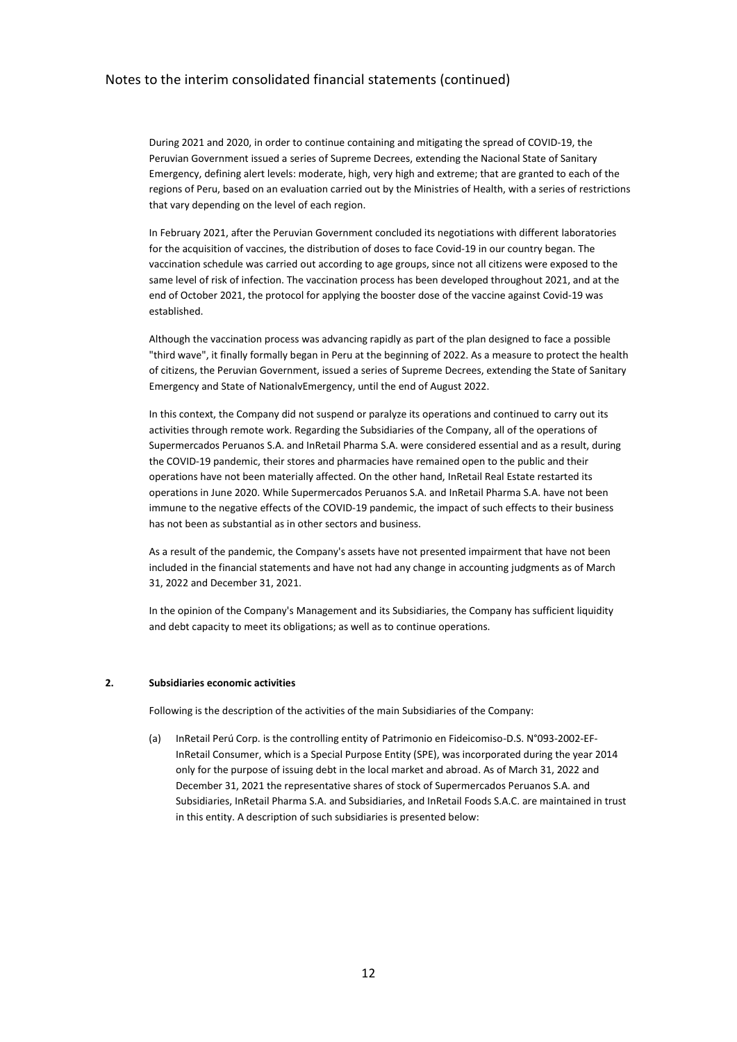During 2021 and 2020, in order to continue containing and mitigating the spread of COVID-19, the Peruvian Government issued a series of Supreme Decrees, extending the Nacional State of Sanitary Emergency, defining alert levels: moderate, high, very high and extreme; that are granted to each of the regions of Peru, based on an evaluation carried out by the Ministries of Health, with a series of restrictions that vary depending on the level of each region.

In February 2021, after the Peruvian Government concluded its negotiations with different laboratories for the acquisition of vaccines, the distribution of doses to face Covid-19 in our country began. The vaccination schedule was carried out according to age groups, since not all citizens were exposed to the same level of risk of infection. The vaccination process has been developed throughout 2021, and at the end of October 2021, the protocol for applying the booster dose of the vaccine against Covid-19 was established.

Although the vaccination process was advancing rapidly as part of the plan designed to face a possible "third wave", it finally formally began in Peru at the beginning of 2022. As a measure to protect the health of citizens, the Peruvian Government, issued a series of Supreme Decrees, extending the State of Sanitary Emergency and State of NationalvEmergency, until the end of August 2022.

In this context, the Company did not suspend or paralyze its operations and continued to carry out its activities through remote work. Regarding the Subsidiaries of the Company, all of the operations of Supermercados Peruanos S.A. and InRetail Pharma S.A. were considered essential and as a result, during the COVID-19 pandemic, their stores and pharmacies have remained open to the public and their operations have not been materially affected. On the other hand, InRetail Real Estate restarted its operations in June 2020. While Supermercados Peruanos S.A. and InRetail Pharma S.A. have not been immune to the negative effects of the COVID-19 pandemic, the impact of such effects to their business has not been as substantial as in other sectors and business.

As a result of the pandemic, the Company's assets have not presented impairment that have not been included in the financial statements and have not had any change in accounting judgments as of March 31, 2022 and December 31, 2021.

In the opinion of the Company's Management and its Subsidiaries, the Company has sufficient liquidity and debt capacity to meet its obligations; as well as to continue operations.

## 2. Subsidiaries economic activities

Following is the description of the activities of the main Subsidiaries of the Company:

(a) InRetail Perú Corp. is the controlling entity of Patrimonio en Fideicomiso-D.S. N°093-2002-EF-InRetail Consumer, which is a Special Purpose Entity (SPE), was incorporated during the year 2014 only for the purpose of issuing debt in the local market and abroad. As of March 31, 2022 and December 31, 2021 the representative shares of stock of Supermercados Peruanos S.A. and Subsidiaries, InRetail Pharma S.A. and Subsidiaries, and InRetail Foods S.A.C. are maintained in trust in this entity. A description of such subsidiaries is presented below: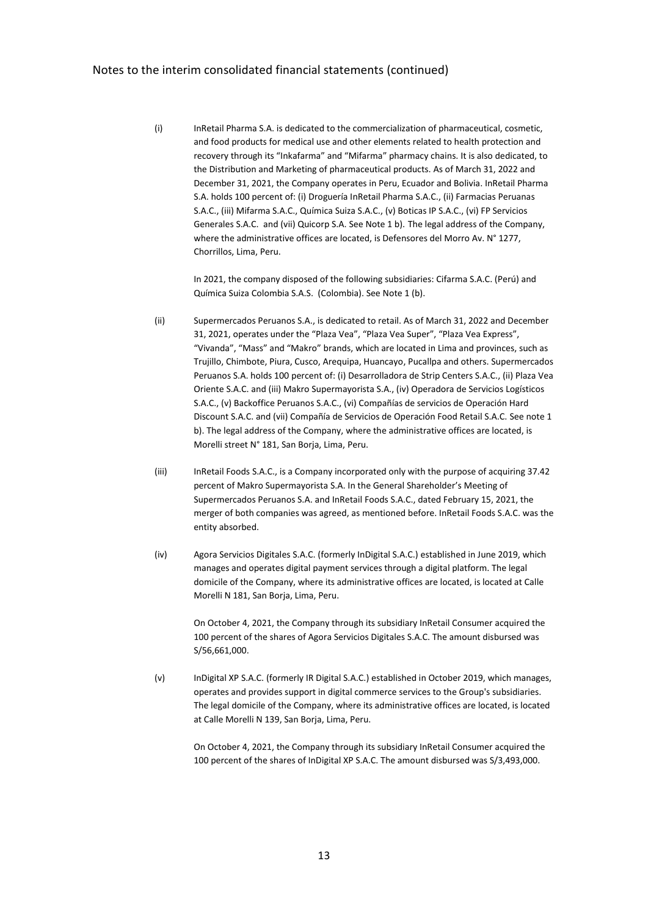(i) InRetail Pharma S.A. is dedicated to the commercialization of pharmaceutical, cosmetic, and food products for medical use and other elements related to health protection and recovery through its "Inkafarma" and "Mifarma" pharmacy chains. It is also dedicated, to the Distribution and Marketing of pharmaceutical products. As of March 31, 2022 and December 31, 2021, the Company operates in Peru, Ecuador and Bolivia. InRetail Pharma S.A. holds 100 percent of: (i) Droguería InRetail Pharma S.A.C., (ii) Farmacias Peruanas S.A.C., (iii) Mifarma S.A.C., Química Suiza S.A.C., (v) Boticas IP S.A.C., (vi) FP Servicios Generales S.A.C. and (vii) Quicorp S.A. See Note 1 b). The legal address of the Company, where the administrative offices are located, is Defensores del Morro Av. N° 1277, Chorrillos, Lima, Peru.

In 2021, the company disposed of the following subsidiaries: Cifarma S.A.C. (Perú) and Química Suiza Colombia S.A.S. (Colombia). See Note 1 (b).

(ii) Supermercados Peruanos S.A., is dedicated to retail. As of March 31, 2022 and December 31, 2021, operates under the "Plaza Vea", "Plaza Vea Super", "Plaza Vea Express", "Vivanda", "Mass" and "Makro" brands, which are located in Lima and provinces, such as Trujillo, Chimbote, Piura, Cusco, Arequipa, Huancayo, Pucallpa and others. Supermercados Peruanos S.A. holds 100 percent of: (i) Desarrolladora de Strip Centers S.A.C., (ii) Plaza Vea Oriente S.A.C. and (iii) Makro Supermayorista S.A., (iv) Operadora de Servicios Logísticos S.A.C., (v) Backoffice Peruanos S.A.C., (vi) Compañías de servicios de Operación Hard Discount S.A.C. and (vii) Compañía de Servicios de Operación Food Retail S.A.C. See note 1 b). The legal address of the Company, where the administrative offices are located, is Morelli street N° 181, San Borja, Lima, Peru.

(iii) InRetail Foods S.A.C., is a Company incorporated only with the purpose of acquiring 37.42 percent of Makro Supermayorista S.A. In the General Shareholder's Meeting of Supermercados Peruanos S.A. and InRetail Foods S.A.C., dated February 15, 2021, the merger of both companies was agreed, as mentioned before. InRetail Foods S.A.C. was the entity absorbed.

(iv) Agora Servicios Digitales S.A.C. (formerly InDigital S.A.C.) established in June 2019, which manages and operates digital payment services through a digital platform. The legal domicile of the Company, where its administrative offices are located, is located at Calle Morelli N 181, San Borja, Lima, Peru.

On October 4, 2021, the Company through its subsidiary InRetail Consumer acquired the 100 percent of the shares of Agora Servicios Digitales S.A.C. The amount disbursed was S/56,661,000.

(v) InDigital XP S.A.C. (formerly IR Digital S.A.C.) established in October 2019, which manages, operates and provides support in digital commerce services to the Group's subsidiaries. The legal domicile of the Company, where its administrative offices are located, is located at Calle Morelli N 139, San Borja, Lima, Peru.

On October 4, 2021, the Company through its subsidiary InRetail Consumer acquired the 100 percent of the shares of InDigital XP S.A.C. The amount disbursed was S/3,493,000.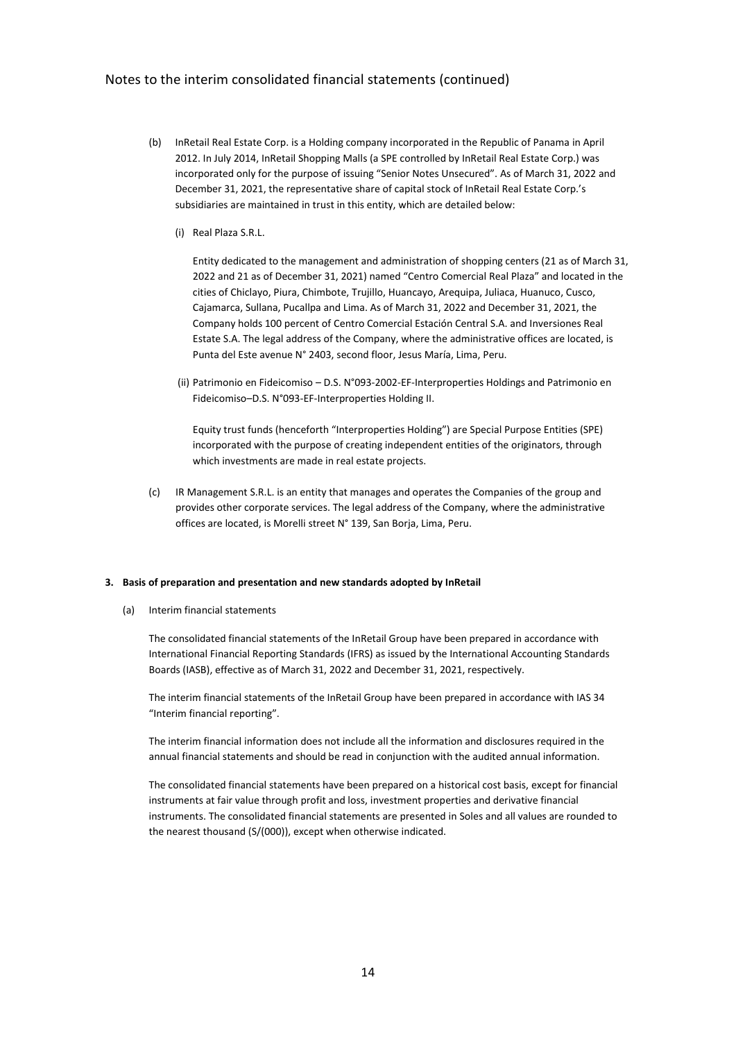(b) InRetail Real Estate Corp. is a Holding company incorporated in the Republic of Panama in April 2012. In July 2014, InRetail Shopping Malls (a SPE controlled by InRetail Real Estate Corp.) was incorporated only for the purpose of issuing "Senior Notes Unsecured". As of March 31, 2022 and December 31, 2021, the representative share of capital stock of InRetail Real Estate Corp.'s subsidiaries are maintained in trust in this entity, which are detailed below:

(i) Real Plaza S.R.L.

Entity dedicated to the management and administration of shopping centers (21 as of March 31, 2022 and 21 as of December 31, 2021) named "Centro Comercial Real Plaza" and located in the cities of Chiclayo, Piura, Chimbote, Trujillo, Huancayo, Arequipa, Juliaca, Huanuco, Cusco, Cajamarca, Sullana, Pucallpa and Lima. As of March 31, 2022 and December 31, 2021, the Company holds 100 percent of Centro Comercial Estación Central S.A. and Inversiones Real Estate S.A. The legal address of the Company, where the administrative offices are located, is Punta del Este avenue N° 2403, second floor, Jesus María, Lima, Peru.

(ii) Patrimonio en Fideicomiso – D.S. N°093-2002-EF-Interproperties Holdings and Patrimonio en Fideicomiso–D.S. N°093-EF-Interproperties Holding II.

Equity trust funds (henceforth "Interproperties Holding") are Special Purpose Entities (SPE) incorporated with the purpose of creating independent entities of the originators, through which investments are made in real estate projects.

(c) IR Management S.R.L. is an entity that manages and operates the Companies of the group and provides other corporate services. The legal address of the Company, where the administrative offices are located, is Morelli street N° 139, San Borja, Lima, Peru.

**3. Basis of preparation and presentation and new standards adopted by InRetail**

(a) Interim financial statements

The consolidated financial statements of the InRetail Group have been prepared in accordance with International Financial Reporting Standards (IFRS) as issued by the International Accounting Standards Boards (IASB), effective as of March 31, 2022 and December 31, 2021, respectively.

The interim financial statements of the InRetail Group have been prepared in accordance with IAS 34 "Interim financial reporting".

The interim financial information does not include all the information and disclosures required in the annual financial statements and should be read in conjunction with the audited annual information.

The consolidated financial statements have been prepared on a historical cost basis, except for financial instruments at fair value through profit and loss, investment properties and derivative financial instruments. The consolidated financial statements are presented in Soles and all values are rounded to the nearest thousand (S/(000)), except when otherwise indicated.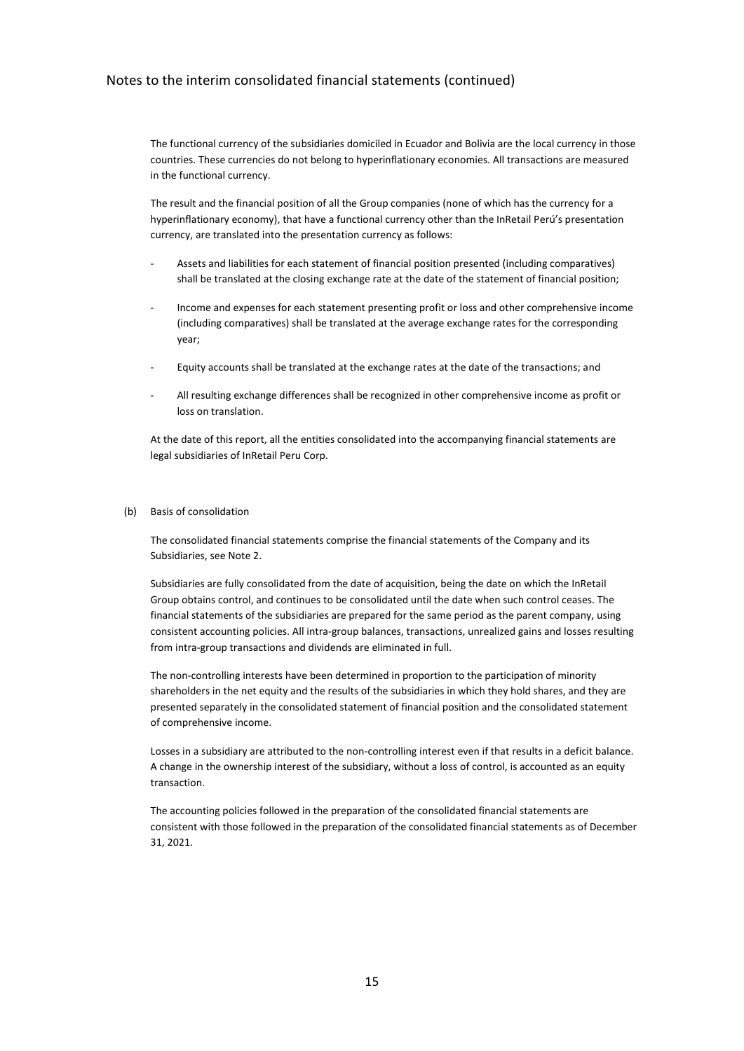The functional currency of the subsidiaries domiciled in Ecuador and Bolivia are the local currency in those countries. These currencies do not belong to hyperinflationary economies. All transactions are measured in the functional currency.

The result and the financial position of all the Group companies (none of which has the currency for a hyperinflationary economy), that have a functional currency other than the InRetail Perú's presentation currency, are translated into the presentation currency as follows:

- Assets and liabilities for each statement of financial position presented (including comparatives) shall be translated at the closing exchange rate at the date of the statement of financial position;
- Income and expenses for each statement presenting profit or loss and other comprehensive income (including comparatives) shall be translated at the average exchange rates for the corresponding year;
- Equity accounts shall be translated at the exchange rates at the date of the transactions; and
- All resulting exchange differences shall be recognized in other comprehensive income as profit or loss on translation.

At the date of this report, all the entities consolidated into the accompanying financial statements are legal subsidiaries of InRetail Peru Corp.

(b) Basis of consolidation

The consolidated financial statements comprise the financial statements of the Company and its Subsidiaries, see Note 2.

Subsidiaries are fully consolidated from the date of acquisition, being the date on which the InRetail Group obtains control, and continues to be consolidated until the date when such control ceases. The financial statements of the subsidiaries are prepared for the same period as the parent company, using consistent accounting policies. All intra-group balances, transactions, unrealized gains and losses resulting from intra-group transactions and dividends are eliminated in full.

The non-controlling interests have been determined in proportion to the participation of minority shareholders in the net equity and the results of the subsidiaries in which they hold shares, and they are presented separately in the consolidated statement of financial position and the consolidated statement of comprehensive income.

Losses in a subsidiary are attributed to the non-controlling interest even if that results in a deficit balance. A change in the ownership interest of the subsidiary, without a loss of control, is accounted as an equity transaction.

The accounting policies followed in the preparation of the consolidated financial statements are consistent with those followed in the preparation of the consolidated financial statements as of December 31, 2021.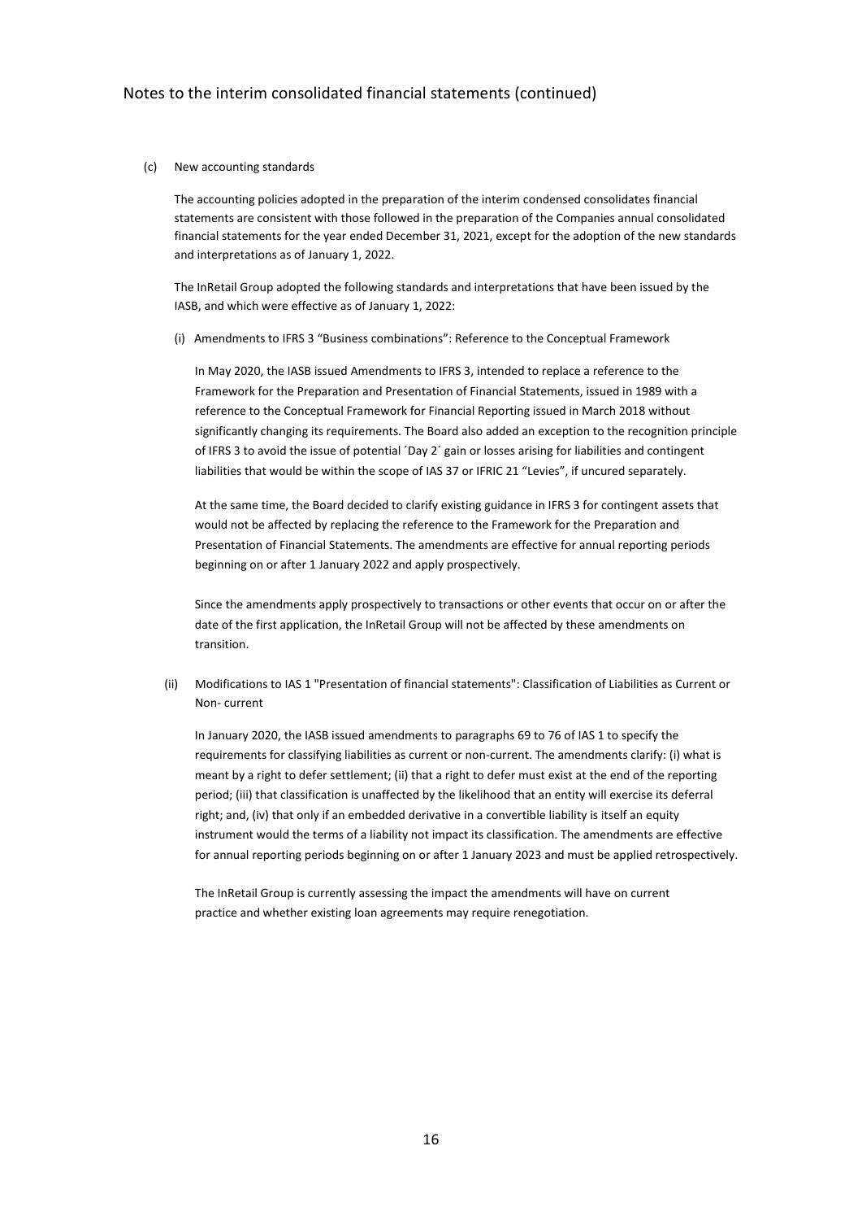Notes to the interim consolidated financial statements (continued)

(c) New accounting standards

The accounting policies adopted in the preparation of the interim condensed consolidates financial statements are consistent with those followed in the preparation of the Companies annual consolidated financial statements for the year ended December 31, 2021, except for the adoption of the new standards and interpretations as of January 1, 2022.

The InRetail Group adopted the following standards and interpretations that have been issued by the IASB, and which were effective as of January 1, 2022:

(i) Amendments to IFRS 3 “Business combinations”: Reference to the Conceptual Framework

In May 2020, the IASB issued Amendments to IFRS 3, intended to replace a reference to the Framework for the Preparation and Presentation of Financial Statements, issued in 1989 with a reference to the Conceptual Framework for Financial Reporting issued in March 2018 without significantly changing its requirements. The Board also added an exception to the recognition principle of IFRS 3 to avoid the issue of potential ´Day 2´ gain or losses arising for liabilities and contingent liabilities that would be within the scope of IAS 37 or IFRIC 21 “Levies”, if uncured separately.

At the same time, the Board decided to clarify existing guidance in IFRS 3 for contingent assets that would not be affected by replacing the reference to the Framework for the Preparation and Presentation of Financial Statements. The amendments are effective for annual reporting periods beginning on or after 1 January 2022 and apply prospectively.

Since the amendments apply prospectively to transactions or other events that occur on or after the date of the first application, the InRetail Group will not be affected by these amendments on transition.

(ii) Modifications to IAS 1 "Presentation of financial statements": Classification of Liabilities as Current or Non- current

In January 2020, the IASB issued amendments to paragraphs 69 to 76 of IAS 1 to specify the requirements for classifying liabilities as current or non-current. The amendments clarify: (i) what is meant by a right to defer settlement; (ii) that a right to defer must exist at the end of the reporting period; (iii) that classification is unaffected by the likelihood that an entity will exercise its deferral right; and, (iv) that only if an embedded derivative in a convertible liability is itself an equity instrument would the terms of a liability not impact its classification. The amendments are effective for annual reporting periods beginning on or after 1 January 2023 and must be applied retrospectively.

The InRetail Group is currently assessing the impact the amendments will have on current practice and whether existing loan agreements may require renegotiation.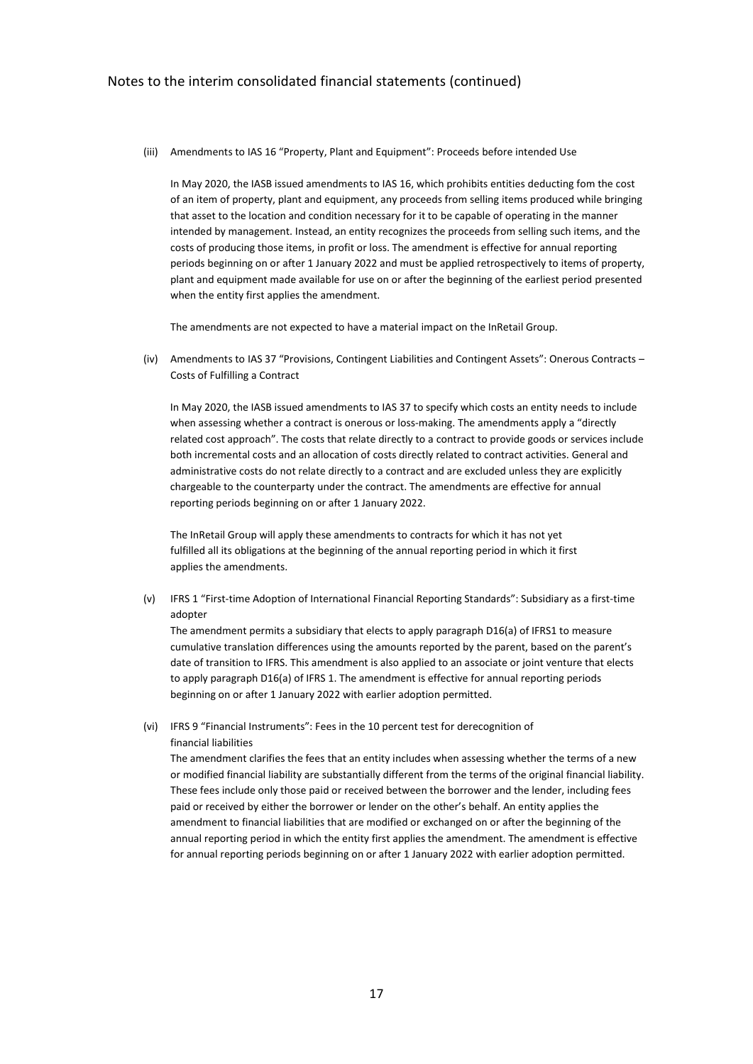(iii) Amendments to IAS 16 "Property, Plant and Equipment": Proceeds before intended Use

In May 2020, the IASB issued amendments to IAS 16, which prohibits entities deducting fom the cost of an item of property, plant and equipment, any proceeds from selling items produced while bringing that asset to the location and condition necessary for it to be capable of operating in the manner intended by management. Instead, an entity recognizes the proceeds from selling such items, and the costs of producing those items, in profit or loss. The amendment is effective for annual reporting periods beginning on or after 1 January 2022 and must be applied retrospectively to items of property, plant and equipment made available for use on or after the beginning of the earliest period presented when the entity first applies the amendment.

The amendments are not expected to have a material impact on the InRetail Group.

(iv) Amendments to IAS 37 "Provisions, Contingent Liabilities and Contingent Assets": Onerous Contracts – Costs of Fulfilling a Contract

In May 2020, the IASB issued amendments to IAS 37 to specify which costs an entity needs to include when assessing whether a contract is onerous or loss-making. The amendments apply a "directly related cost approach". The costs that relate directly to a contract to provide goods or services include both incremental costs and an allocation of costs directly related to contract activities. General and administrative costs do not relate directly to a contract and are excluded unless they are explicitly chargeable to the counterparty under the contract. The amendments are effective for annual reporting periods beginning on or after 1 January 2022.

The InRetail Group will apply these amendments to contracts for which it has not yet fulfilled all its obligations at the beginning of the annual reporting period in which it first applies the amendments.

(v) IFRS 1 "First-time Adoption of International Financial Reporting Standards": Subsidiary as a first-time adopter

The amendment permits a subsidiary that elects to apply paragraph D16(a) of IFRS1 to measure cumulative translation differences using the amounts reported by the parent, based on the parent's date of transition to IFRS. This amendment is also applied to an associate or joint venture that elects to apply paragraph D16(a) of IFRS 1. The amendment is effective for annual reporting periods beginning on or after 1 January 2022 with earlier adoption permitted.

(vi) IFRS 9 "Financial Instruments": Fees in the 10 percent test for derecognition of financial liabilities

The amendment clarifies the fees that an entity includes when assessing whether the terms of a new or modified financial liability are substantially different from the terms of the original financial liability. These fees include only those paid or received between the borrower and the lender, including fees paid or received by either the borrower or lender on the other's behalf. An entity applies the amendment to financial liabilities that are modified or exchanged on or after the beginning of the annual reporting period in which the entity first applies the amendment. The amendment is effective for annual reporting periods beginning on or after 1 January 2022 with earlier adoption permitted.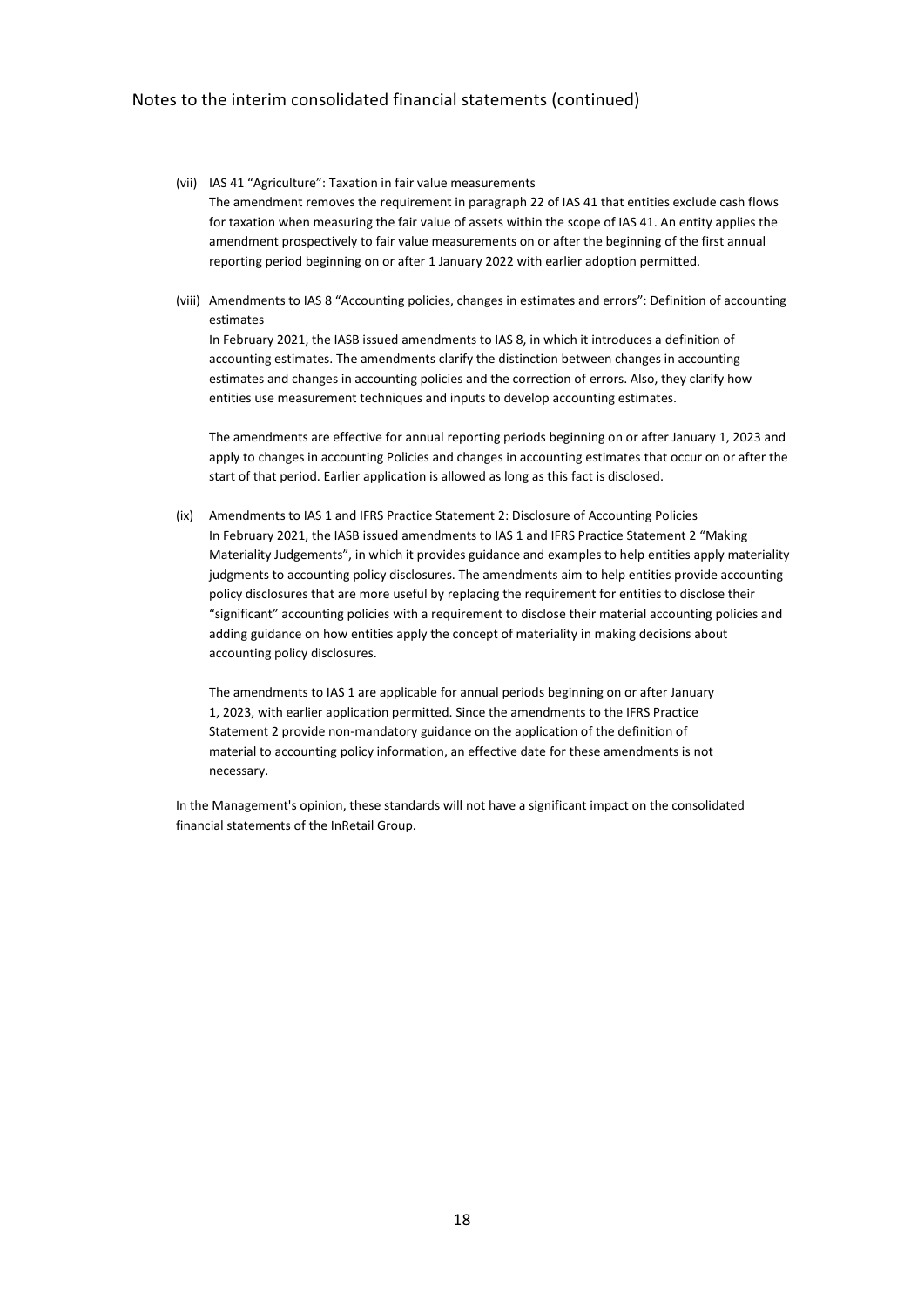Notes to the interim consolidated financial statements (continued)

(vii) IAS 41 “Agriculture”: Taxation in fair value measurements
The amendment removes the requirement in paragraph 22 of IAS 41 that entities exclude cash flows for taxation when measuring the fair value of assets within the scope of IAS 41. An entity applies the amendment prospectively to fair value measurements on or after the beginning of the first annual reporting period beginning on or after 1 January 2022 with earlier adoption permitted.

(viii) Amendments to IAS 8 “Accounting policies, changes in estimates and errors”: Definition of accounting estimates
In February 2021, the IASB issued amendments to IAS 8, in which it introduces a definition of accounting estimates. The amendments clarify the distinction between changes in accounting estimates and changes in accounting policies and the correction of errors. Also, they clarify how entities use measurement techniques and inputs to develop accounting estimates.

The amendments are effective for annual reporting periods beginning on or after January 1, 2023 and apply to changes in accounting Policies and changes in accounting estimates that occur on or after the start of that period. Earlier application is allowed as long as this fact is disclosed.

(ix) Amendments to IAS 1 and IFRS Practice Statement 2: Disclosure of Accounting Policies
In February 2021, the IASB issued amendments to IAS 1 and IFRS Practice Statement 2 “Making Materiality Judgements”, in which it provides guidance and examples to help entities apply materiality judgments to accounting policy disclosures. The amendments aim to help entities provide accounting policy disclosures that are more useful by replacing the requirement for entities to disclose their “significant” accounting policies with a requirement to disclose their material accounting policies and adding guidance on how entities apply the concept of materiality in making decisions about accounting policy disclosures.

The amendments to IAS 1 are applicable for annual periods beginning on or after January 1, 2023, with earlier application permitted. Since the amendments to the IFRS Practice Statement 2 provide non-mandatory guidance on the application of the definition of material to accounting policy information, an effective date for these amendments is not necessary.

In the Management's opinion, these standards will not have a significant impact on the consolidated financial statements of the InRetail Group.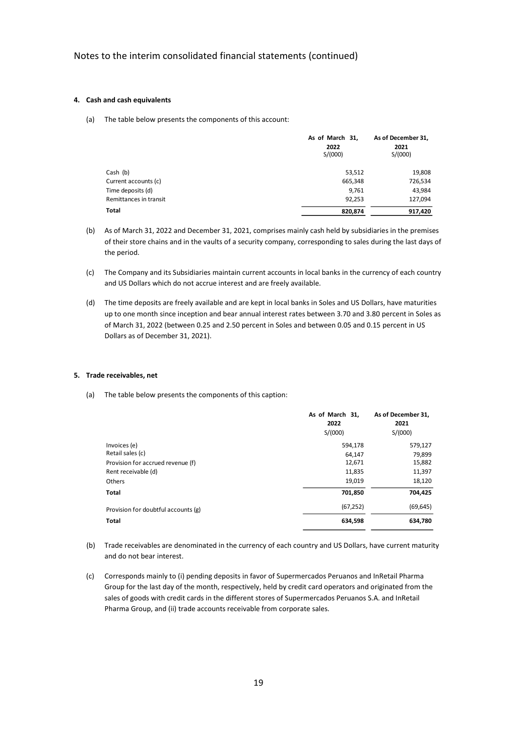## 4. Cash and cash equivalents

(a) The table below presents the components of this account:

| | As of March 31, 2022 S/(000) | As of December 31, 2021 S/(000) |
|---|---|---|
| Cash (b) | 53,512 | 19,808 |
| Current accounts (c) | 665,348 | 726,534 |
| Time deposits (d) | 9,761 | 43,984 |
| Remittances in transit | 92,253 | 127,094 |
| **Total** | **820,874** | **917,420** |

(b) As of March 31, 2022 and December 31, 2021, comprises mainly cash held by subsidiaries in the premises of their store chains and in the vaults of a security company, corresponding to sales during the last days of the period.

(c) The Company and its Subsidiaries maintain current accounts in local banks in the currency of each country and US Dollars which do not accrue interest and are freely available.

(d) The time deposits are freely available and are kept in local banks in Soles and US Dollars, have maturities up to one month since inception and bear annual interest rates between 3.70 and 3.80 percent in Soles as of March 31, 2022 (between 0.25 and 2.50 percent in Soles and between 0.05 and 0.15 percent in US Dollars as of December 31, 2021).

## 5. Trade receivables, net

(a) The table below presents the components of this caption:

| | As of March 31, 2022 S/(000) | As of December 31, 2021 S/(000) |
|---|---|---|
| Invoices (e) | 594,178 | 579,127 |
| Retail sales (c) | 64,147 | 79,899 |
| Provision for accrued revenue (f) | 12,671 | 15,882 |
| Rent receivable (d) | 11,835 | 11,397 |
| Others | 19,019 | 18,120 |
| **Total** | **701,850** | **704,425** |
| Provision for doubtful accounts (g) | (67,252) | (69,645) |
| **Total** | **634,598** | **634,780** |

(b) Trade receivables are denominated in the currency of each country and US Dollars, have current maturity and do not bear interest.

(c) Corresponds mainly to (i) pending deposits in favor of Supermercados Peruanos and InRetail Pharma Group for the last day of the month, respectively, held by credit card operators and originated from the sales of goods with credit cards in the different stores of Supermercados Peruanos S.A. and InRetail Pharma Group, and (ii) trade accounts receivable from corporate sales.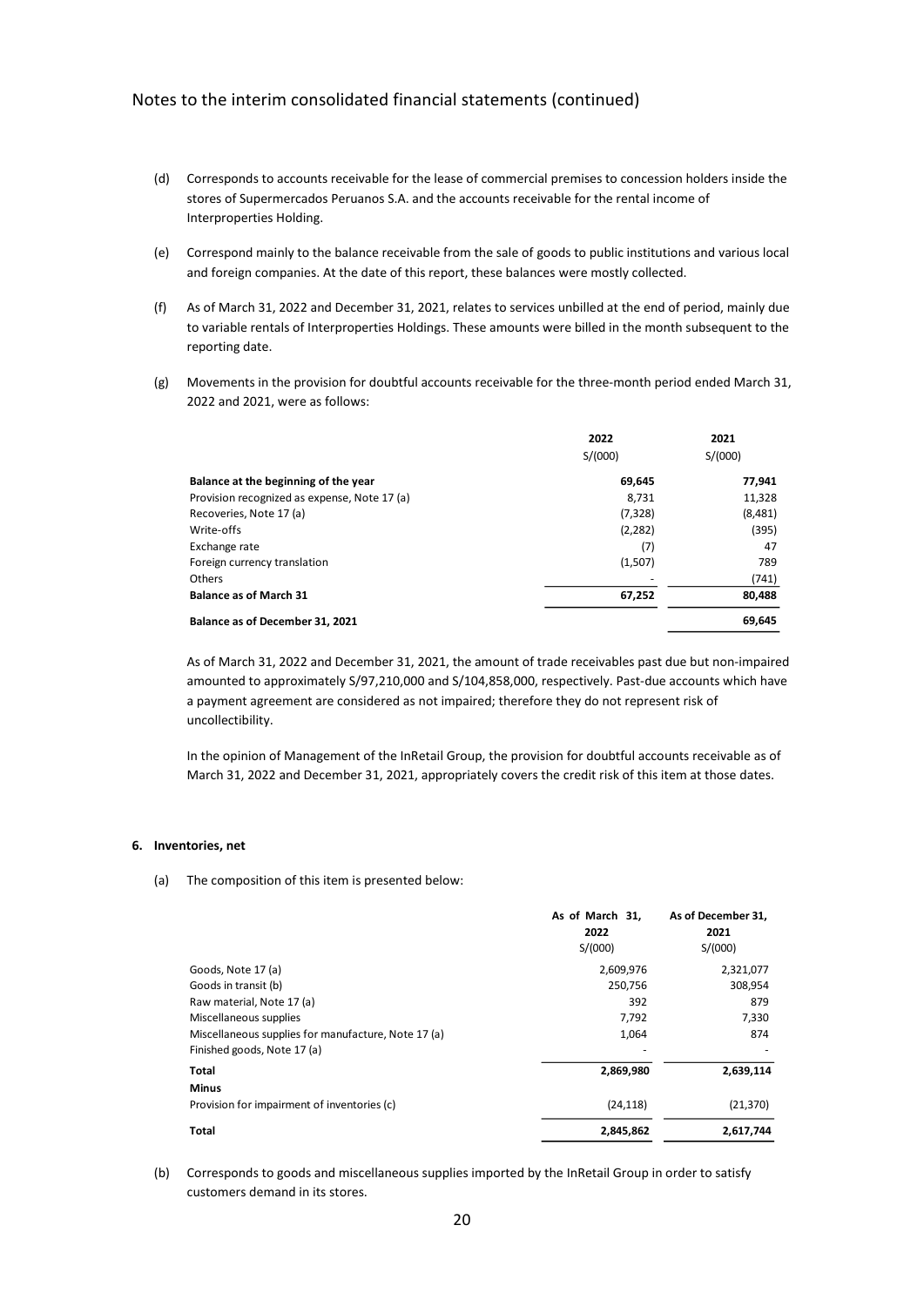Notes to the interim consolidated financial statements (continued)

(d) Corresponds to accounts receivable for the lease of commercial premises to concession holders inside the stores of Supermercados Peruanos S.A. and the accounts receivable for the rental income of Interproperties Holding.

(e) Correspond mainly to the balance receivable from the sale of goods to public institutions and various local and foreign companies. At the date of this report, these balances were mostly collected.

(f) As of March 31, 2022 and December 31, 2021, relates to services unbilled at the end of period, mainly due to variable rentals of Interproperties Holdings. These amounts were billed in the month subsequent to the reporting date.

(g) Movements in the provision for doubtful accounts receivable for the three-month period ended March 31, 2022 and 2021, were as follows:

| | 2022 S/(000) | 2021 S/(000) |
|---|---|---|
| **Balance at the beginning of the year** | **69,645** | **77,941** |
| Provision recognized as expense, Note 17 (a) | 8,731 | 11,328 |
| Recoveries, Note 17 (a) | (7,328) | (8,481) |
| Write-offs | (2,282) | (395) |
| Exchange rate | (7) | 47 |
| Foreign currency translation | (1,507) | 789 |
| Others | - | (741) |
| **Balance as of March 31** | **67,252** | **80,488** |
| **Balance as of December 31, 2021** | | **69,645** |

As of March 31, 2022 and December 31, 2021, the amount of trade receivables past due but non-impaired amounted to approximately S/97,210,000 and S/104,858,000, respectively. Past-due accounts which have a payment agreement are considered as not impaired; therefore they do not represent risk of uncollectibility.

In the opinion of Management of the InRetail Group, the provision for doubtful accounts receivable as of March 31, 2022 and December 31, 2021, appropriately covers the credit risk of this item at those dates.

## 6. Inventories, net

(a) The composition of this item is presented below:

| | As of March 31, 2022 S/(000) | As of December 31, 2021 S/(000) |
|---|---|---|
| Goods, Note 17 (a) | 2,609,976 | 2,321,077 |
| Goods in transit (b) | 250,756 | 308,954 |
| Raw material, Note 17 (a) | 392 | 879 |
| Miscellaneous supplies | 7,792 | 7,330 |
| Miscellaneous supplies for manufacture, Note 17 (a) | 1,064 | 874 |
| Finished goods, Note 17 (a) | - | - |
| **Total** | **2,869,980** | **2,639,114** |
| **Minus** | | |
| Provision for impairment of inventories (c) | (24,118) | (21,370) |
| **Total** | **2,845,862** | **2,617,744** |

(b) Corresponds to goods and miscellaneous supplies imported by the InRetail Group in order to satisfy customers demand in its stores.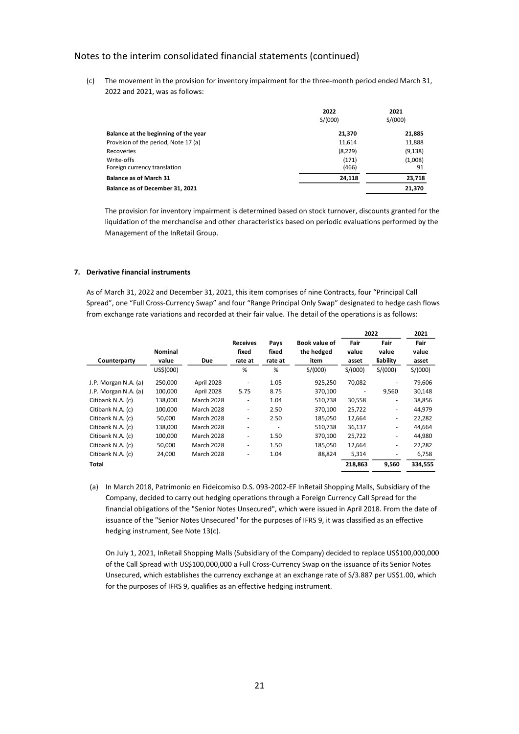## Notes to the interim consolidated financial statements (continued)

(c) The movement in the provision for inventory impairment for the three-month period ended March 31, 2022 and 2021, was as follows:

| | 2022 S/(000) | 2021 S/(000) |
|---|---|---|
| **Balance at the beginning of the year** | **21,370** | **21,885** |
| Provision of the period, Note 17 (a) | 11,614 | 11,888 |
| Recoveries | (8,229) | (9,138) |
| Write-offs | (171) | (1,008) |
| Foreign currency translation | (466) | 91 |
| **Balance as of March 31** | **24,118** | **23,718** |
| **Balance as of December 31, 2021** | | **21,370** |

The provision for inventory impairment is determined based on stock turnover, discounts granted for the liquidation of the merchandise and other characteristics based on periodic evaluations performed by the Management of the InRetail Group.

### 7. Derivative financial instruments

As of March 31, 2022 and December 31, 2021, this item comprises of nine Contracts, four "Principal Call Spread", one "Full Cross-Currency Swap" and four "Range Principal Only Swap" designated to hedge cash flows from exchange rate variations and recorded at their fair value. The detail of the operations is as follows:

| | | | | | | 2022 | | 2021 |
|---|---|---|---|---|---|---|---|---|
| **Counterparty** | **Nominal value** | **Due** | **Receives fixed rate at** | **Pays fixed rate at** | **Book value of the hedged item** | **Fair value asset** | **Fair value liability** | **Fair value asset** |
| | US$(000) | | % | % | S/(000) | S/(000) | S/(000) | S/(000) |
| J.P. Morgan N.A. (a) | 250,000 | April 2028 | - | 1.05 | 925,250 | 70,082 | - | 79,606 |
| J.P. Morgan N.A. (a) | 100,000 | April 2028 | 5.75 | 8.75 | 370,100 | - | 9,560 | 30,148 |
| Citibank N.A. (c) | 138,000 | March 2028 | - | 1.04 | 510,738 | 30,558 | - | 38,856 |
| Citibank N.A. (c) | 100,000 | March 2028 | - | 2.50 | 370,100 | 25,722 | - | 44,979 |
| Citibank N.A. (c) | 50,000 | March 2028 | - | 2.50 | 185,050 | 12,664 | - | 22,282 |
| Citibank N.A. (c) | 138,000 | March 2028 | - | - | 510,738 | 36,137 | - | 44,664 |
| Citibank N.A. (c) | 100,000 | March 2028 | - | 1.50 | 370,100 | 25,722 | - | 44,980 |
| Citibank N.A. (c) | 50,000 | March 2028 | - | 1.50 | 185,050 | 12,664 | - | 22,282 |
| Citibank N.A. (c) | 24,000 | March 2028 | - | 1.04 | 88,824 | 5,314 | - | 6,758 |
| **Total** | | | | | | **218,863** | **9,560** | **334,555** |

(a) In March 2018, Patrimonio en Fideicomiso D.S. 093-2002-EF InRetail Shopping Malls, Subsidiary of the Company, decided to carry out hedging operations through a Foreign Currency Call Spread for the financial obligations of the "Senior Notes Unsecured", which were issued in April 2018. From the date of issuance of the "Senior Notes Unsecured" for the purposes of IFRS 9, it was classified as an effective hedging instrument, See Note 13(c).

On July 1, 2021, InRetail Shopping Malls (Subsidiary of the Company) decided to replace US$100,000,000 of the Call Spread with US$100,000,000 a Full Cross-Currency Swap on the issuance of its Senior Notes Unsecured, which establishes the currency exchange at an exchange rate of S/3.887 per US$1.00, which for the purposes of IFRS 9, qualifies as an effective hedging instrument.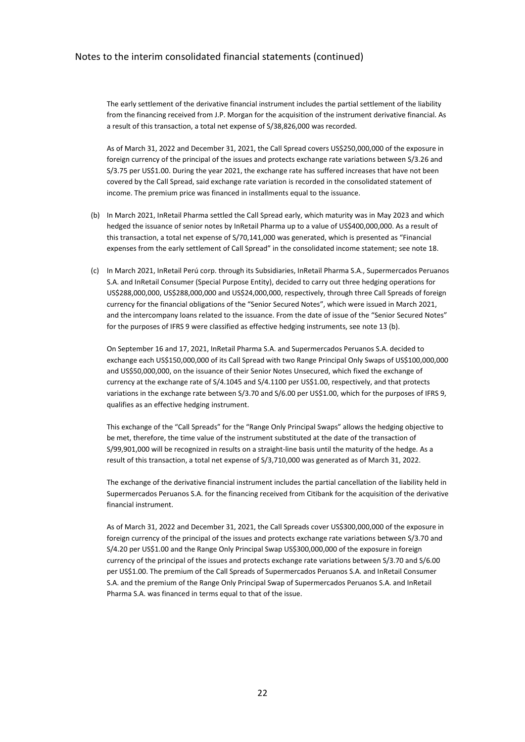The early settlement of the derivative financial instrument includes the partial settlement of the liability from the financing received from J.P. Morgan for the acquisition of the instrument derivative financial. As a result of this transaction, a total net expense of S/38,826,000 was recorded.

As of March 31, 2022 and December 31, 2021, the Call Spread covers US$250,000,000 of the exposure in foreign currency of the principal of the issues and protects exchange rate variations between S/3.26 and S/3.75 per US$1.00. During the year 2021, the exchange rate has suffered increases that have not been covered by the Call Spread, said exchange rate variation is recorded in the consolidated statement of income. The premium price was financed in installments equal to the issuance.

(b) In March 2021, InRetail Pharma settled the Call Spread early, which maturity was in May 2023 and which hedged the issuance of senior notes by InRetail Pharma up to a value of US$400,000,000. As a result of this transaction, a total net expense of S/70,141,000 was generated, which is presented as "Financial expenses from the early settlement of Call Spread" in the consolidated income statement; see note 18.

(c) In March 2021, InRetail Perú corp. through its Subsidiaries, InRetail Pharma S.A., Supermercados Peruanos S.A. and InRetail Consumer (Special Purpose Entity), decided to carry out three hedging operations for US$288,000,000, US$288,000,000 and US$24,000,000, respectively, through three Call Spreads of foreign currency for the financial obligations of the "Senior Secured Notes", which were issued in March 2021, and the intercompany loans related to the issuance. From the date of issue of the "Senior Secured Notes" for the purposes of IFRS 9 were classified as effective hedging instruments, see note 13 (b).

On September 16 and 17, 2021, InRetail Pharma S.A. and Supermercados Peruanos S.A. decided to exchange each US$150,000,000 of its Call Spread with two Range Principal Only Swaps of US$100,000,000 and US$50,000,000, on the issuance of their Senior Notes Unsecured, which fixed the exchange of currency at the exchange rate of S/4.1045 and S/4.1100 per US$1.00, respectively, and that protects variations in the exchange rate between S/3.70 and S/6.00 per US$1.00, which for the purposes of IFRS 9, qualifies as an effective hedging instrument.

This exchange of the "Call Spreads" for the "Range Only Principal Swaps" allows the hedging objective to be met, therefore, the time value of the instrument substituted at the date of the transaction of S/99,901,000 will be recognized in results on a straight-line basis until the maturity of the hedge. As a result of this transaction, a total net expense of S/3,710,000 was generated as of March 31, 2022.

The exchange of the derivative financial instrument includes the partial cancellation of the liability held in Supermercados Peruanos S.A. for the financing received from Citibank for the acquisition of the derivative financial instrument.

As of March 31, 2022 and December 31, 2021, the Call Spreads cover US$300,000,000 of the exposure in foreign currency of the principal of the issues and protects exchange rate variations between S/3.70 and S/4.20 per US$1.00 and the Range Only Principal Swap US$300,000,000 of the exposure in foreign currency of the principal of the issues and protects exchange rate variations between S/3.70 and S/6.00 per US$1.00. The premium of the Call Spreads of Supermercados Peruanos S.A. and InRetail Consumer S.A. and the premium of the Range Only Principal Swap of Supermercados Peruanos S.A. and InRetail Pharma S.A. was financed in terms equal to that of the issue.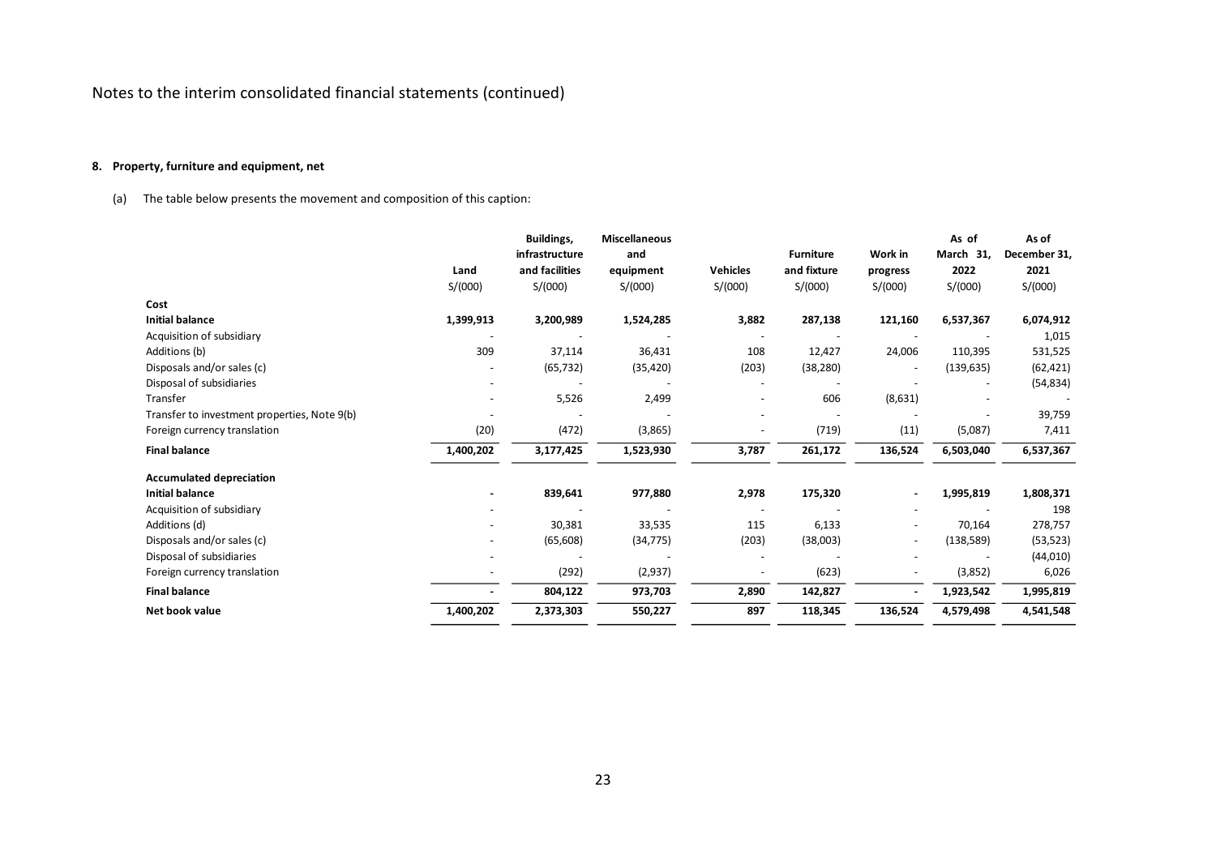Notes to the interim consolidated financial statements (continued)

## 8. Property, furniture and equipment, net

(a) The table below presents the movement and composition of this caption:

| | Land | Buildings, infrastructure and facilities | Miscellaneous and equipment | Vehicles | Furniture and fixture | Work in progress | As of March 31, 2022 | As of December 31, 2021 |
|---|---|---|---|---|---|---|---|---|
| | S/(000) | S/(000) | S/(000) | S/(000) | S/(000) | S/(000) | S/(000) | S/(000) |
| **Cost** | | | | | | | | |
| **Initial balance** | **1,399,913** | **3,200,989** | **1,524,285** | **3,882** | **287,138** | **121,160** | **6,537,367** | **6,074,912** |
| Acquisition of subsidiary | - | - | - | - | - | - | - | 1,015 |
| Additions (b) | 309 | 37,114 | 36,431 | 108 | 12,427 | 24,006 | 110,395 | 531,525 |
| Disposals and/or sales (c) | - | (65,732) | (35,420) | (203) | (38,280) | - | (139,635) | (62,421) |
| Disposal of subsidiaries | - | - | - | - | - | - | - | (54,834) |
| Transfer | - | 5,526 | 2,499 | - | 606 | (8,631) | - | - |
| Transfer to investment properties, Note 9(b) | - | - | - | - | - | - | - | 39,759 |
| Foreign currency translation | (20) | (472) | (3,865) | - | (719) | (11) | (5,087) | 7,411 |
| **Final balance** | **1,400,202** | **3,177,425** | **1,523,930** | **3,787** | **261,172** | **136,524** | **6,503,040** | **6,537,367** |
| **Accumulated depreciation** | | | | | | | | |
| **Initial balance** | **-** | **839,641** | **977,880** | **2,978** | **175,320** | **-** | **1,995,819** | **1,808,371** |
| Acquisition of subsidiary | - | - | - | - | - | - | - | 198 |
| Additions (d) | - | 30,381 | 33,535 | 115 | 6,133 | - | 70,164 | 278,757 |
| Disposals and/or sales (c) | - | (65,608) | (34,775) | (203) | (38,003) | - | (138,589) | (53,523) |
| Disposal of subsidiaries | - | - | - | - | - | - | - | (44,010) |
| Foreign currency translation | - | (292) | (2,937) | - | (623) | - | (3,852) | 6,026 |
| **Final balance** | **-** | **804,122** | **973,703** | **2,890** | **142,827** | **-** | **1,923,542** | **1,995,819** |
| **Net book value** | **1,400,202** | **2,373,303** | **550,227** | **897** | **118,345** | **136,524** | **4,579,498** | **4,541,548** |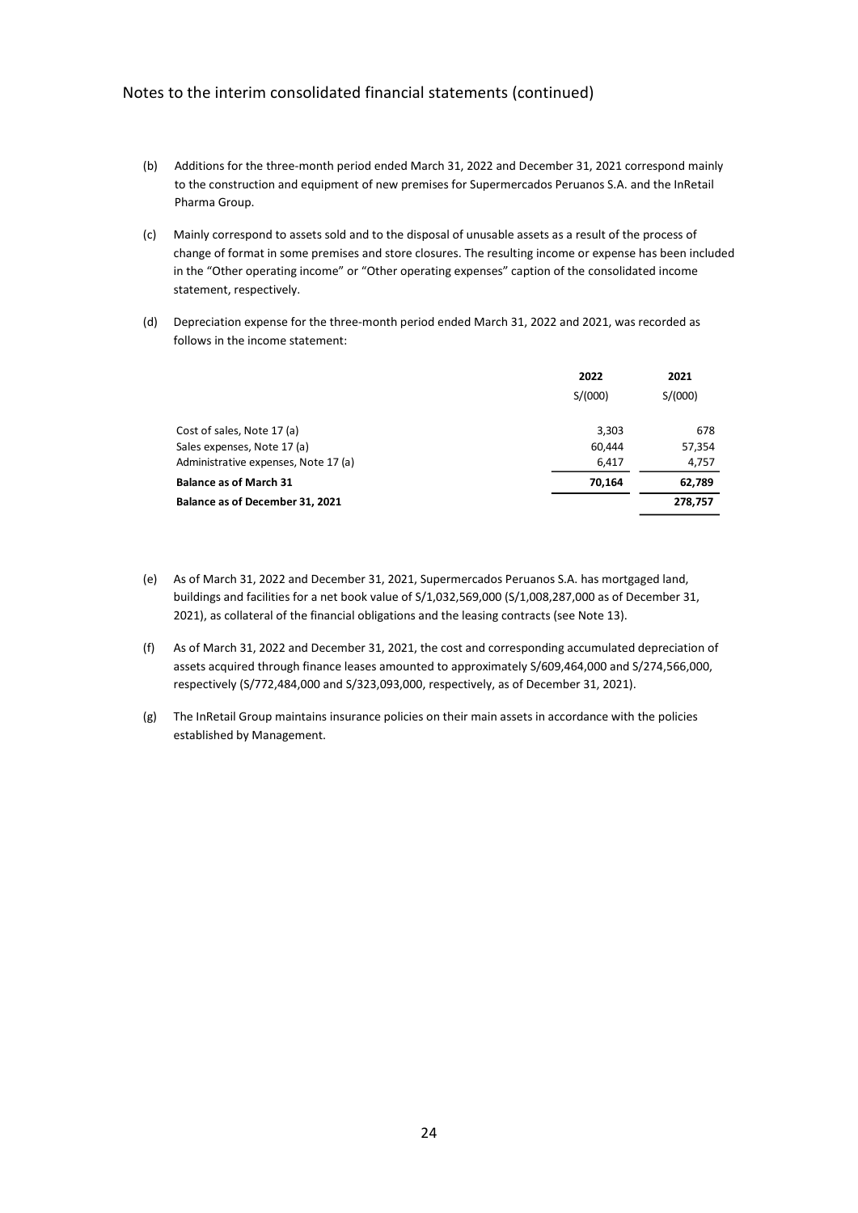(b) Additions for the three-month period ended March 31, 2022 and December 31, 2021 correspond mainly to the construction and equipment of new premises for Supermercados Peruanos S.A. and the InRetail Pharma Group.

(c) Mainly correspond to assets sold and to the disposal of unusable assets as a result of the process of change of format in some premises and store closures. The resulting income or expense has been included in the "Other operating income" or "Other operating expenses" caption of the consolidated income statement, respectively.

(d) Depreciation expense for the three-month period ended March 31, 2022 and 2021, was recorded as follows in the income statement:

| | 2022 | 2021 |
|---|---|---|
| | S/(000) | S/(000) |
| Cost of sales, Note 17 (a) | 3,303 | 678 |
| Sales expenses, Note 17 (a) | 60,444 | 57,354 |
| Administrative expenses, Note 17 (a) | 6,417 | 4,757 |
| **Balance as of March 31** | **70,164** | **62,789** |
| **Balance as of December 31, 2021** | | **278,757** |

(e) As of March 31, 2022 and December 31, 2021, Supermercados Peruanos S.A. has mortgaged land, buildings and facilities for a net book value of S/1,032,569,000 (S/1,008,287,000 as of December 31, 2021), as collateral of the financial obligations and the leasing contracts (see Note 13).

(f) As of March 31, 2022 and December 31, 2021, the cost and corresponding accumulated depreciation of assets acquired through finance leases amounted to approximately S/609,464,000 and S/274,566,000, respectively (S/772,484,000 and S/323,093,000, respectively, as of December 31, 2021).

(g) The InRetail Group maintains insurance policies on their main assets in accordance with the policies established by Management.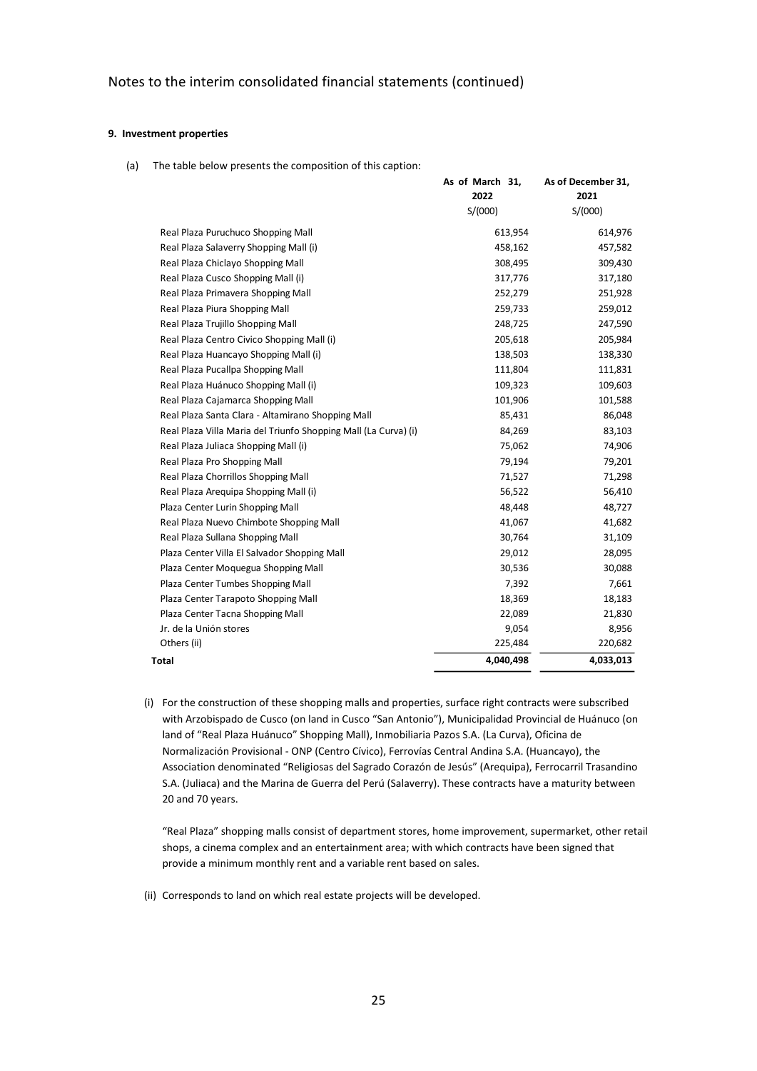Notes to the interim consolidated financial statements (continued)

**9. Investment properties**

(a) The table below presents the composition of this caption:

| | As of March 31, 2022 | As of December 31, 2021 |
|---|---|---|
| | S/(000) | S/(000) |
| Real Plaza Puruchuco Shopping Mall | 613,954 | 614,976 |
| Real Plaza Salaverry Shopping Mall (i) | 458,162 | 457,582 |
| Real Plaza Chiclayo Shopping Mall | 308,495 | 309,430 |
| Real Plaza Cusco Shopping Mall (i) | 317,776 | 317,180 |
| Real Plaza Primavera Shopping Mall | 252,279 | 251,928 |
| Real Plaza Piura Shopping Mall | 259,733 | 259,012 |
| Real Plaza Trujillo Shopping Mall | 248,725 | 247,590 |
| Real Plaza Centro Civico Shopping Mall (i) | 205,618 | 205,984 |
| Real Plaza Huancayo Shopping Mall (i) | 138,503 | 138,330 |
| Real Plaza Pucallpa Shopping Mall | 111,804 | 111,831 |
| Real Plaza Huánuco Shopping Mall (i) | 109,323 | 109,603 |
| Real Plaza Cajamarca Shopping Mall | 101,906 | 101,588 |
| Real Plaza Santa Clara - Altamirano Shopping Mall | 85,431 | 86,048 |
| Real Plaza Villa Maria del Triunfo Shopping Mall (La Curva) (i) | 84,269 | 83,103 |
| Real Plaza Juliaca Shopping Mall (i) | 75,062 | 74,906 |
| Real Plaza Pro Shopping Mall | 79,194 | 79,201 |
| Real Plaza Chorrillos Shopping Mall | 71,527 | 71,298 |
| Real Plaza Arequipa Shopping Mall (i) | 56,522 | 56,410 |
| Plaza Center Lurin Shopping Mall | 48,448 | 48,727 |
| Real Plaza Nuevo Chimbote Shopping Mall | 41,067 | 41,682 |
| Real Plaza Sullana Shopping Mall | 30,764 | 31,109 |
| Plaza Center Villa El Salvador Shopping Mall | 29,012 | 28,095 |
| Plaza Center Moquegua Shopping Mall | 30,536 | 30,088 |
| Plaza Center Tumbes Shopping Mall | 7,392 | 7,661 |
| Plaza Center Tarapoto Shopping Mall | 18,369 | 18,183 |
| Plaza Center Tacna Shopping Mall | 22,089 | 21,830 |
| Jr. de la Unión stores | 9,054 | 8,956 |
| Others (ii) | 225,484 | 220,682 |
| **Total** | **4,040,498** | **4,033,013** |

(i) For the construction of these shopping malls and properties, surface right contracts were subscribed with Arzobispado de Cusco (on land in Cusco "San Antonio"), Municipalidad Provincial de Huánuco (on land of "Real Plaza Huánuco" Shopping Mall), Inmobiliaria Pazos S.A. (La Curva), Oficina de Normalización Provisional - ONP (Centro Cívico), Ferrovías Central Andina S.A. (Huancayo), the Association denominated "Religiosas del Sagrado Corazón de Jesús" (Arequipa), Ferrocarril Trasandino S.A. (Juliaca) and the Marina de Guerra del Perú (Salaverry). These contracts have a maturity between 20 and 70 years.

"Real Plaza" shopping malls consist of department stores, home improvement, supermarket, other retail shops, a cinema complex and an entertainment area; with which contracts have been signed that provide a minimum monthly rent and a variable rent based on sales.

(ii) Corresponds to land on which real estate projects will be developed.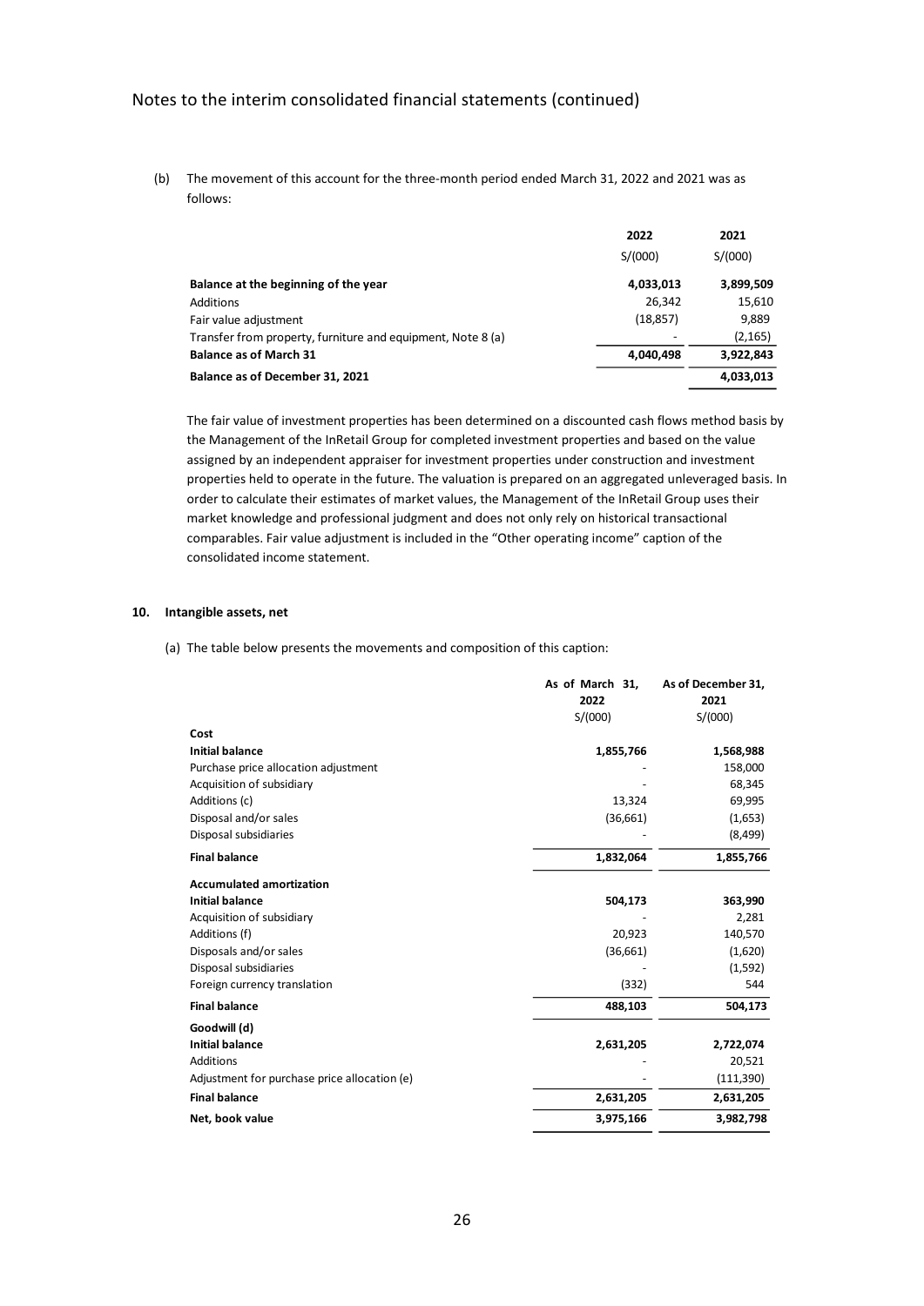(b) The movement of this account for the three-month period ended March 31, 2022 and 2021 was as follows:

| | 2022 | 2021 |
|---|---|---|
| | S/(000) | S/(000) |
| **Balance at the beginning of the year** | **4,033,013** | **3,899,509** |
| Additions | 26,342 | 15,610 |
| Fair value adjustment | (18,857) | 9,889 |
| Transfer from property, furniture and equipment, Note 8 (a) | - | (2,165) |
| **Balance as of March 31** | **4,040,498** | **3,922,843** |
| **Balance as of December 31, 2021** | | **4,033,013** |

The fair value of investment properties has been determined on a discounted cash flows method basis by the Management of the InRetail Group for completed investment properties and based on the value assigned by an independent appraiser for investment properties under construction and investment properties held to operate in the future. The valuation is prepared on an aggregated unleveraged basis. In order to calculate their estimates of market values, the Management of the InRetail Group uses their market knowledge and professional judgment and does not only rely on historical transactional comparables. Fair value adjustment is included in the "Other operating income" caption of the consolidated income statement.

## 10. Intangible assets, net

(a) The table below presents the movements and composition of this caption:

| | As of March 31, 2022 | As of December 31, 2021 |
|---|---|---|
| | S/(000) | S/(000) |
| **Cost** | | |
| **Initial balance** | **1,855,766** | **1,568,988** |
| Purchase price allocation adjustment | - | 158,000 |
| Acquisition of subsidiary | - | 68,345 |
| Additions (c) | 13,324 | 69,995 |
| Disposal and/or sales | (36,661) | (1,653) |
| Disposal subsidiaries | - | (8,499) |
| **Final balance** | **1,832,064** | **1,855,766** |
| **Accumulated amortization** | | |
| **Initial balance** | **504,173** | **363,990** |
| Acquisition of subsidiary | - | 2,281 |
| Additions (f) | 20,923 | 140,570 |
| Disposals and/or sales | (36,661) | (1,620) |
| Disposal subsidiaries | - | (1,592) |
| Foreign currency translation | (332) | 544 |
| **Final balance** | **488,103** | **504,173** |
| **Goodwill (d)** | | |
| **Initial balance** | **2,631,205** | **2,722,074** |
| Additions | - | 20,521 |
| Adjustment for purchase price allocation (e) | - | (111,390) |
| **Final balance** | **2,631,205** | **2,631,205** |
| **Net, book value** | **3,975,166** | **3,982,798** |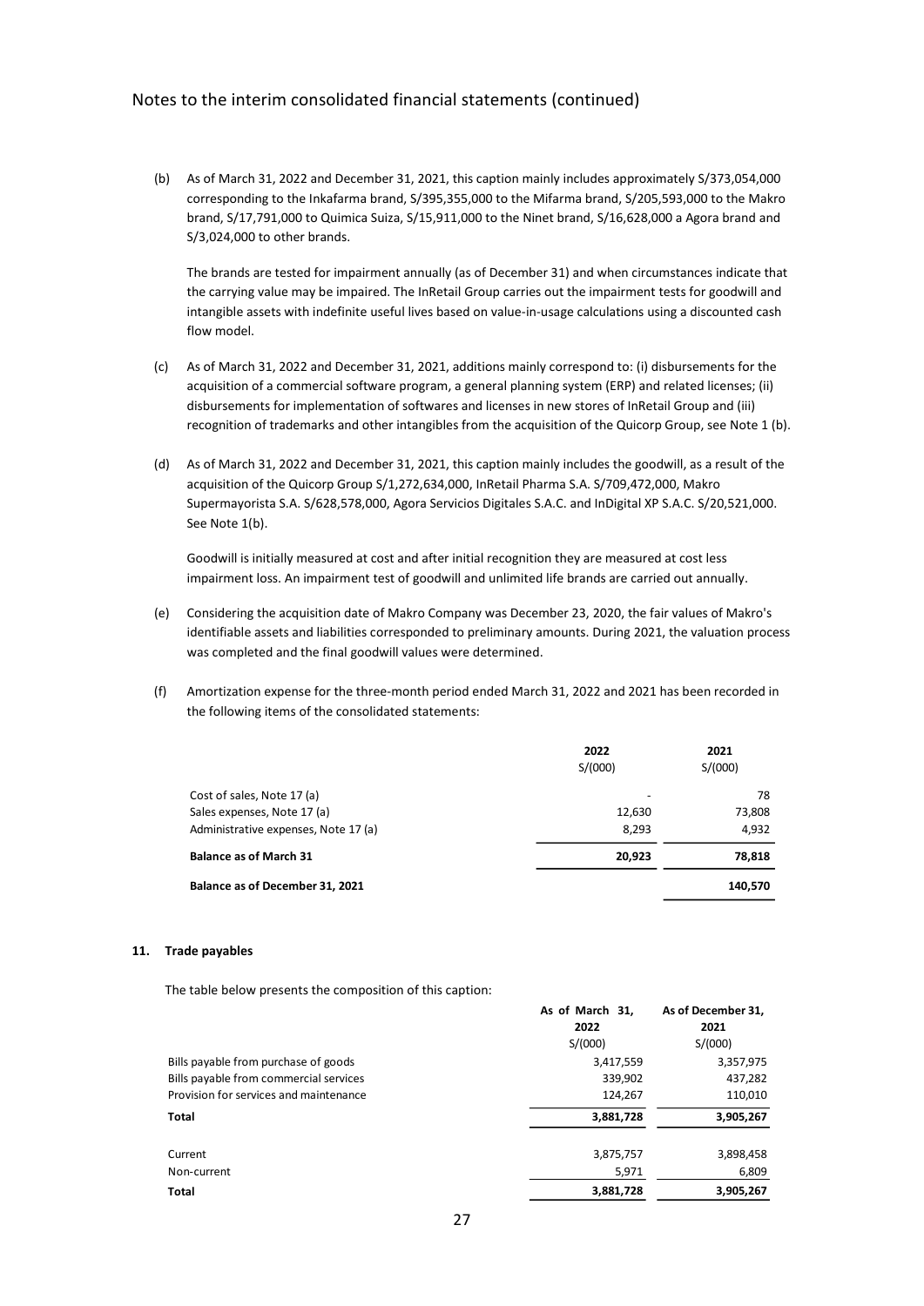(b) As of March 31, 2022 and December 31, 2021, this caption mainly includes approximately S/373,054,000 corresponding to the Inkafarma brand, S/395,355,000 to the Mifarma brand, S/205,593,000 to the Makro brand, S/17,791,000 to Quimica Suiza, S/15,911,000 to the Ninet brand, S/16,628,000 a Agora brand and S/3,024,000 to other brands.

The brands are tested for impairment annually (as of December 31) and when circumstances indicate that the carrying value may be impaired. The InRetail Group carries out the impairment tests for goodwill and intangible assets with indefinite useful lives based on value-in-usage calculations using a discounted cash flow model.

(c) As of March 31, 2022 and December 31, 2021, additions mainly correspond to: (i) disbursements for the acquisition of a commercial software program, a general planning system (ERP) and related licenses; (ii) disbursements for implementation of softwares and licenses in new stores of InRetail Group and (iii) recognition of trademarks and other intangibles from the acquisition of the Quicorp Group, see Note 1 (b).

(d) As of March 31, 2022 and December 31, 2021, this caption mainly includes the goodwill, as a result of the acquisition of the Quicorp Group S/1,272,634,000, InRetail Pharma S.A. S/709,472,000, Makro Supermayorista S.A. S/628,578,000, Agora Servicios Digitales S.A.C. and InDigital XP S.A.C. S/20,521,000. See Note 1(b).

Goodwill is initially measured at cost and after initial recognition they are measured at cost less impairment loss. An impairment test of goodwill and unlimited life brands are carried out annually.

(e) Considering the acquisition date of Makro Company was December 23, 2020, the fair values of Makro's identifiable assets and liabilities corresponded to preliminary amounts. During 2021, the valuation process was completed and the final goodwill values were determined.

(f) Amortization expense for the three-month period ended March 31, 2022 and 2021 has been recorded in the following items of the consolidated statements:

| | 2022<br>S/(000) | 2021<br>S/(000) |
|---|---|---|
| Cost of sales, Note 17 (a) | - | 78 |
| Sales expenses, Note 17 (a) | 12,630 | 73,808 |
| Administrative expenses, Note 17 (a) | 8,293 | 4,932 |
| **Balance as of March 31** | **20,923** | **78,818** |
| **Balance as of December 31, 2021** | | **140,570** |

## 11. Trade payables

The table below presents the composition of this caption:

| | As of March 31,<br>2022<br>S/(000) | As of December 31,<br>2021<br>S/(000) |
|---|---|---|
| Bills payable from purchase of goods | 3,417,559 | 3,357,975 |
| Bills payable from commercial services | 339,902 | 437,282 |
| Provision for services and maintenance | 124,267 | 110,010 |
| **Total** | **3,881,728** | **3,905,267** |
| Current | 3,875,757 | 3,898,458 |
| Non-current | 5,971 | 6,809 |
| **Total** | **3,881,728** | **3,905,267** |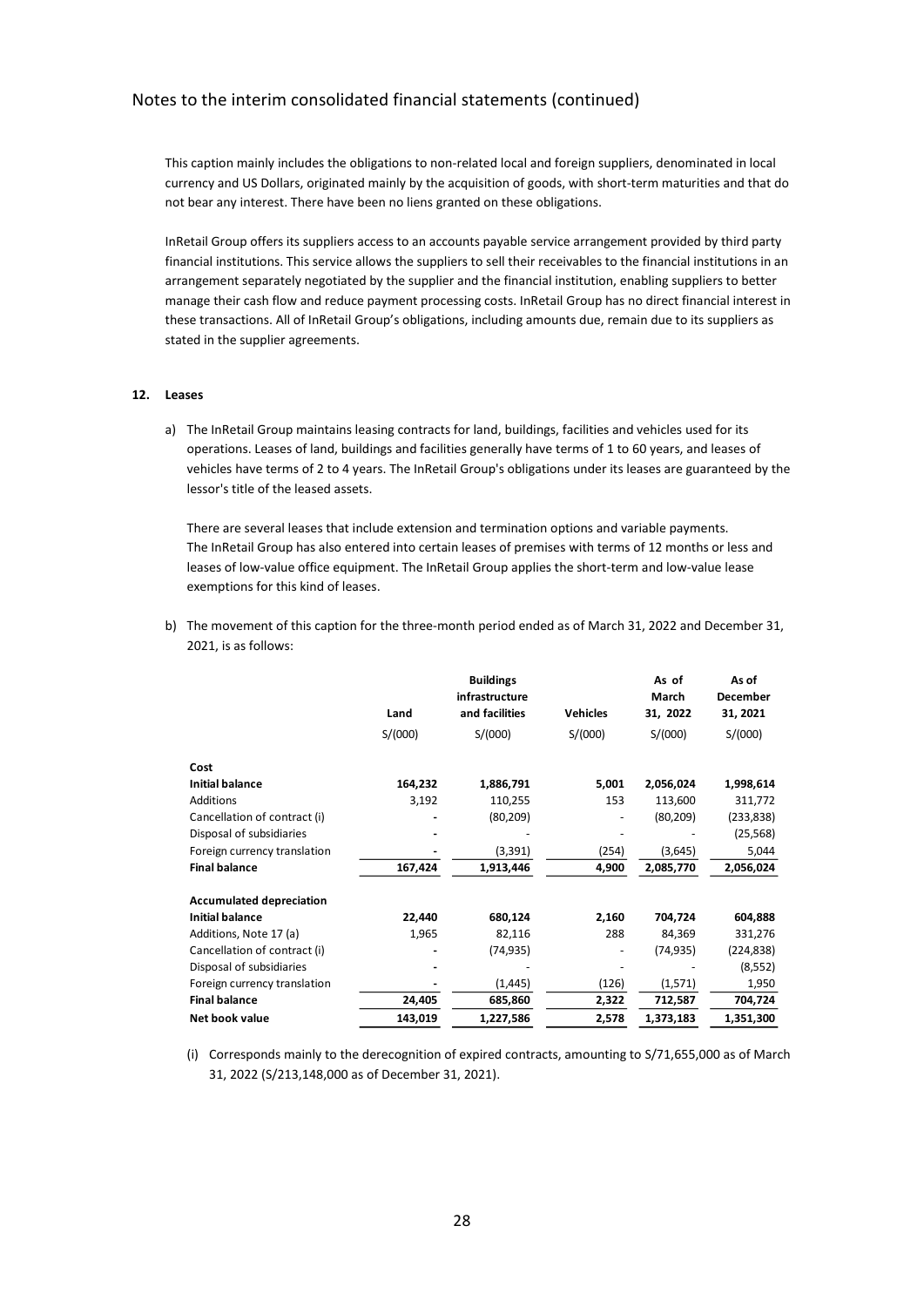This caption mainly includes the obligations to non-related local and foreign suppliers, denominated in local currency and US Dollars, originated mainly by the acquisition of goods, with short-term maturities and that do not bear any interest. There have been no liens granted on these obligations.

InRetail Group offers its suppliers access to an accounts payable service arrangement provided by third party financial institutions. This service allows the suppliers to sell their receivables to the financial institutions in an arrangement separately negotiated by the supplier and the financial institution, enabling suppliers to better manage their cash flow and reduce payment processing costs. InRetail Group has no direct financial interest in these transactions. All of InRetail Group's obligations, including amounts due, remain due to its suppliers as stated in the supplier agreements.

## 12. Leases

a) The InRetail Group maintains leasing contracts for land, buildings, facilities and vehicles used for its operations. Leases of land, buildings and facilities generally have terms of 1 to 60 years, and leases of vehicles have terms of 2 to 4 years. The InRetail Group's obligations under its leases are guaranteed by the lessor's title of the leased assets.

   There are several leases that include extension and termination options and variable payments. The InRetail Group has also entered into certain leases of premises with terms of 12 months or less and leases of low-value office equipment. The InRetail Group applies the short-term and low-value lease exemptions for this kind of leases.

b) The movement of this caption for the three-month period ended as of March 31, 2022 and December 31, 2021, is as follows:

| | Land | Buildings infrastructure and facilities | Vehicles | As of March 31, 2022 | As of December 31, 2021 |
|---|---|---|---|---|---|
| | S/(000) | S/(000) | S/(000) | S/(000) | S/(000) |
| **Cost** | | | | | |
| **Initial balance** | **164,232** | **1,886,791** | **5,001** | **2,056,024** | **1,998,614** |
| Additions | 3,192 | 110,255 | 153 | 113,600 | 311,772 |
| Cancellation of contract (i) | - | (80,209) | - | (80,209) | (233,838) |
| Disposal of subsidiaries | - | - | - | - | (25,568) |
| Foreign currency translation | - | (3,391) | (254) | (3,645) | 5,044 |
| **Final balance** | **167,424** | **1,913,446** | **4,900** | **2,085,770** | **2,056,024** |
| **Accumulated depreciation** | | | | | |
| **Initial balance** | **22,440** | **680,124** | **2,160** | **704,724** | **604,888** |
| Additions, Note 17 (a) | 1,965 | 82,116 | 288 | 84,369 | 331,276 |
| Cancellation of contract (i) | - | (74,935) | - | (74,935) | (224,838) |
| Disposal of subsidiaries | - | - | - | - | (8,552) |
| Foreign currency translation | - | (1,445) | (126) | (1,571) | 1,950 |
| **Final balance** | **24,405** | **685,860** | **2,322** | **712,587** | **704,724** |
| **Net book value** | **143,019** | **1,227,586** | **2,578** | **1,373,183** | **1,351,300** |

(i) Corresponds mainly to the derecognition of expired contracts, amounting to S/71,655,000 as of March 31, 2022 (S/213,148,000 as of December 31, 2021).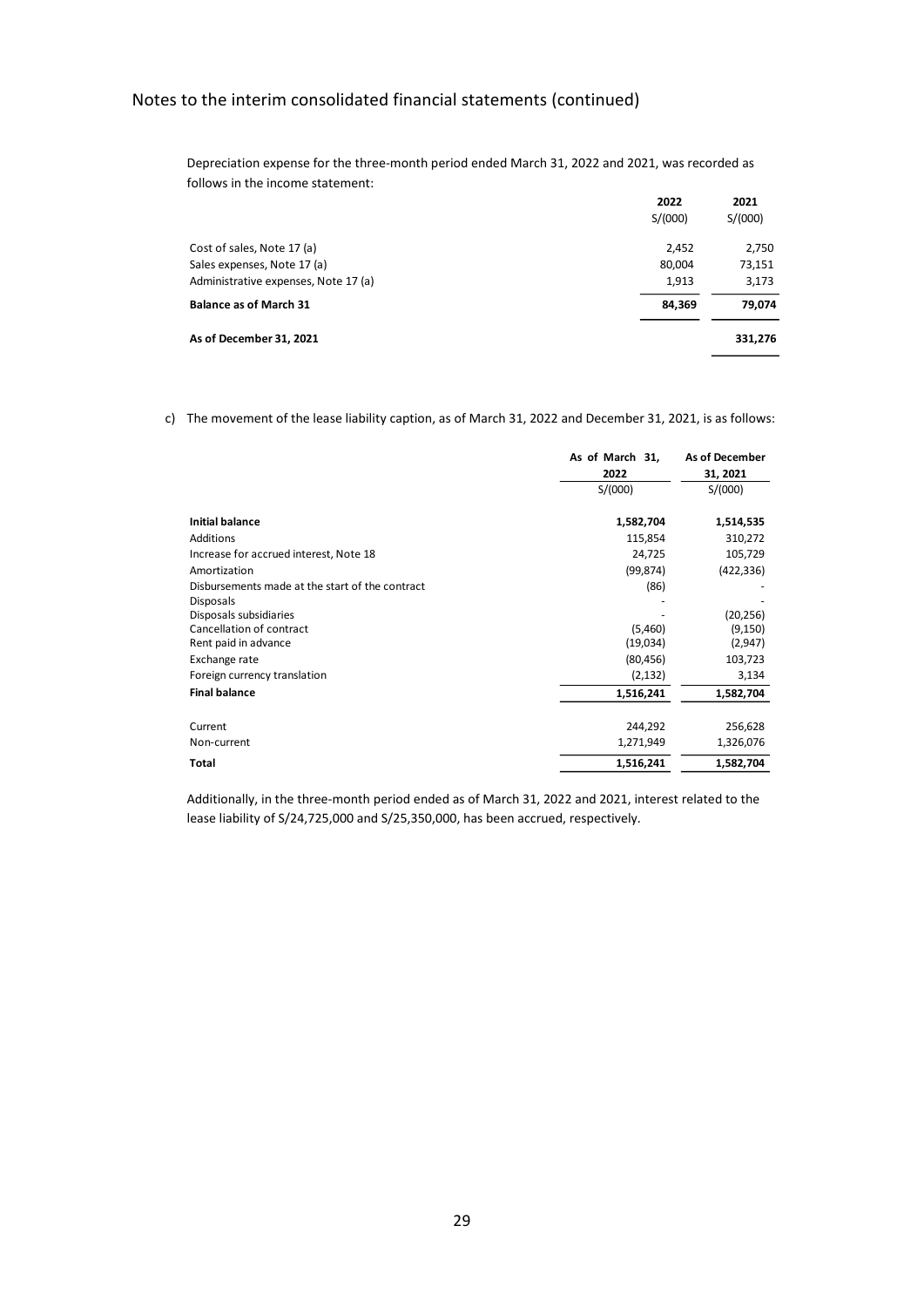Depreciation expense for the three-month period ended March 31, 2022 and 2021, was recorded as follows in the income statement:

| | 2022 | 2021 |
|---|---|---|
| | S/(000) | S/(000) |
| Cost of sales, Note 17 (a) | 2,452 | 2,750 |
| Sales expenses, Note 17 (a) | 80,004 | 73,151 |
| Administrative expenses, Note 17 (a) | 1,913 | 3,173 |
| **Balance as of March 31** | **84,369** | **79,074** |
| **As of December 31, 2021** | | **331,276** |

c) The movement of the lease liability caption, as of March 31, 2022 and December 31, 2021, is as follows:

| | As of March 31, 2022 | As of December 31, 2021 |
|---|---|---|
| | S/(000) | S/(000) |
| **Initial balance** | **1,582,704** | **1,514,535** |
| Additions | 115,854 | 310,272 |
| Increase for accrued interest, Note 18 | 24,725 | 105,729 |
| Amortization | (99,874) | (422,336) |
| Disbursements made at the start of the contract | (86) | - |
| Disposals | - | - |
| Disposals subsidiaries | - | (20,256) |
| Cancellation of contract | (5,460) | (9,150) |
| Rent paid in advance | (19,034) | (2,947) |
| Exchange rate | (80,456) | 103,723 |
| Foreign currency translation | (2,132) | 3,134 |
| **Final balance** | **1,516,241** | **1,582,704** |
| Current | 244,292 | 256,628 |
| Non-current | 1,271,949 | 1,326,076 |
| **Total** | **1,516,241** | **1,582,704** |

Additionally, in the three-month period ended as of March 31, 2022 and 2021, interest related to the lease liability of S/24,725,000 and S/25,350,000, has been accrued, respectively.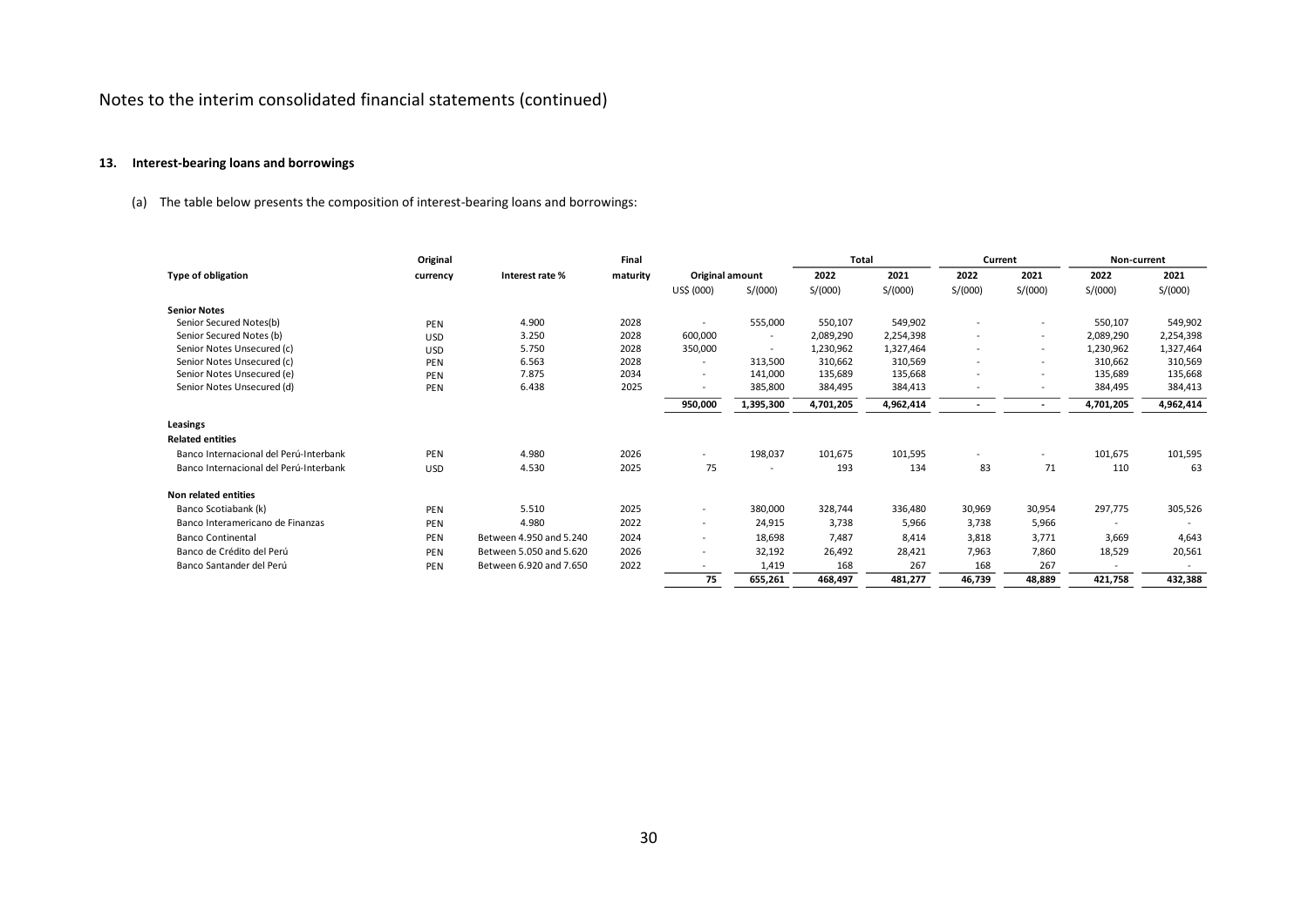Notes to the interim consolidated financial statements (continued)

### 13. Interest-bearing loans and borrowings

(a) The table below presents the composition of interest-bearing loans and borrowings:

| Type of obligation | Original currency | Interest rate % | Final maturity | Original amount | | Total | | Current | | Non-current | |
|---|---|---|---|---|---|---|---|---|---|---|---|
| | | | | US$ (000) | S/(000) | 2022 S/(000) | 2021 S/(000) | 2022 S/(000) | 2021 S/(000) | 2022 S/(000) | 2021 S/(000) |
| **Senior Notes** | | | | | | | | | | | |
| Senior Secured Notes(b) | PEN | 4.900 | 2028 | - | 555,000 | 550,107 | 549,902 | - | - | 550,107 | 549,902 |
| Senior Secured Notes (b) | USD | 3.250 | 2028 | 600,000 | - | 2,089,290 | 2,254,398 | - | - | 2,089,290 | 2,254,398 |
| Senior Notes Unsecured (c) | USD | 5.750 | 2028 | 350,000 | - | 1,230,962 | 1,327,464 | - | - | 1,230,962 | 1,327,464 |
| Senior Notes Unsecured (c) | PEN | 6.563 | 2028 | - | 313,500 | 310,662 | 310,569 | - | - | 310,662 | 310,569 |
| Senior Notes Unsecured (e) | PEN | 7.875 | 2034 | - | 141,000 | 135,689 | 135,668 | - | - | 135,689 | 135,668 |
| Senior Notes Unsecured (d) | PEN | 6.438 | 2025 | - | 385,800 | 384,495 | 384,413 | - | - | 384,495 | 384,413 |
| | | | | **950,000** | **1,395,300** | **4,701,205** | **4,962,414** | **-** | **-** | **4,701,205** | **4,962,414** |
| **Leasings** | | | | | | | | | | | |
| **Related entities** | | | | | | | | | | | |
| Banco Internacional del Perú-Interbank | PEN | 4.980 | 2026 | - | 198,037 | 101,675 | 101,595 | - | - | 101,675 | 101,595 |
| Banco Internacional del Perú-Interbank | USD | 4.530 | 2025 | 75 | - | 193 | 134 | 83 | 71 | 110 | 63 |
| **Non related entities** | | | | | | | | | | | |
| Banco Scotiabank (k) | PEN | 5.510 | 2025 | - | 380,000 | 328,744 | 336,480 | 30,969 | 30,954 | 297,775 | 305,526 |
| Banco Interamericano de Finanzas | PEN | 4.980 | 2022 | - | 24,915 | 3,738 | 5,966 | 3,738 | 5,966 | - | - |
| Banco Continental | PEN | Between 4.950 and 5.240 | 2024 | - | 18,698 | 7,487 | 8,414 | 3,818 | 3,771 | 3,669 | 4,643 |
| Banco de Crédito del Perú | PEN | Between 5.050 and 5.620 | 2026 | - | 32,192 | 26,492 | 28,421 | 7,963 | 7,860 | 18,529 | 20,561 |
| Banco Santander del Perú | PEN | Between 6.920 and 7.650 | 2022 | - | 1,419 | 168 | 267 | 168 | 267 | - | - |
| | | | | **75** | **655,261** | **468,497** | **481,277** | **46,739** | **48,889** | **421,758** | **432,388** |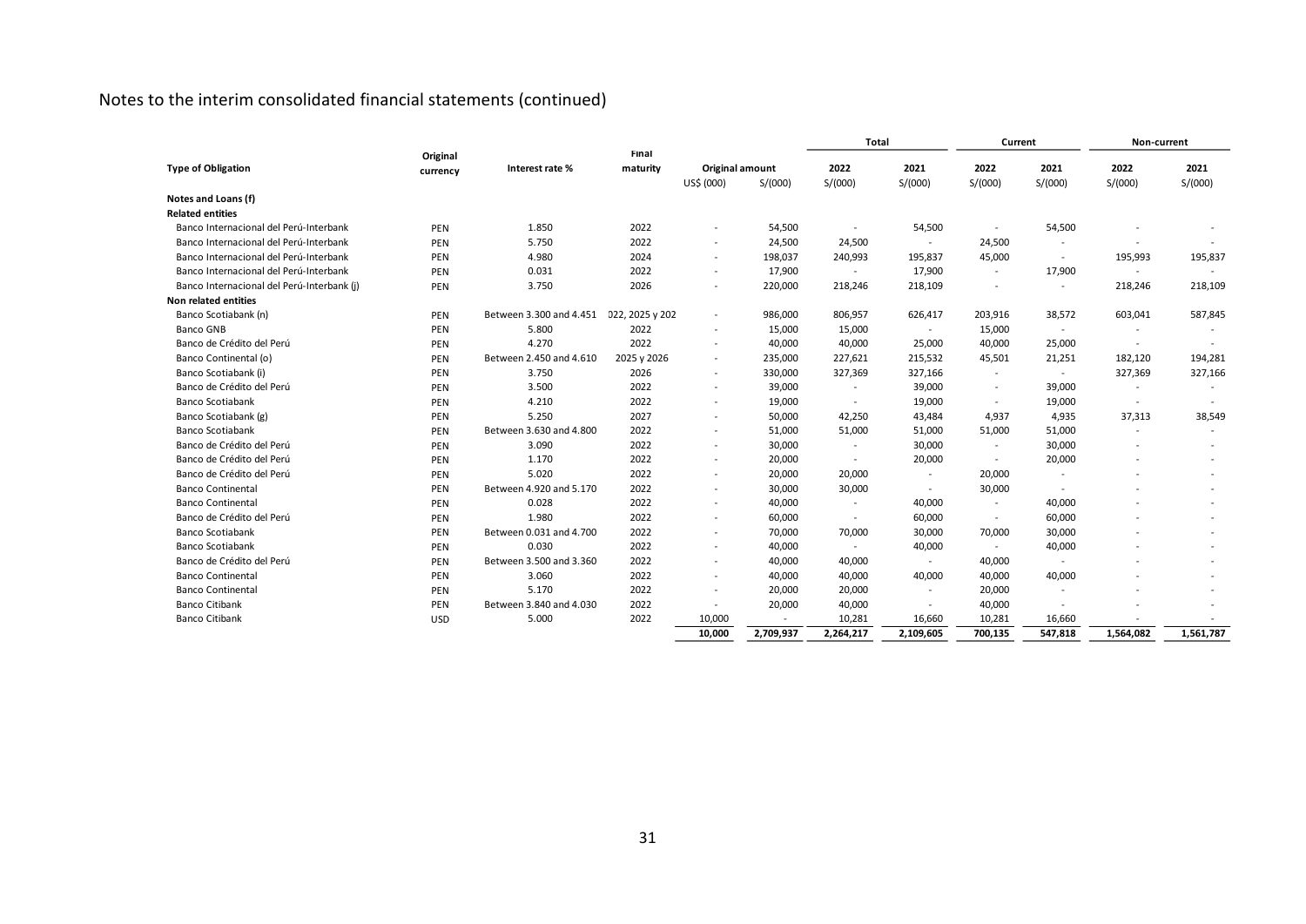Notes to the interim consolidated financial statements (continued)

| Type of Obligation | Original currency | Interest rate % | Final maturity | Original amount | | Total | | Current | | Non-current | |
|---|---|---|---|---|---|---|---|---|---|---|---|
| | | | | US$ (000) | S/(000) | 2022 S/(000) | 2021 S/(000) | 2022 S/(000) | 2021 S/(000) | 2022 S/(000) | 2021 S/(000) |
| **Notes and Loans (f)** | | | | | | | | | | | |
| **Related entities** | | | | | | | | | | | |
| Banco Internacional del Perú-Interbank | PEN | 1.850 | 2022 | - | 54,500 | - | 54,500 | - | 54,500 | - | - |
| Banco Internacional del Perú-Interbank | PEN | 5.750 | 2022 | - | 24,500 | 24,500 | - | 24,500 | - | - | - |
| Banco Internacional del Perú-Interbank | PEN | 4.980 | 2024 | - | 198,037 | 240,993 | 195,837 | 45,000 | - | 195,993 | 195,837 |
| Banco Internacional del Perú-Interbank | PEN | 0.031 | 2022 | - | 17,900 | - | 17,900 | - | 17,900 | - | - |
| Banco Internacional del Perú-Interbank (j) | PEN | 3.750 | 2026 | - | 220,000 | 218,246 | 218,109 | - | - | 218,246 | 218,109 |
| **Non related entities** | | | | | | | | | | | |
| Banco Scotiabank (n) | PEN | Between 3.300 and 4.451 | 022, 2025 y 202 | - | 986,000 | 806,957 | 626,417 | 203,916 | 38,572 | 603,041 | 587,845 |
| Banco GNB | PEN | 5.800 | 2022 | - | 15,000 | 15,000 | - | 15,000 | - | - | - |
| Banco de Crédito del Perú | PEN | 4.270 | 2022 | - | 40,000 | 40,000 | 25,000 | 40,000 | 25,000 | - | - |
| Banco Continental (o) | PEN | Between 2.450 and 4.610 | 2025 y 2026 | - | 235,000 | 227,621 | 215,532 | 45,501 | 21,251 | 182,120 | 194,281 |
| Banco Scotiabank (i) | PEN | 3.750 | 2026 | - | 330,000 | 327,369 | 327,166 | - | - | 327,369 | 327,166 |
| Banco de Crédito del Perú | PEN | 3.500 | 2022 | - | 39,000 | - | 39,000 | - | 39,000 | - | - |
| Banco Scotiabank | PEN | 4.210 | 2022 | - | 19,000 | - | 19,000 | - | 19,000 | - | - |
| Banco Scotiabank (g) | PEN | 5.250 | 2027 | - | 50,000 | 42,250 | 43,484 | 4,937 | 4,935 | 37,313 | 38,549 |
| Banco Scotiabank | PEN | Between 3.630 and 4.800 | 2022 | - | 51,000 | 51,000 | 51,000 | 51,000 | 51,000 | - | - |
| Banco de Crédito del Perú | PEN | 3.090 | 2022 | - | 30,000 | - | 30,000 | - | 30,000 | - | - |
| Banco de Crédito del Perú | PEN | 1.170 | 2022 | - | 20,000 | - | 20,000 | - | 20,000 | - | - |
| Banco de Crédito del Perú | PEN | 5.020 | 2022 | - | 20,000 | 20,000 | - | 20,000 | - | - | - |
| Banco Continental | PEN | Between 4.920 and 5.170 | 2022 | - | 30,000 | 30,000 | - | 30,000 | - | - | - |
| Banco Continental | PEN | 0.028 | 2022 | - | 40,000 | - | 40,000 | - | 40,000 | - | - |
| Banco de Crédito del Perú | PEN | 1.980 | 2022 | - | 60,000 | - | 60,000 | - | 60,000 | - | - |
| Banco Scotiabank | PEN | Between 0.031 and 4.700 | 2022 | - | 70,000 | 70,000 | 30,000 | 70,000 | 30,000 | - | - |
| Banco Scotiabank | PEN | 0.030 | 2022 | - | 40,000 | - | 40,000 | - | 40,000 | - | - |
| Banco de Crédito del Perú | PEN | Between 3.500 and 3.360 | 2022 | - | 40,000 | 40,000 | - | 40,000 | - | - | - |
| Banco Continental | PEN | 3.060 | 2022 | - | 40,000 | 40,000 | 40,000 | 40,000 | 40,000 | - | - |
| Banco Continental | PEN | 5.170 | 2022 | - | 20,000 | 20,000 | - | 20,000 | - | - | - |
| Banco Citibank | PEN | Between 3.840 and 4.030 | 2022 | - | 20,000 | 40,000 | - | 40,000 | - | - | - |
| Banco Citibank | USD | 5.000 | 2022 | 10,000 | - | 10,281 | 16,660 | 10,281 | 16,660 | - | - |
| | | | | **10,000** | **2,709,937** | **2,264,217** | **2,109,605** | **700,135** | **547,818** | **1,564,082** | **1,561,787** |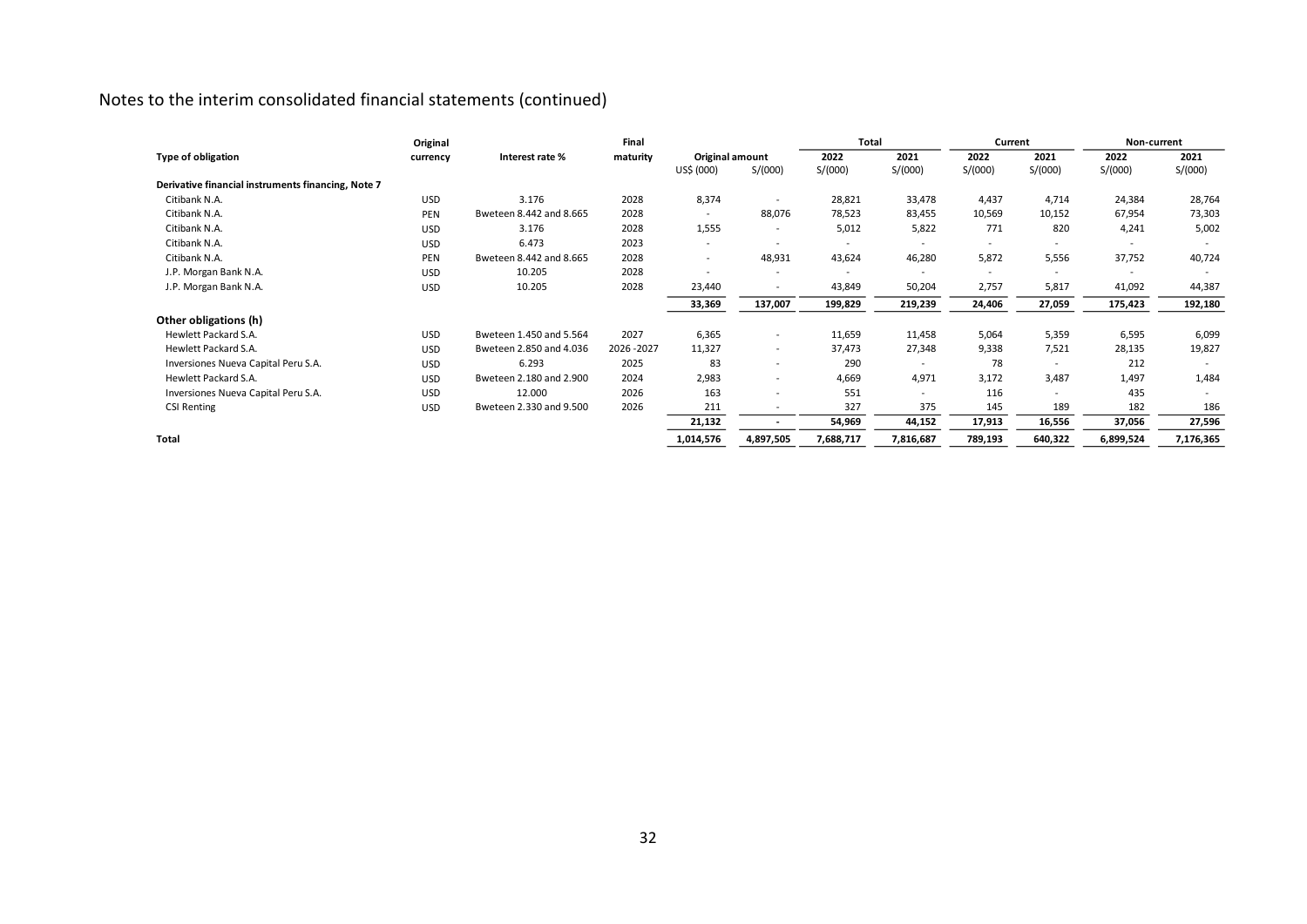# Notes to the interim consolidated financial statements (continued)

| Type of obligation | Original currency | Interest rate % | Final maturity | Original amount | | Total | | Current | | Non-current | |
|---|---|---|---|---|---|---|---|---|---|---|---|
| | | | | US$ (000) | S/(000) | 2022 S/(000) | 2021 S/(000) | 2022 S/(000) | 2021 S/(000) | 2022 S/(000) | 2021 S/(000) |
| **Derivative financial instruments financing, Note 7** | | | | | | | | | | | |
| Citibank N.A. | USD | 3.176 | 2028 | 8,374 | - | 28,821 | 33,478 | 4,437 | 4,714 | 24,384 | 28,764 |
| Citibank N.A. | PEN | Bweteen 8.442 and 8.665 | 2028 | - | 88,076 | 78,523 | 83,455 | 10,569 | 10,152 | 67,954 | 73,303 |
| Citibank N.A. | USD | 3.176 | 2028 | 1,555 | - | 5,012 | 5,822 | 771 | 820 | 4,241 | 5,002 |
| Citibank N.A. | USD | 6.473 | 2023 | - | - | - | - | - | - | - | - |
| Citibank N.A. | PEN | Bweteen 8.442 and 8.665 | 2028 | - | 48,931 | 43,624 | 46,280 | 5,872 | 5,556 | 37,752 | 40,724 |
| J.P. Morgan Bank N.A. | USD | 10.205 | 2028 | - | - | - | - | - | - | - | - |
| J.P. Morgan Bank N.A. | USD | 10.205 | 2028 | 23,440 | - | 43,849 | 50,204 | 2,757 | 5,817 | 41,092 | 44,387 |
| | | | | **33,369** | **137,007** | **199,829** | **219,239** | **24,406** | **27,059** | **175,423** | **192,180** |
| **Other obligations (h)** | | | | | | | | | | | |
| Hewlett Packard S.A. | USD | Bweteen 1.450 and 5.564 | 2027 | 6,365 | - | 11,659 | 11,458 | 5,064 | 5,359 | 6,595 | 6,099 |
| Hewlett Packard S.A. | USD | Bweteen 2.850 and 4.036 | 2026 -2027 | 11,327 | - | 37,473 | 27,348 | 9,338 | 7,521 | 28,135 | 19,827 |
| Inversiones Nueva Capital Peru S.A. | USD | 6.293 | 2025 | 83 | - | 290 | - | 78 | - | 212 | - |
| Hewlett Packard S.A. | USD | Bweteen 2.180 and 2.900 | 2024 | 2,983 | - | 4,669 | 4,971 | 3,172 | 3,487 | 1,497 | 1,484 |
| Inversiones Nueva Capital Peru S.A. | USD | 12.000 | 2026 | 163 | - | 551 | - | 116 | - | 435 | - |
| CSI Renting | USD | Bweteen 2.330 and 9.500 | 2026 | 211 | - | 327 | 375 | 145 | 189 | 182 | 186 |
| | | | | **21,132** | **-** | **54,969** | **44,152** | **17,913** | **16,556** | **37,056** | **27,596** |
| **Total** | | | | **1,014,576** | **4,897,505** | **7,688,717** | **7,816,687** | **789,193** | **640,322** | **6,899,524** | **7,176,365** |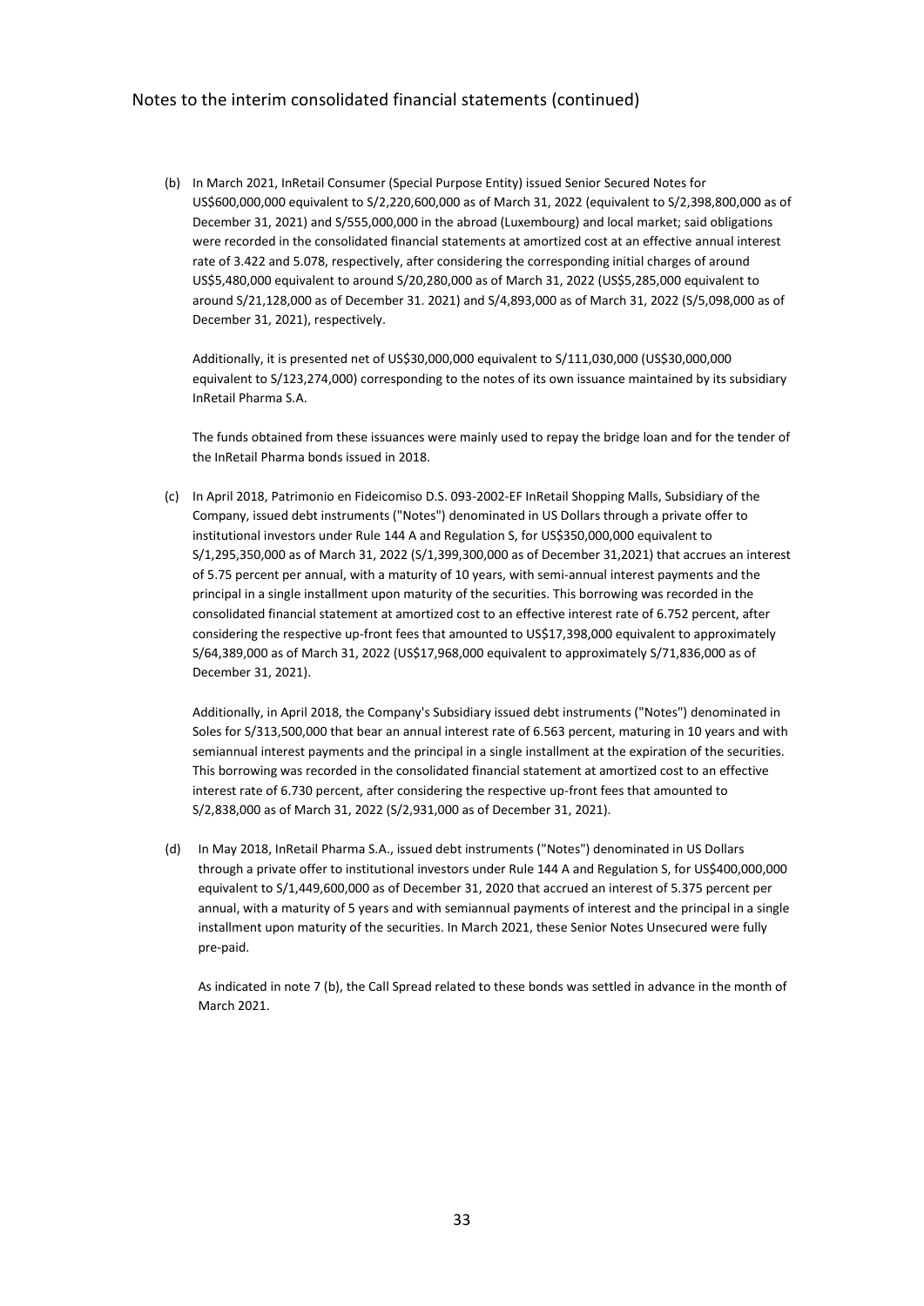Notes to the interim consolidated financial statements (continued)

(b) In March 2021, InRetail Consumer (Special Purpose Entity) issued Senior Secured Notes for US$600,000,000 equivalent to S/2,220,600,000 as of March 31, 2022 (equivalent to S/2,398,800,000 as of December 31, 2021) and S/555,000,000 in the abroad (Luxembourg) and local market; said obligations were recorded in the consolidated financial statements at amortized cost at an effective annual interest rate of 3.422 and 5.078, respectively, after considering the corresponding initial charges of around US$5,480,000 equivalent to around S/20,280,000 as of March 31, 2022 (US$5,285,000 equivalent to around S/21,128,000 as of December 31. 2021) and S/4,893,000 as of March 31, 2022 (S/5,098,000 as of December 31, 2021), respectively.

Additionally, it is presented net of US$30,000,000 equivalent to S/111,030,000 (US$30,000,000 equivalent to S/123,274,000) corresponding to the notes of its own issuance maintained by its subsidiary InRetail Pharma S.A.

The funds obtained from these issuances were mainly used to repay the bridge loan and for the tender of the InRetail Pharma bonds issued in 2018.

(c) In April 2018, Patrimonio en Fideicomiso D.S. 093-2002-EF InRetail Shopping Malls, Subsidiary of the Company, issued debt instruments ("Notes") denominated in US Dollars through a private offer to institutional investors under Rule 144 A and Regulation S, for US$350,000,000 equivalent to S/1,295,350,000 as of March 31, 2022 (S/1,399,300,000 as of December 31,2021) that accrues an interest of 5.75 percent per annual, with a maturity of 10 years, with semi-annual interest payments and the principal in a single installment upon maturity of the securities. This borrowing was recorded in the consolidated financial statement at amortized cost to an effective interest rate of 6.752 percent, after considering the respective up-front fees that amounted to US$17,398,000 equivalent to approximately S/64,389,000 as of March 31, 2022 (US$17,968,000 equivalent to approximately S/71,836,000 as of December 31, 2021).

Additionally, in April 2018, the Company's Subsidiary issued debt instruments ("Notes") denominated in Soles for S/313,500,000 that bear an annual interest rate of 6.563 percent, maturing in 10 years and with semiannual interest payments and the principal in a single installment at the expiration of the securities. This borrowing was recorded in the consolidated financial statement at amortized cost to an effective interest rate of 6.730 percent, after considering the respective up-front fees that amounted to S/2,838,000 as of March 31, 2022 (S/2,931,000 as of December 31, 2021).

(d) In May 2018, InRetail Pharma S.A., issued debt instruments ("Notes") denominated in US Dollars through a private offer to institutional investors under Rule 144 A and Regulation S, for US$400,000,000 equivalent to S/1,449,600,000 as of December 31, 2020 that accrued an interest of 5.375 percent per annual, with a maturity of 5 years and with semiannual payments of interest and the principal in a single installment upon maturity of the securities. In March 2021, these Senior Notes Unsecured were fully pre-paid.

As indicated in note 7 (b), the Call Spread related to these bonds was settled in advance in the month of March 2021.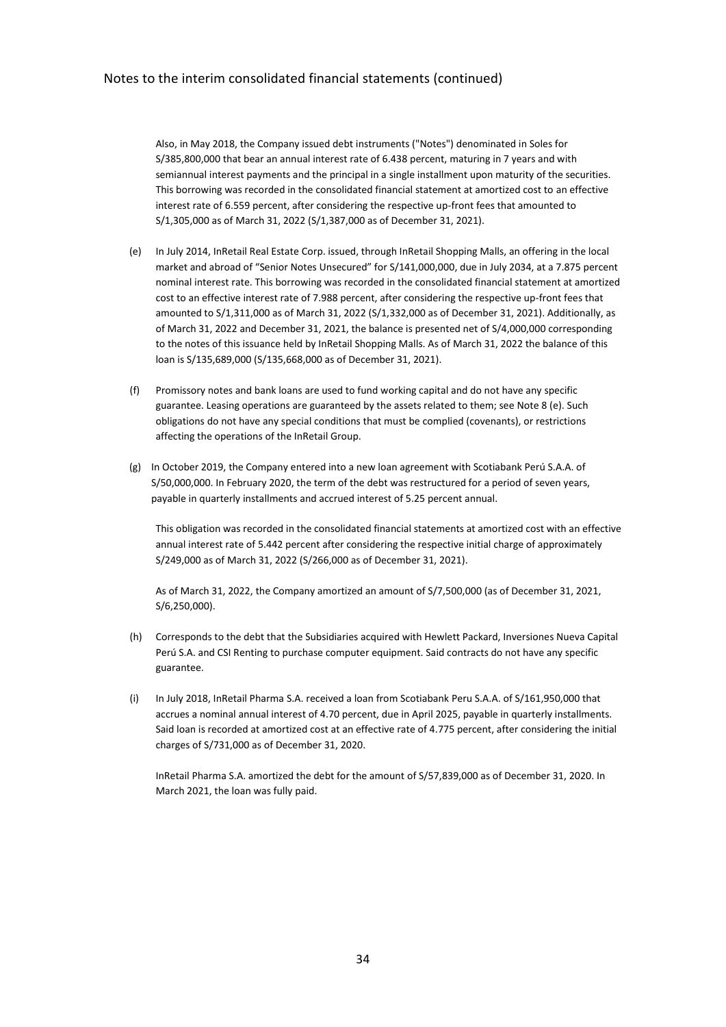Also, in May 2018, the Company issued debt instruments ("Notes") denominated in Soles for S/385,800,000 that bear an annual interest rate of 6.438 percent, maturing in 7 years and with semiannual interest payments and the principal in a single installment upon maturity of the securities. This borrowing was recorded in the consolidated financial statement at amortized cost to an effective interest rate of 6.559 percent, after considering the respective up-front fees that amounted to S/1,305,000 as of March 31, 2022 (S/1,387,000 as of December 31, 2021).

(e) In July 2014, InRetail Real Estate Corp. issued, through InRetail Shopping Malls, an offering in the local market and abroad of "Senior Notes Unsecured" for S/141,000,000, due in July 2034, at a 7.875 percent nominal interest rate. This borrowing was recorded in the consolidated financial statement at amortized cost to an effective interest rate of 7.988 percent, after considering the respective up-front fees that amounted to S/1,311,000 as of March 31, 2022 (S/1,332,000 as of December 31, 2021). Additionally, as of March 31, 2022 and December 31, 2021, the balance is presented net of S/4,000,000 corresponding to the notes of this issuance held by InRetail Shopping Malls. As of March 31, 2022 the balance of this loan is S/135,689,000 (S/135,668,000 as of December 31, 2021).

(f) Promissory notes and bank loans are used to fund working capital and do not have any specific guarantee. Leasing operations are guaranteed by the assets related to them; see Note 8 (e). Such obligations do not have any special conditions that must be complied (covenants), or restrictions affecting the operations of the InRetail Group.

(g) In October 2019, the Company entered into a new loan agreement with Scotiabank Perú S.A.A. of S/50,000,000. In February 2020, the term of the debt was restructured for a period of seven years, payable in quarterly installments and accrued interest of 5.25 percent annual.

This obligation was recorded in the consolidated financial statements at amortized cost with an effective annual interest rate of 5.442 percent after considering the respective initial charge of approximately S/249,000 as of March 31, 2022 (S/266,000 as of December 31, 2021).

As of March 31, 2022, the Company amortized an amount of S/7,500,000 (as of December 31, 2021, S/6,250,000).

(h) Corresponds to the debt that the Subsidiaries acquired with Hewlett Packard, Inversiones Nueva Capital Perú S.A. and CSI Renting to purchase computer equipment. Said contracts do not have any specific guarantee.

(i) In July 2018, InRetail Pharma S.A. received a loan from Scotiabank Peru S.A.A. of S/161,950,000 that accrues a nominal annual interest of 4.70 percent, due in April 2025, payable in quarterly installments. Said loan is recorded at amortized cost at an effective rate of 4.775 percent, after considering the initial charges of S/731,000 as of December 31, 2020.

InRetail Pharma S.A. amortized the debt for the amount of S/57,839,000 as of December 31, 2020. In March 2021, the loan was fully paid.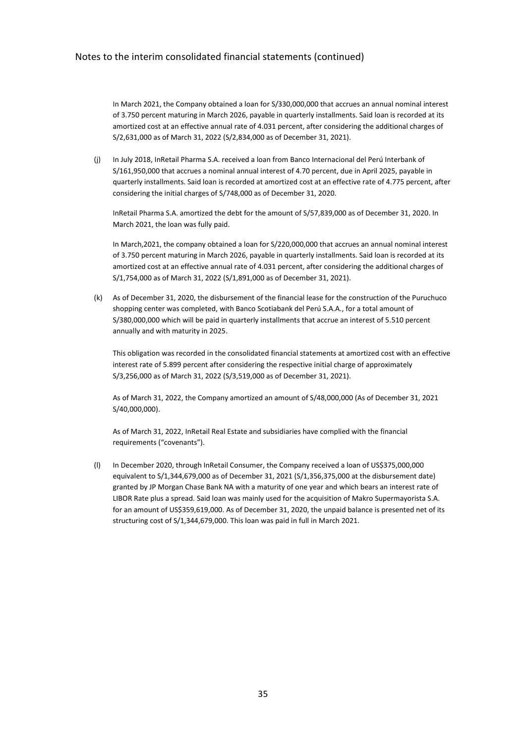In March 2021, the Company obtained a loan for S/330,000,000 that accrues an annual nominal interest of 3.750 percent maturing in March 2026, payable in quarterly installments. Said loan is recorded at its amortized cost at an effective annual rate of 4.031 percent, after considering the additional charges of S/2,631,000 as of March 31, 2022 (S/2,834,000 as of December 31, 2021).

(j) In July 2018, InRetail Pharma S.A. received a loan from Banco Internacional del Perú Interbank of S/161,950,000 that accrues a nominal annual interest of 4.70 percent, due in April 2025, payable in quarterly installments. Said loan is recorded at amortized cost at an effective rate of 4.775 percent, after considering the initial charges of S/748,000 as of December 31, 2020.

InRetail Pharma S.A. amortized the debt for the amount of S/57,839,000 as of December 31, 2020. In March 2021, the loan was fully paid.

In March,2021, the company obtained a loan for S/220,000,000 that accrues an annual nominal interest of 3.750 percent maturing in March 2026, payable in quarterly installments. Said loan is recorded at its amortized cost at an effective annual rate of 4.031 percent, after considering the additional charges of S/1,754,000 as of March 31, 2022 (S/1,891,000 as of December 31, 2021).

(k) As of December 31, 2020, the disbursement of the financial lease for the construction of the Puruchuco shopping center was completed, with Banco Scotiabank del Perú S.A.A., for a total amount of S/380,000,000 which will be paid in quarterly installments that accrue an interest of 5.510 percent annually and with maturity in 2025.

This obligation was recorded in the consolidated financial statements at amortized cost with an effective interest rate of 5.899 percent after considering the respective initial charge of approximately S/3,256,000 as of March 31, 2022 (S/3,519,000 as of December 31, 2021).

As of March 31, 2022, the Company amortized an amount of S/48,000,000 (As of December 31, 2021 S/40,000,000).

As of March 31, 2022, InRetail Real Estate and subsidiaries have complied with the financial requirements ("covenants").

(l) In December 2020, through InRetail Consumer, the Company received a loan of US$375,000,000 equivalent to S/1,344,679,000 as of December 31, 2021 (S/1,356,375,000 at the disbursement date) granted by JP Morgan Chase Bank NA with a maturity of one year and which bears an interest rate of LIBOR Rate plus a spread. Said loan was mainly used for the acquisition of Makro Supermayorista S.A. for an amount of US$359,619,000. As of December 31, 2020, the unpaid balance is presented net of its structuring cost of S/1,344,679,000. This loan was paid in full in March 2021.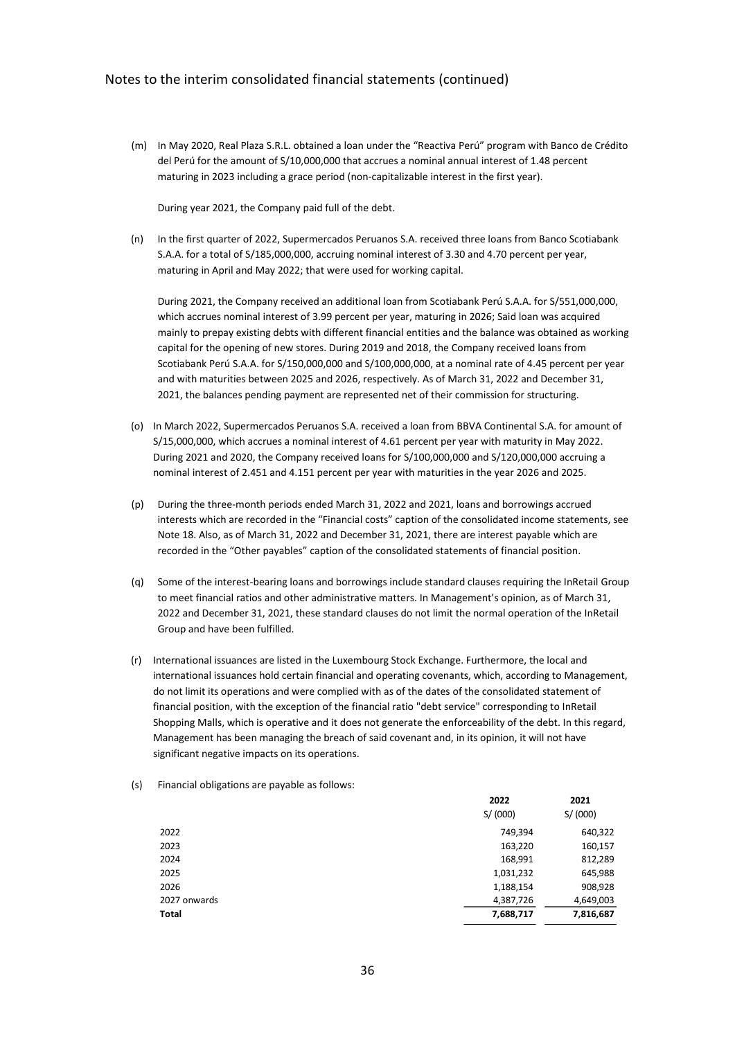Notes to the interim consolidated financial statements (continued)

(m) In May 2020, Real Plaza S.R.L. obtained a loan under the "Reactiva Perú" program with Banco de Crédito del Perú for the amount of S/10,000,000 that accrues a nominal annual interest of 1.48 percent maturing in 2023 including a grace period (non-capitalizable interest in the first year).

During year 2021, the Company paid full of the debt.

(n) In the first quarter of 2022, Supermercados Peruanos S.A. received three loans from Banco Scotiabank S.A.A. for a total of S/185,000,000, accruing nominal interest of 3.30 and 4.70 percent per year, maturing in April and May 2022; that were used for working capital.

During 2021, the Company received an additional loan from Scotiabank Perú S.A.A. for S/551,000,000, which accrues nominal interest of 3.99 percent per year, maturing in 2026; Said loan was acquired mainly to prepay existing debts with different financial entities and the balance was obtained as working capital for the opening of new stores. During 2019 and 2018, the Company received loans from Scotiabank Perú S.A.A. for S/150,000,000 and S/100,000,000, at a nominal rate of 4.45 percent per year and with maturities between 2025 and 2026, respectively. As of March 31, 2022 and December 31, 2021, the balances pending payment are represented net of their commission for structuring.

(o) In March 2022, Supermercados Peruanos S.A. received a loan from BBVA Continental S.A. for amount of S/15,000,000, which accrues a nominal interest of 4.61 percent per year with maturity in May 2022. During 2021 and 2020, the Company received loans for S/100,000,000 and S/120,000,000 accruing a nominal interest of 2.451 and 4.151 percent per year with maturities in the year 2026 and 2025.

(p) During the three-month periods ended March 31, 2022 and 2021, loans and borrowings accrued interests which are recorded in the "Financial costs" caption of the consolidated income statements, see Note 18. Also, as of March 31, 2022 and December 31, 2021, there are interest payable which are recorded in the "Other payables" caption of the consolidated statements of financial position.

(q) Some of the interest-bearing loans and borrowings include standard clauses requiring the InRetail Group to meet financial ratios and other administrative matters. In Management's opinion, as of March 31, 2022 and December 31, 2021, these standard clauses do not limit the normal operation of the InRetail Group and have been fulfilled.

(r) International issuances are listed in the Luxembourg Stock Exchange. Furthermore, the local and international issuances hold certain financial and operating covenants, which, according to Management, do not limit its operations and were complied with as of the dates of the consolidated statement of financial position, with the exception of the financial ratio "debt service" corresponding to InRetail Shopping Malls, which is operative and it does not generate the enforceability of the debt. In this regard, Management has been managing the breach of said covenant and, in its opinion, it will not have significant negative impacts on its operations.

(s) Financial obligations are payable as follows:

| | 2022 | 2021 |
|---|---|---|
| | S/ (000) | S/ (000) |
| 2022 | 749,394 | 640,322 |
| 2023 | 163,220 | 160,157 |
| 2024 | 168,991 | 812,289 |
| 2025 | 1,031,232 | 645,988 |
| 2026 | 1,188,154 | 908,928 |
| 2027 onwards | 4,387,726 | 4,649,003 |
| **Total** | **7,688,717** | **7,816,687** |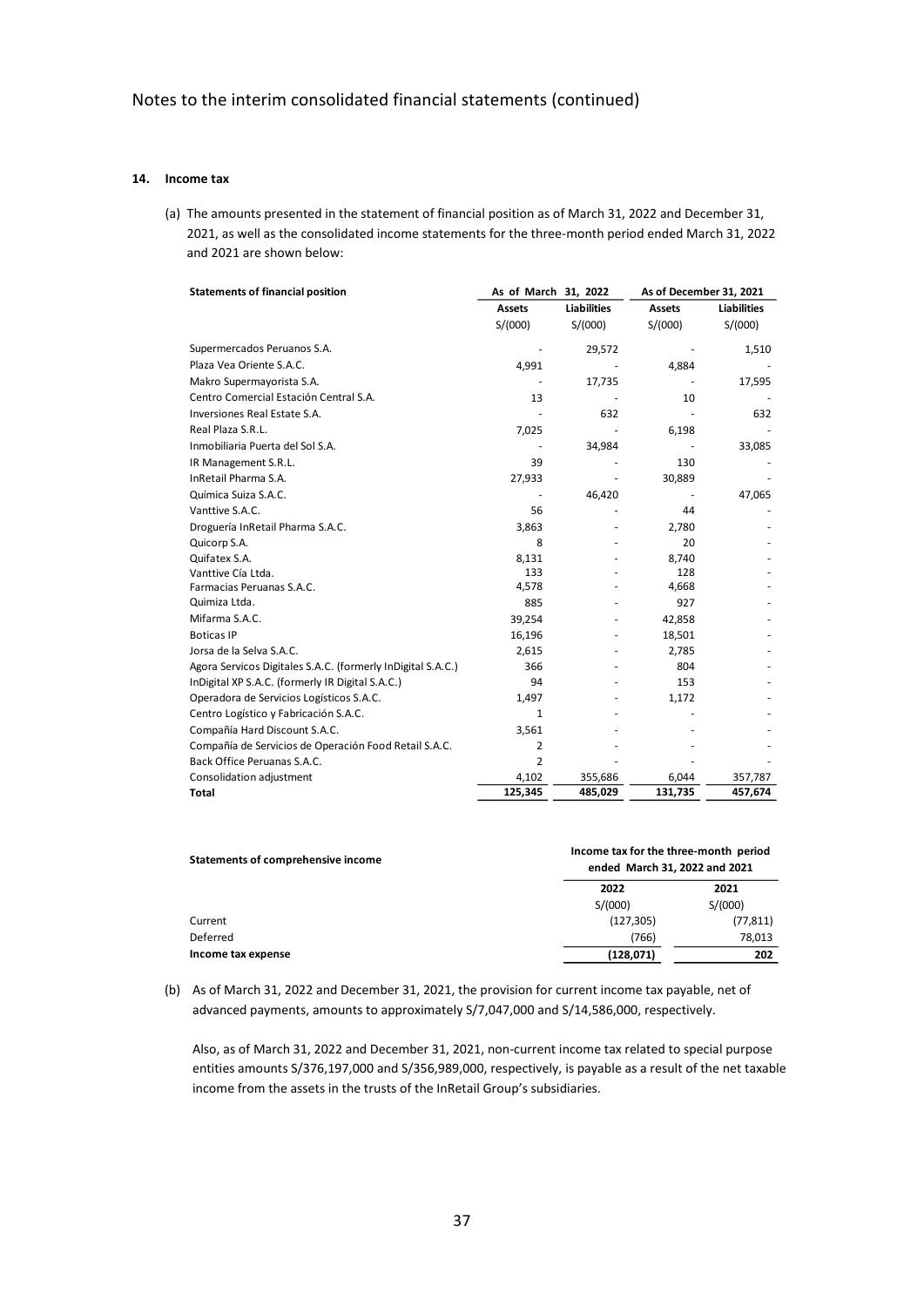## 14. Income tax

(a) The amounts presented in the statement of financial position as of March 31, 2022 and December 31, 2021, as well as the consolidated income statements for the three-month period ended March 31, 2022 and 2021 are shown below:

| Statements of financial position | As of March 31, 2022 | | As of December 31, 2021 | |
|---|---|---|---|---|
| | Assets | Liabilities | Assets | Liabilities |
| | S/(000) | S/(000) | S/(000) | S/(000) |
| Supermercados Peruanos S.A. | - | 29,572 | - | 1,510 |
| Plaza Vea Oriente S.A.C. | 4,991 | - | 4,884 | - |
| Makro Supermayorista S.A. | - | 17,735 | - | 17,595 |
| Centro Comercial Estación Central S.A. | 13 | - | 10 | - |
| Inversiones Real Estate S.A. | - | 632 | - | 632 |
| Real Plaza S.R.L. | 7,025 | - | 6,198 | - |
| Inmobiliaria Puerta del Sol S.A. | - | 34,984 | - | 33,085 |
| IR Management S.R.L. | 39 | - | 130 | - |
| InRetail Pharma S.A. | 27,933 | - | 30,889 | - |
| Química Suiza S.A.C. | - | 46,420 | - | 47,065 |
| Vanttive S.A.C. | 56 | - | 44 | - |
| Droguería InRetail Pharma S.A.C. | 3,863 | - | 2,780 | - |
| Quicorp S.A. | 8 | - | 20 | - |
| Quifatex S.A. | 8,131 | - | 8,740 | - |
| Vanttive Cía Ltda. | 133 | - | 128 | - |
| Farmacias Peruanas S.A.C. | 4,578 | - | 4,668 | - |
| Quimiza Ltda. | 885 | - | 927 | - |
| Mifarma S.A.C. | 39,254 | - | 42,858 | - |
| Boticas IP | 16,196 | - | 18,501 | - |
| Jorsa de la Selva S.A.C. | 2,615 | - | 2,785 | - |
| Agora Servicos Digitales S.A.C. (formerly InDigital S.A.C.) | 366 | - | 804 | - |
| InDigital XP S.A.C. (formerly IR Digital S.A.C.) | 94 | - | 153 | - |
| Operadora de Servicios Logísticos S.A.C. | 1,497 | - | 1,172 | - |
| Centro Logístico y Fabricación S.A.C. | 1 | - | - | - |
| Compañía Hard Discount S.A.C. | 3,561 | - | - | - |
| Compañía de Servicios de Operación Food Retail S.A.C. | 2 | - | - | - |
| Back Office Peruanas S.A.C. | 2 | - | - | - |
| Consolidation adjustment | 4,102 | 355,686 | 6,044 | 357,787 |
| **Total** | **125,345** | **485,029** | **131,735** | **457,674** |

| Statements of comprehensive income | Income tax for the three-month period ended March 31, 2022 and 2021 | |
|---|---|---|
| | 2022 | 2021 |
| | S/(000) | S/(000) |
| Current | (127,305) | (77,811) |
| Deferred | (766) | 78,013 |
| **Income tax expense** | **(128,071)** | **202** |

(b) As of March 31, 2022 and December 31, 2021, the provision for current income tax payable, net of advanced payments, amounts to approximately S/7,047,000 and S/14,586,000, respectively.

Also, as of March 31, 2022 and December 31, 2021, non-current income tax related to special purpose entities amounts S/376,197,000 and S/356,989,000, respectively, is payable as a result of the net taxable income from the assets in the trusts of the InRetail Group's subsidiaries.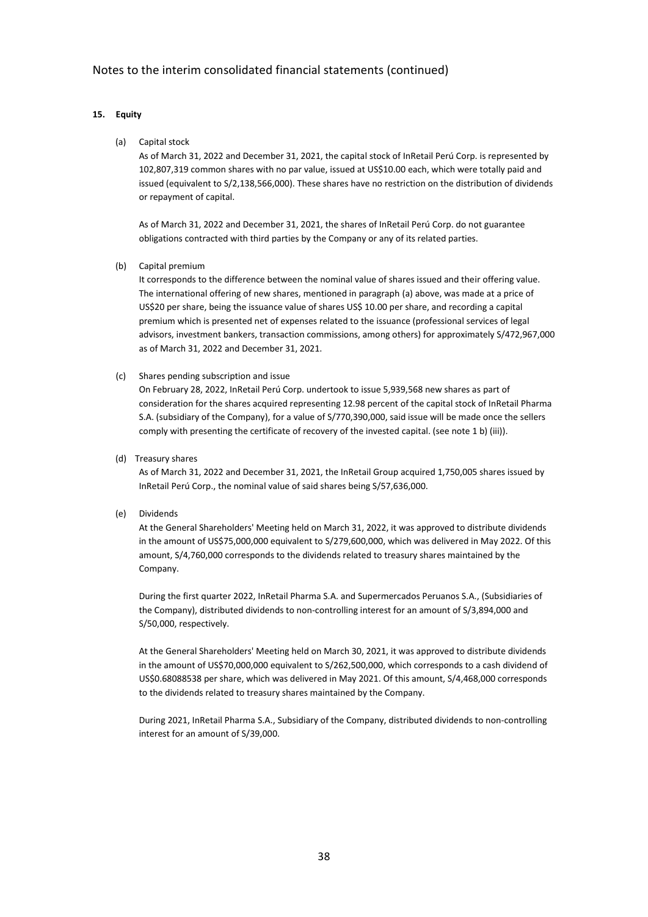## 15. Equity

(a) Capital stock

As of March 31, 2022 and December 31, 2021, the capital stock of InRetail Perú Corp. is represented by 102,807,319 common shares with no par value, issued at US$10.00 each, which were totally paid and issued (equivalent to S/2,138,566,000). These shares have no restriction on the distribution of dividends or repayment of capital.

As of March 31, 2022 and December 31, 2021, the shares of InRetail Perú Corp. do not guarantee obligations contracted with third parties by the Company or any of its related parties.

(b) Capital premium

It corresponds to the difference between the nominal value of shares issued and their offering value. The international offering of new shares, mentioned in paragraph (a) above, was made at a price of US$20 per share, being the issuance value of shares US$ 10.00 per share, and recording a capital premium which is presented net of expenses related to the issuance (professional services of legal advisors, investment bankers, transaction commissions, among others) for approximately S/472,967,000 as of March 31, 2022 and December 31, 2021.

(c) Shares pending subscription and issue

On February 28, 2022, InRetail Perú Corp. undertook to issue 5,939,568 new shares as part of consideration for the shares acquired representing 12.98 percent of the capital stock of InRetail Pharma S.A. (subsidiary of the Company), for a value of S/770,390,000, said issue will be made once the sellers comply with presenting the certificate of recovery of the invested capital. (see note 1 b) (iii)).

(d) Treasury shares

As of March 31, 2022 and December 31, 2021, the InRetail Group acquired 1,750,005 shares issued by InRetail Perú Corp., the nominal value of said shares being S/57,636,000.

(e) Dividends

At the General Shareholders' Meeting held on March 31, 2022, it was approved to distribute dividends in the amount of US$75,000,000 equivalent to S/279,600,000, which was delivered in May 2022. Of this amount, S/4,760,000 corresponds to the dividends related to treasury shares maintained by the Company.

During the first quarter 2022, InRetail Pharma S.A. and Supermercados Peruanos S.A., (Subsidiaries of the Company), distributed dividends to non-controlling interest for an amount of S/3,894,000 and S/50,000, respectively.

At the General Shareholders' Meeting held on March 30, 2021, it was approved to distribute dividends in the amount of US$70,000,000 equivalent to S/262,500,000, which corresponds to a cash dividend of US$0.68088538 per share, which was delivered in May 2021. Of this amount, S/4,468,000 corresponds to the dividends related to treasury shares maintained by the Company.

During 2021, InRetail Pharma S.A., Subsidiary of the Company, distributed dividends to non-controlling interest for an amount of S/39,000.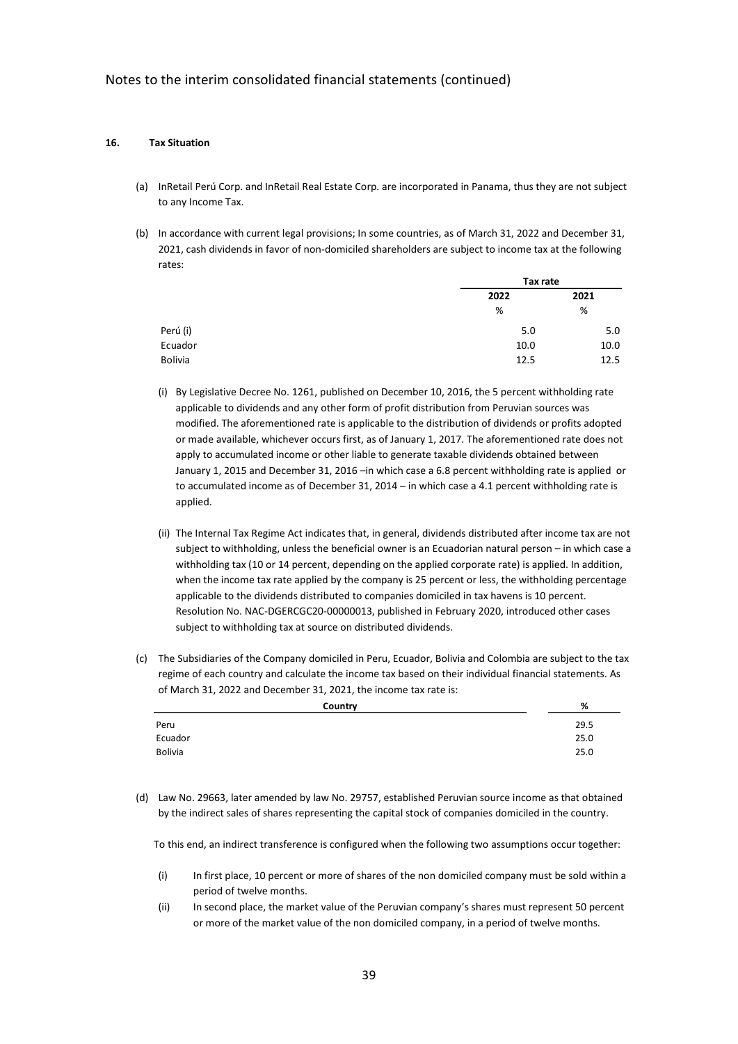## 16. Tax Situation

(a) InRetail Perú Corp. and InRetail Real Estate Corp. are incorporated in Panama, thus they are not subject to any Income Tax.

(b) In accordance with current legal provisions; In some countries, as of March 31, 2022 and December 31, 2021, cash dividends in favor of non-domiciled shareholders are subject to income tax at the following rates:

| | Tax rate | |
|---|---|---|
| | 2022 | 2021 |
| | % | % |
| Perú (i) | 5.0 | 5.0 |
| Ecuador | 10.0 | 10.0 |
| Bolivia | 12.5 | 12.5 |

(i) By Legislative Decree No. 1261, published on December 10, 2016, the 5 percent withholding rate applicable to dividends and any other form of profit distribution from Peruvian sources was modified. The aforementioned rate is applicable to the distribution of dividends or profits adopted or made available, whichever occurs first, as of January 1, 2017. The aforementioned rate does not apply to accumulated income or other liable to generate taxable dividends obtained between January 1, 2015 and December 31, 2016 –in which case a 6.8 percent withholding rate is applied or to accumulated income as of December 31, 2014 – in which case a 4.1 percent withholding rate is applied.

(ii) The Internal Tax Regime Act indicates that, in general, dividends distributed after income tax are not subject to withholding, unless the beneficial owner is an Ecuadorian natural person – in which case a withholding tax (10 or 14 percent, depending on the applied corporate rate) is applied. In addition, when the income tax rate applied by the company is 25 percent or less, the withholding percentage applicable to the dividends distributed to companies domiciled in tax havens is 10 percent. Resolution No. NAC-DGERCGC20-00000013, published in February 2020, introduced other cases subject to withholding tax at source on distributed dividends.

(c) The Subsidiaries of the Company domiciled in Peru, Ecuador, Bolivia and Colombia are subject to the tax regime of each country and calculate the income tax based on their individual financial statements. As of March 31, 2022 and December 31, 2021, the income tax rate is:

| Country | % |
|---|---|
| Peru | 29.5 |
| Ecuador | 25.0 |
| Bolivia | 25.0 |

(d) Law No. 29663, later amended by law No. 29757, established Peruvian source income as that obtained by the indirect sales of shares representing the capital stock of companies domiciled in the country.

To this end, an indirect transference is configured when the following two assumptions occur together:

(i) In first place, 10 percent or more of shares of the non domiciled company must be sold within a period of twelve months.

(ii) In second place, the market value of the Peruvian company's shares must represent 50 percent or more of the market value of the non domiciled company, in a period of twelve months.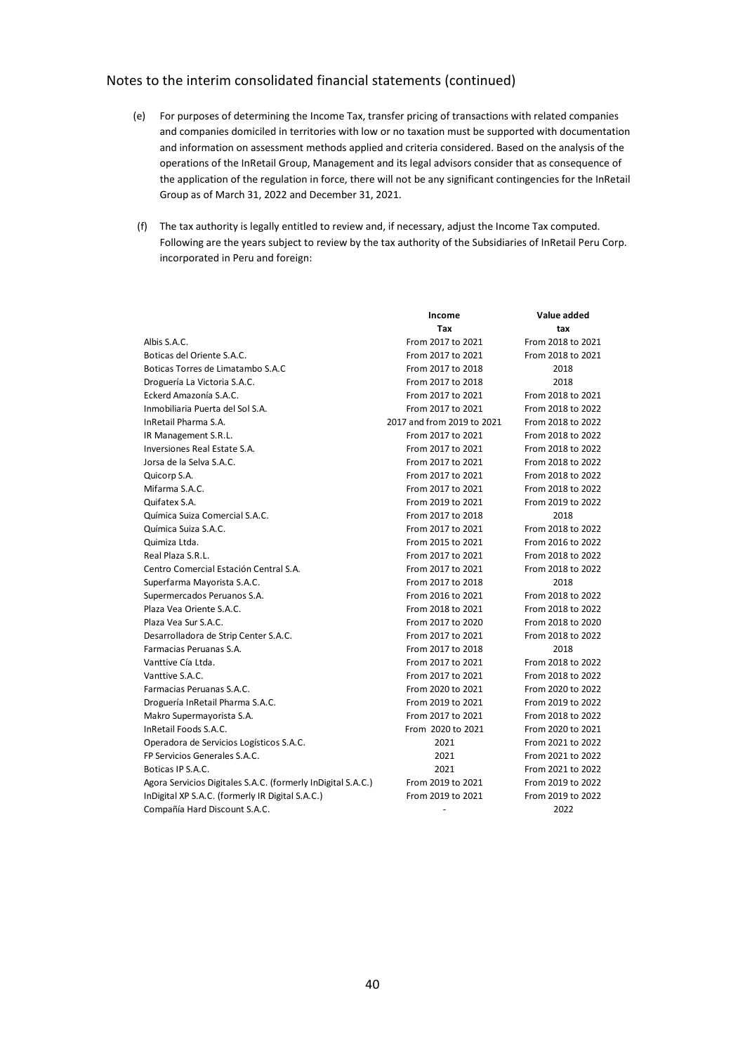## Notes to the interim consolidated financial statements (continued)

(e) For purposes of determining the Income Tax, transfer pricing of transactions with related companies and companies domiciled in territories with low or no taxation must be supported with documentation and information on assessment methods applied and criteria considered. Based on the analysis of the operations of the InRetail Group, Management and its legal advisors consider that as consequence of the application of the regulation in force, there will not be any significant contingencies for the InRetail Group as of March 31, 2022 and December 31, 2021.

(f) The tax authority is legally entitled to review and, if necessary, adjust the Income Tax computed. Following are the years subject to review by the tax authority of the Subsidiaries of InRetail Peru Corp. incorporated in Peru and foreign:

| | **Income Tax** | **Value added tax** |
|---|---|---|
| Albis S.A.C. | From 2017 to 2021 | From 2018 to 2021 |
| Boticas del Oriente S.A.C. | From 2017 to 2021 | From 2018 to 2021 |
| Boticas Torres de Limatambo S.A.C | From 2017 to 2018 | 2018 |
| Droguería La Victoria S.A.C. | From 2017 to 2018 | 2018 |
| Eckerd Amazonía S.A.C. | From 2017 to 2021 | From 2018 to 2021 |
| Inmobiliaria Puerta del Sol S.A. | From 2017 to 2021 | From 2018 to 2022 |
| InRetail Pharma S.A. | 2017 and from 2019 to 2021 | From 2018 to 2022 |
| IR Management S.R.L. | From 2017 to 2021 | From 2018 to 2022 |
| Inversiones Real Estate S.A. | From 2017 to 2021 | From 2018 to 2022 |
| Jorsa de la Selva S.A.C. | From 2017 to 2021 | From 2018 to 2022 |
| Quicorp S.A. | From 2017 to 2021 | From 2018 to 2022 |
| Mifarma S.A.C. | From 2017 to 2021 | From 2018 to 2022 |
| Quifatex S.A. | From 2019 to 2021 | From 2019 to 2022 |
| Química Suiza Comercial S.A.C. | From 2017 to 2018 | 2018 |
| Química Suiza S.A.C. | From 2017 to 2021 | From 2018 to 2022 |
| Quimiza Ltda. | From 2015 to 2021 | From 2016 to 2022 |
| Real Plaza S.R.L. | From 2017 to 2021 | From 2018 to 2022 |
| Centro Comercial Estación Central S.A. | From 2017 to 2021 | From 2018 to 2022 |
| Superfarma Mayorista S.A.C. | From 2017 to 2018 | 2018 |
| Supermercados Peruanos S.A. | From 2016 to 2021 | From 2018 to 2022 |
| Plaza Vea Oriente S.A.C. | From 2018 to 2021 | From 2018 to 2022 |
| Plaza Vea Sur S.A.C. | From 2017 to 2020 | From 2018 to 2020 |
| Desarrolladora de Strip Center S.A.C. | From 2017 to 2021 | From 2018 to 2022 |
| Farmacias Peruanas S.A. | From 2017 to 2018 | 2018 |
| Vanttive Cía Ltda. | From 2017 to 2021 | From 2018 to 2022 |
| Vanttive S.A.C. | From 2017 to 2021 | From 2018 to 2022 |
| Farmacias Peruanas S.A.C. | From 2020 to 2021 | From 2020 to 2022 |
| Droguería InRetail Pharma S.A.C. | From 2019 to 2021 | From 2019 to 2022 |
| Makro Supermayorista S.A. | From 2017 to 2021 | From 2018 to 2022 |
| InRetail Foods S.A.C. | From 2020 to 2021 | From 2020 to 2021 |
| Operadora de Servicios Logísticos S.A.C. | 2021 | From 2021 to 2022 |
| FP Servicios Generales S.A.C. | 2021 | From 2021 to 2022 |
| Boticas IP S.A.C. | 2021 | From 2021 to 2022 |
| Agora Servicios Digitales S.A.C. (formerly InDigital S.A.C.) | From 2019 to 2021 | From 2019 to 2022 |
| InDigital XP S.A.C. (formerly IR Digital S.A.C.) | From 2019 to 2021 | From 2019 to 2022 |
| Compañía Hard Discount S.A.C. | - | 2022 |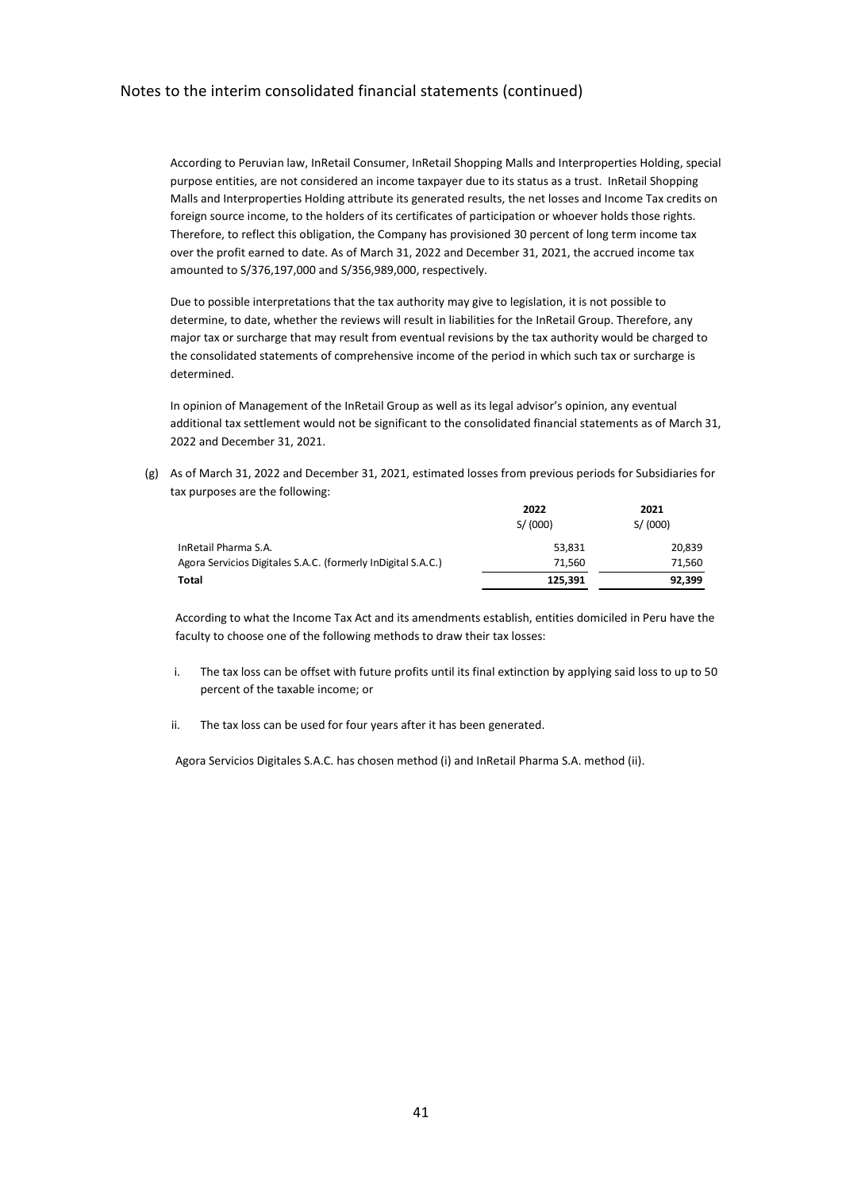According to Peruvian law, InRetail Consumer, InRetail Shopping Malls and Interproperties Holding, special purpose entities, are not considered an income taxpayer due to its status as a trust. InRetail Shopping Malls and Interproperties Holding attribute its generated results, the net losses and Income Tax credits on foreign source income, to the holders of its certificates of participation or whoever holds those rights. Therefore, to reflect this obligation, the Company has provisioned 30 percent of long term income tax over the profit earned to date. As of March 31, 2022 and December 31, 2021, the accrued income tax amounted to S/376,197,000 and S/356,989,000, respectively.

Due to possible interpretations that the tax authority may give to legislation, it is not possible to determine, to date, whether the reviews will result in liabilities for the InRetail Group. Therefore, any major tax or surcharge that may result from eventual revisions by the tax authority would be charged to the consolidated statements of comprehensive income of the period in which such tax or surcharge is determined.

In opinion of Management of the InRetail Group as well as its legal advisor's opinion, any eventual additional tax settlement would not be significant to the consolidated financial statements as of March 31, 2022 and December 31, 2021.

(g) As of March 31, 2022 and December 31, 2021, estimated losses from previous periods for Subsidiaries for tax purposes are the following:

| | 2022<br>S/ (000) | 2021<br>S/ (000) |
|---|---|---|
| InRetail Pharma S.A. | 53,831 | 20,839 |
| Agora Servicios Digitales S.A.C. (formerly InDigital S.A.C.) | 71,560 | 71,560 |
| **Total** | **125,391** | **92,399** |

According to what the Income Tax Act and its amendments establish, entities domiciled in Peru have the faculty to choose one of the following methods to draw their tax losses:

i. The tax loss can be offset with future profits until its final extinction by applying said loss to up to 50 percent of the taxable income; or

ii. The tax loss can be used for four years after it has been generated.

Agora Servicios Digitales S.A.C. has chosen method (i) and InRetail Pharma S.A. method (ii).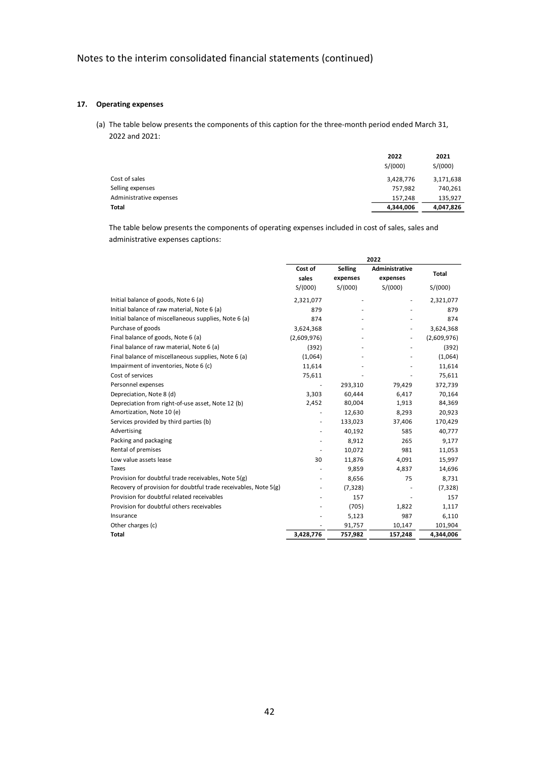Notes to the interim consolidated financial statements (continued)

## 17. Operating expenses

(a) The table below presents the components of this caption for the three-month period ended March 31, 2022 and 2021:

| | 2022 | 2021 |
|---|---|---|
| | S/(000) | S/(000) |
| Cost of sales | 3,428,776 | 3,171,638 |
| Selling expenses | 757,982 | 740,261 |
| Administrative expenses | 157,248 | 135,927 |
| **Total** | **4,344,006** | **4,047,826** |

The table below presents the components of operating expenses included in cost of sales, sales and administrative expenses captions:

| | 2022 | | | |
|---|---|---|---|---|
| | **Cost of sales** | **Selling expenses** | **Administrative expenses** | **Total** |
| | S/(000) | S/(000) | S/(000) | S/(000) |
| Initial balance of goods, Note 6 (a) | 2,321,077 | - | - | 2,321,077 |
| Initial balance of raw material, Note 6 (a) | 879 | - | - | 879 |
| Initial balance of miscellaneous supplies, Note 6 (a) | 874 | - | - | 874 |
| Purchase of goods | 3,624,368 | - | - | 3,624,368 |
| Final balance of goods, Note 6 (a) | (2,609,976) | - | - | (2,609,976) |
| Final balance of raw material, Note 6 (a) | (392) | - | - | (392) |
| Final balance of miscellaneous supplies, Note 6 (a) | (1,064) | - | - | (1,064) |
| Impairment of inventories, Note 6 (c) | 11,614 | - | - | 11,614 |
| Cost of services | 75,611 | - | - | 75,611 |
| Personnel expenses | - | 293,310 | 79,429 | 372,739 |
| Depreciation, Note 8 (d) | 3,303 | 60,444 | 6,417 | 70,164 |
| Depreciation from right-of-use asset, Note 12 (b) | 2,452 | 80,004 | 1,913 | 84,369 |
| Amortization, Note 10 (e) | - | 12,630 | 8,293 | 20,923 |
| Services provided by third parties (b) | - | 133,023 | 37,406 | 170,429 |
| Advertising | - | 40,192 | 585 | 40,777 |
| Packing and packaging | - | 8,912 | 265 | 9,177 |
| Rental of premises | - | 10,072 | 981 | 11,053 |
| Low value assets lease | 30 | 11,876 | 4,091 | 15,997 |
| Taxes | - | 9,859 | 4,837 | 14,696 |
| Provision for doubtful trade receivables, Note 5(g) | - | 8,656 | 75 | 8,731 |
| Recovery of provision for doubtful trade receivables, Note 5(g) | - | (7,328) | - | (7,328) |
| Provision for doubtful related receivables | - | 157 | - | 157 |
| Provision for doubtful others receivables | - | (705) | 1,822 | 1,117 |
| Insurance | - | 5,123 | 987 | 6,110 |
| Other charges (c) | - | 91,757 | 10,147 | 101,904 |
| **Total** | **3,428,776** | **757,982** | **157,248** | **4,344,006** |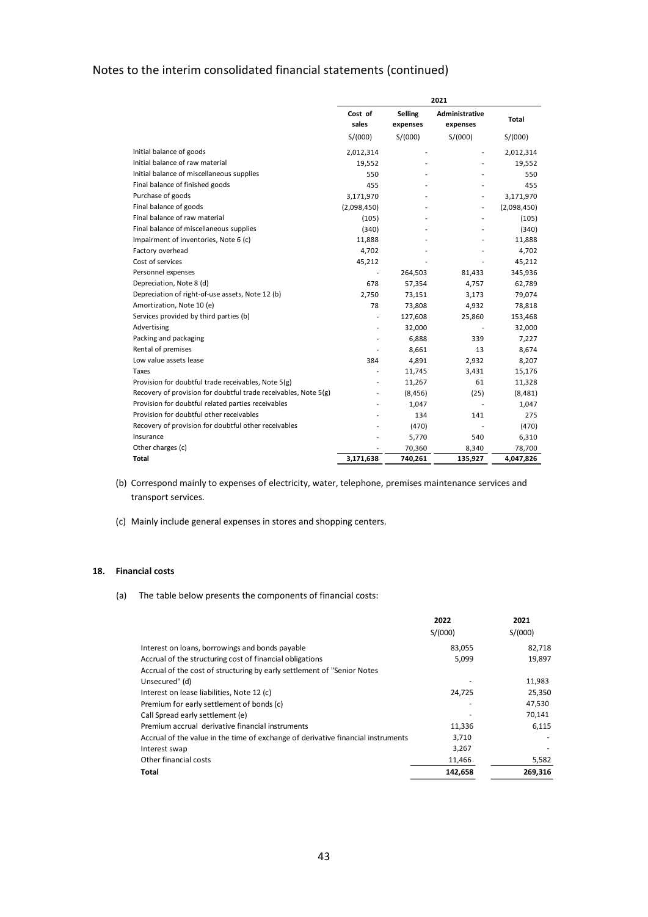Notes to the interim consolidated financial statements (continued)

| | 2021 | | | |
|---|---|---|---|---|
| | Cost of sales | Selling expenses | Administrative expenses | Total |
| | S/(000) | S/(000) | S/(000) | S/(000) |
| Initial balance of goods | 2,012,314 | - | - | 2,012,314 |
| Initial balance of raw material | 19,552 | - | - | 19,552 |
| Initial balance of miscellaneous supplies | 550 | - | - | 550 |
| Final balance of finished goods | 455 | - | - | 455 |
| Purchase of goods | 3,171,970 | - | - | 3,171,970 |
| Final balance of goods | (2,098,450) | - | - | (2,098,450) |
| Final balance of raw material | (105) | - | - | (105) |
| Final balance of miscellaneous supplies | (340) | - | - | (340) |
| Impairment of inventories, Note 6 (c) | 11,888 | - | - | 11,888 |
| Factory overhead | 4,702 | - | - | 4,702 |
| Cost of services | 45,212 | - | - | 45,212 |
| Personnel expenses | - | 264,503 | 81,433 | 345,936 |
| Depreciation, Note 8 (d) | 678 | 57,354 | 4,757 | 62,789 |
| Depreciation of right-of-use assets, Note 12 (b) | 2,750 | 73,151 | 3,173 | 79,074 |
| Amortization, Note 10 (e) | 78 | 73,808 | 4,932 | 78,818 |
| Services provided by third parties (b) | - | 127,608 | 25,860 | 153,468 |
| Advertising | - | 32,000 | - | 32,000 |
| Packing and packaging | - | 6,888 | 339 | 7,227 |
| Rental of premises | - | 8,661 | 13 | 8,674 |
| Low value assets lease | 384 | 4,891 | 2,932 | 8,207 |
| Taxes | - | 11,745 | 3,431 | 15,176 |
| Provision for doubtful trade receivables, Note 5(g) | - | 11,267 | 61 | 11,328 |
| Recovery of provision for doubtful trade receivables, Note 5(g) | - | (8,456) | (25) | (8,481) |
| Provision for doubtful related parties receivables | - | 1,047 | - | 1,047 |
| Provision for doubtful other receivables | - | 134 | 141 | 275 |
| Recovery of provision for doubtful other receivables | - | (470) | - | (470) |
| Insurance | - | 5,770 | 540 | 6,310 |
| Other charges (c) | - | 70,360 | 8,340 | 78,700 |
| **Total** | **3,171,638** | **740,261** | **135,927** | **4,047,826** |

(b) Correspond mainly to expenses of electricity, water, telephone, premises maintenance services and transport services.

(c) Mainly include general expenses in stores and shopping centers.

## 18. Financial costs

(a) The table below presents the components of financial costs:

| | 2022 | 2021 |
|---|---|---|
| | S/(000) | S/(000) |
| Interest on loans, borrowings and bonds payable | 83,055 | 82,718 |
| Accrual of the structuring cost of financial obligations | 5,099 | 19,897 |
| Accrual of the cost of structuring by early settlement of "Senior Notes Unsecured" (d) | - | 11,983 |
| Interest on lease liabilities, Note 12 (c) | 24,725 | 25,350 |
| Premium for early settlement of bonds (c) | - | 47,530 |
| Call Spread early settlement (e) | - | 70,141 |
| Premium accrual derivative financial instruments | 11,336 | 6,115 |
| Accrual of the value in the time of exchange of derivative financial instruments | 3,710 | - |
| Interest swap | 3,267 | - |
| Other financial costs | 11,466 | 5,582 |
| **Total** | **142,658** | **269,316** |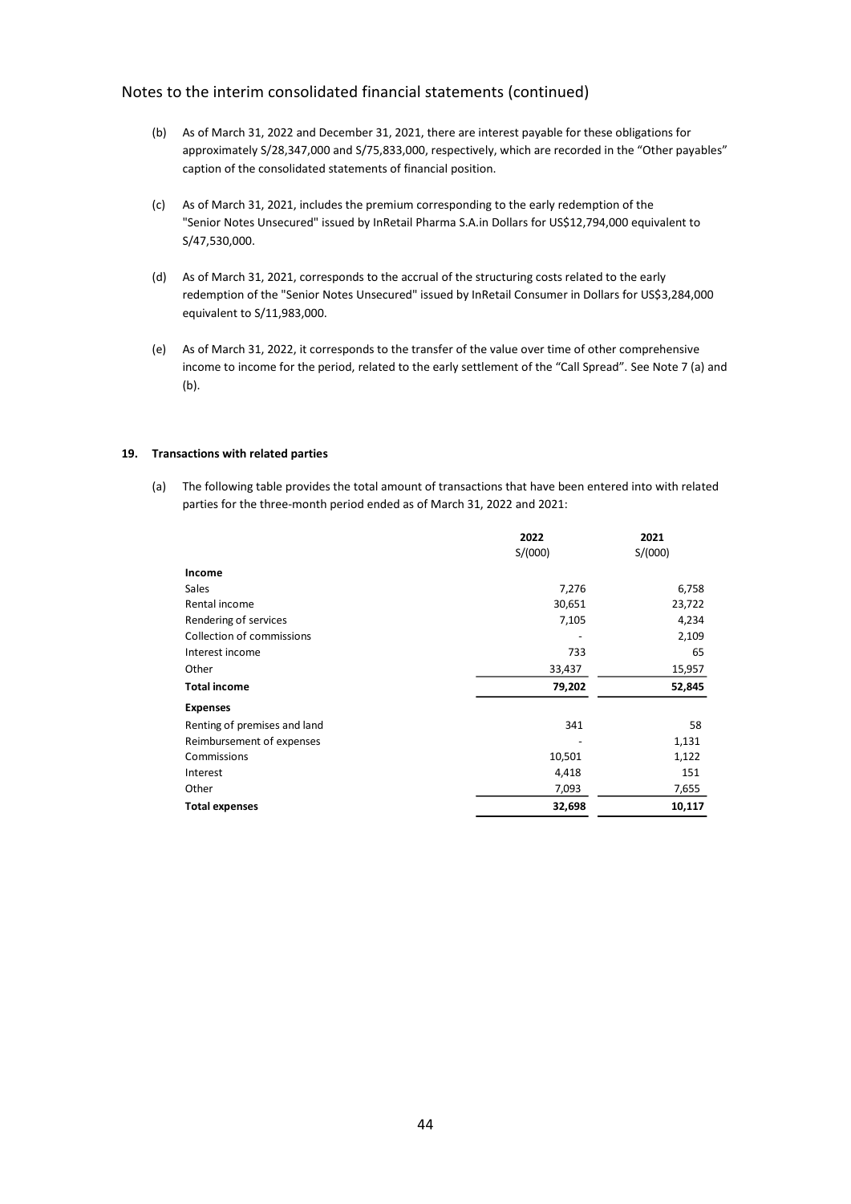Notes to the interim consolidated financial statements (continued)

(b) As of March 31, 2022 and December 31, 2021, there are interest payable for these obligations for approximately S/28,347,000 and S/75,833,000, respectively, which are recorded in the "Other payables" caption of the consolidated statements of financial position.

(c) As of March 31, 2021, includes the premium corresponding to the early redemption of the "Senior Notes Unsecured" issued by InRetail Pharma S.A.in Dollars for US$12,794,000 equivalent to S/47,530,000.

(d) As of March 31, 2021, corresponds to the accrual of the structuring costs related to the early redemption of the "Senior Notes Unsecured" issued by InRetail Consumer in Dollars for US$3,284,000 equivalent to S/11,983,000.

(e) As of March 31, 2022, it corresponds to the transfer of the value over time of other comprehensive income to income for the period, related to the early settlement of the "Call Spread". See Note 7 (a) and (b).

## 19. Transactions with related parties

(a) The following table provides the total amount of transactions that have been entered into with related parties for the three-month period ended as of March 31, 2022 and 2021:

| | 2022 | 2021 |
|---|---|---|
| | S/(000) | S/(000) |
| **Income** | | |
| Sales | 7,276 | 6,758 |
| Rental income | 30,651 | 23,722 |
| Rendering of services | 7,105 | 4,234 |
| Collection of commissions | - | 2,109 |
| Interest income | 733 | 65 |
| Other | 33,437 | 15,957 |
| **Total income** | **79,202** | **52,845** |
| **Expenses** | | |
| Renting of premises and land | 341 | 58 |
| Reimbursement of expenses | - | 1,131 |
| Commissions | 10,501 | 1,122 |
| Interest | 4,418 | 151 |
| Other | 7,093 | 7,655 |
| **Total expenses** | **32,698** | **10,117** |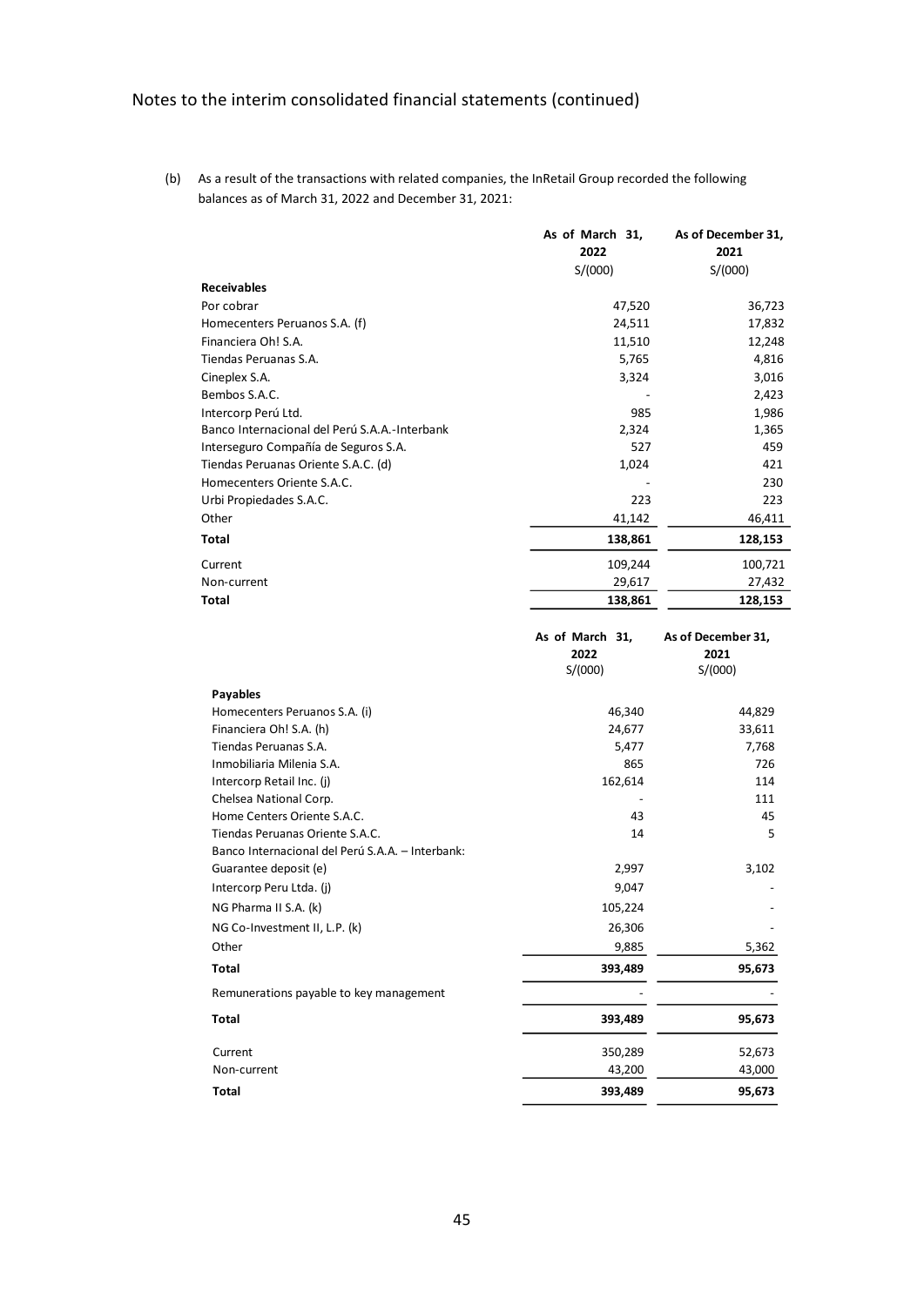## Notes to the interim consolidated financial statements (continued)

(b) As a result of the transactions with related companies, the InRetail Group recorded the following balances as of March 31, 2022 and December 31, 2021:

| | As of March 31, 2022 S/(000) | As of December 31, 2021 S/(000) |
|---|---|---|
| **Receivables** | | |
| Por cobrar | 47,520 | 36,723 |
| Homecenters Peruanos S.A. (f) | 24,511 | 17,832 |
| Financiera Oh! S.A. | 11,510 | 12,248 |
| Tiendas Peruanas S.A. | 5,765 | 4,816 |
| Cineplex S.A. | 3,324 | 3,016 |
| Bembos S.A.C. | - | 2,423 |
| Intercorp Perú Ltd. | 985 | 1,986 |
| Banco Internacional del Perú S.A.A.-Interbank | 2,324 | 1,365 |
| Interseguro Compañía de Seguros S.A. | 527 | 459 |
| Tiendas Peruanas Oriente S.A.C. (d) | 1,024 | 421 |
| Homecenters Oriente S.A.C. | - | 230 |
| Urbi Propiedades S.A.C. | 223 | 223 |
| Other | 41,142 | 46,411 |
| **Total** | **138,861** | **128,153** |
| Current | 109,244 | 100,721 |
| Non-current | 29,617 | 27,432 |
| **Total** | **138,861** | **128,153** |

| | As of March 31, 2022 S/(000) | As of December 31, 2021 S/(000) |
|---|---|---|
| **Payables** | | |
| Homecenters Peruanos S.A. (i) | 46,340 | 44,829 |
| Financiera Oh! S.A. (h) | 24,677 | 33,611 |
| Tiendas Peruanas S.A. | 5,477 | 7,768 |
| Inmobiliaria Milenia S.A. | 865 | 726 |
| Intercorp Retail Inc. (j) | 162,614 | 114 |
| Chelsea National Corp. | - | 111 |
| Home Centers Oriente S.A.C. | 43 | 45 |
| Tiendas Peruanas Oriente S.A.C. | 14 | 5 |
| Banco Internacional del Perú S.A.A. – Interbank: | | |
| Guarantee deposit (e) | 2,997 | 3,102 |
| Intercorp Peru Ltda. (j) | 9,047 | - |
| NG Pharma II S.A. (k) | 105,224 | - |
| NG Co-Investment II, L.P. (k) | 26,306 | - |
| Other | 9,885 | 5,362 |
| **Total** | **393,489** | **95,673** |
| Remunerations payable to key management | - | - |
| **Total** | **393,489** | **95,673** |
| Current | 350,289 | 52,673 |
| Non-current | 43,200 | 43,000 |
| **Total** | **393,489** | **95,673** |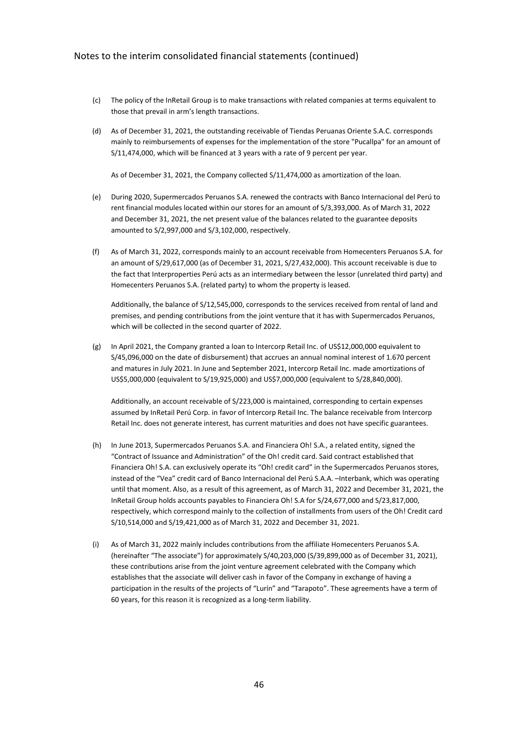Notes to the interim consolidated financial statements (continued)

(c) The policy of the InRetail Group is to make transactions with related companies at terms equivalent to those that prevail in arm's length transactions.

(d) As of December 31, 2021, the outstanding receivable of Tiendas Peruanas Oriente S.A.C. corresponds mainly to reimbursements of expenses for the implementation of the store "Pucallpa" for an amount of S/11,474,000, which will be financed at 3 years with a rate of 9 percent per year.

As of December 31, 2021, the Company collected S/11,474,000 as amortization of the loan.

(e) During 2020, Supermercados Peruanos S.A. renewed the contracts with Banco Internacional del Perú to rent financial modules located within our stores for an amount of S/3,393,000. As of March 31, 2022 and December 31, 2021, the net present value of the balances related to the guarantee deposits amounted to S/2,997,000 and S/3,102,000, respectively.

(f) As of March 31, 2022, corresponds mainly to an account receivable from Homecenters Peruanos S.A. for an amount of S/29,617,000 (as of December 31, 2021, S/27,432,000). This account receivable is due to the fact that Interproperties Perú acts as an intermediary between the lessor (unrelated third party) and Homecenters Peruanos S.A. (related party) to whom the property is leased.

Additionally, the balance of S/12,545,000, corresponds to the services received from rental of land and premises, and pending contributions from the joint venture that it has with Supermercados Peruanos, which will be collected in the second quarter of 2022.

(g) In April 2021, the Company granted a loan to Intercorp Retail Inc. of US$12,000,000 equivalent to S/45,096,000 on the date of disbursement) that accrues an annual nominal interest of 1.670 percent and matures in July 2021. In June and September 2021, Intercorp Retail Inc. made amortizations of US$5,000,000 (equivalent to S/19,925,000) and US$7,000,000 (equivalent to S/28,840,000).

Additionally, an account receivable of S/223,000 is maintained, corresponding to certain expenses assumed by InRetail Perú Corp. in favor of Intercorp Retail Inc. The balance receivable from Intercorp Retail Inc. does not generate interest, has current maturities and does not have specific guarantees.

(h) In June 2013, Supermercados Peruanos S.A. and Financiera Oh! S.A., a related entity, signed the "Contract of Issuance and Administration" of the Oh! credit card. Said contract established that Financiera Oh! S.A. can exclusively operate its "Oh! credit card" in the Supermercados Peruanos stores, instead of the "Vea" credit card of Banco Internacional del Perú S.A.A. –Interbank, which was operating until that moment. Also, as a result of this agreement, as of March 31, 2022 and December 31, 2021, the InRetail Group holds accounts payables to Financiera Oh! S.A for S/24,677,000 and S/23,817,000, respectively, which correspond mainly to the collection of installments from users of the Oh! Credit card S/10,514,000 and S/19,421,000 as of March 31, 2022 and December 31, 2021.

(i) As of March 31, 2022 mainly includes contributions from the affiliate Homecenters Peruanos S.A. (hereinafter "The associate") for approximately S/40,203,000 (S/39,899,000 as of December 31, 2021), these contributions arise from the joint venture agreement celebrated with the Company which establishes that the associate will deliver cash in favor of the Company in exchange of having a participation in the results of the projects of "Lurín" and "Tarapoto". These agreements have a term of 60 years, for this reason it is recognized as a long-term liability.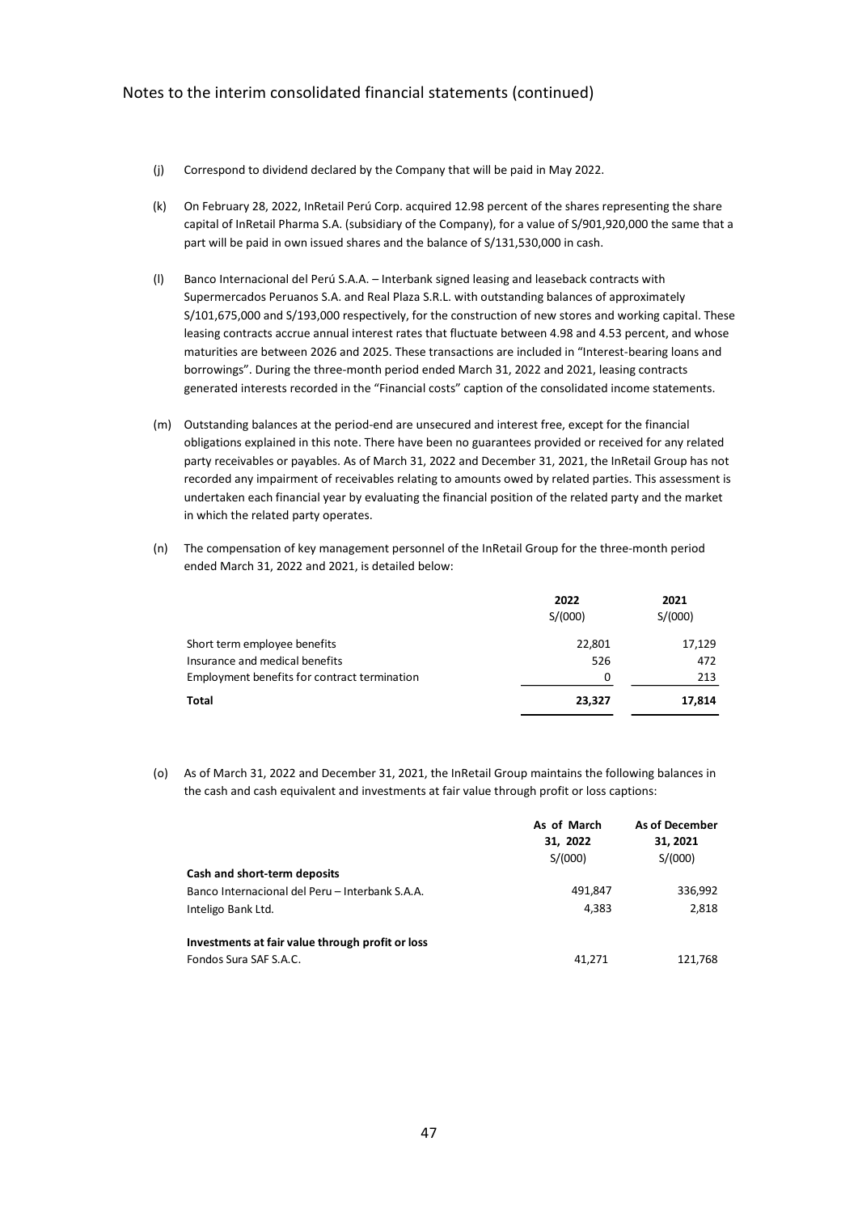(j) Correspond to dividend declared by the Company that will be paid in May 2022.

(k) On February 28, 2022, InRetail Perú Corp. acquired 12.98 percent of the shares representing the share capital of InRetail Pharma S.A. (subsidiary of the Company), for a value of S/901,920,000 the same that a part will be paid in own issued shares and the balance of S/131,530,000 in cash.

(l) Banco Internacional del Perú S.A.A. – Interbank signed leasing and leaseback contracts with Supermercados Peruanos S.A. and Real Plaza S.R.L. with outstanding balances of approximately S/101,675,000 and S/193,000 respectively, for the construction of new stores and working capital. These leasing contracts accrue annual interest rates that fluctuate between 4.98 and 4.53 percent, and whose maturities are between 2026 and 2025. These transactions are included in "Interest-bearing loans and borrowings". During the three-month period ended March 31, 2022 and 2021, leasing contracts generated interests recorded in the "Financial costs" caption of the consolidated income statements.

(m) Outstanding balances at the period-end are unsecured and interest free, except for the financial obligations explained in this note. There have been no guarantees provided or received for any related party receivables or payables. As of March 31, 2022 and December 31, 2021, the InRetail Group has not recorded any impairment of receivables relating to amounts owed by related parties. This assessment is undertaken each financial year by evaluating the financial position of the related party and the market in which the related party operates.

(n) The compensation of key management personnel of the InRetail Group for the three-month period ended March 31, 2022 and 2021, is detailed below:

| | 2022<br>S/(000) | 2021<br>S/(000) |
|---|---|---|
| Short term employee benefits | 22,801 | 17,129 |
| Insurance and medical benefits | 526 | 472 |
| Employment benefits for contract termination | 0 | 213 |
| **Total** | **23,327** | **17,814** |

(o) As of March 31, 2022 and December 31, 2021, the InRetail Group maintains the following balances in the cash and cash equivalent and investments at fair value through profit or loss captions:

| | As of March 31, 2022<br>S/(000) | As of December 31, 2021<br>S/(000) |
|---|---|---|
| **Cash and short-term deposits** | | |
| Banco Internacional del Peru – Interbank S.A.A. | 491,847 | 336,992 |
| Inteligo Bank Ltd. | 4,383 | 2,818 |
| **Investments at fair value through profit or loss** | | |
| Fondos Sura SAF S.A.C. | 41,271 | 121,768 |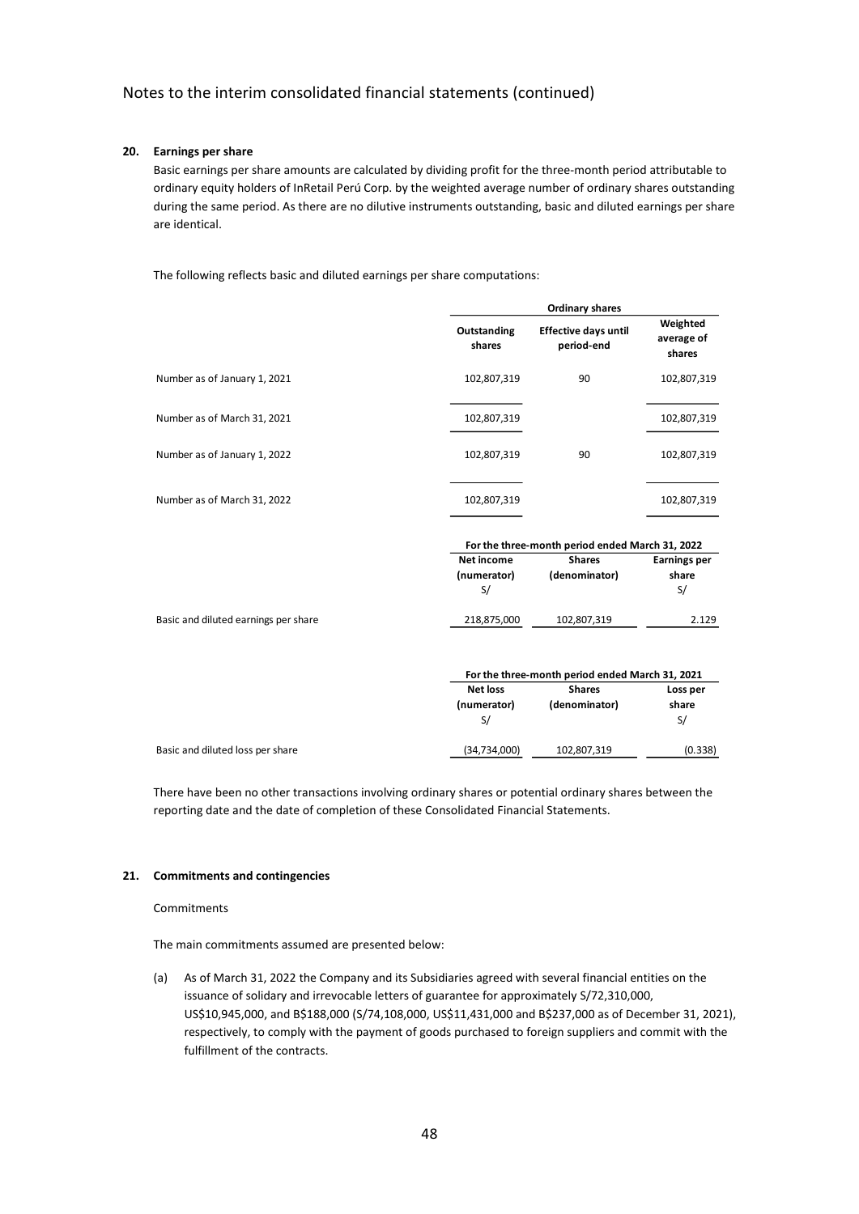## 20. Earnings per share

Basic earnings per share amounts are calculated by dividing profit for the three-month period attributable to ordinary equity holders of InRetail Perú Corp. by the weighted average number of ordinary shares outstanding during the same period. As there are no dilutive instruments outstanding, basic and diluted earnings per share are identical.

The following reflects basic and diluted earnings per share computations:

| | Ordinary shares | | |
|---|---|---|---|
| | Outstanding shares | Effective days until period-end | Weighted average of shares |
| Number as of January 1, 2021 | 102,807,319 | 90 | 102,807,319 |
| Number as of March 31, 2021 | 102,807,319 | | 102,807,319 |
| Number as of January 1, 2022 | 102,807,319 | 90 | 102,807,319 |
| Number as of March 31, 2022 | 102,807,319 | | 102,807,319 |

| | For the three-month period ended March 31, 2022 | | |
|---|---|---|---|
| | Net income (numerator) S/ | Shares (denominator) | Earnings per share S/ |
| Basic and diluted earnings per share | 218,875,000 | 102,807,319 | 2.129 |

| | For the three-month period ended March 31, 2021 | | |
|---|---|---|---|
| | Net loss (numerator) S/ | Shares (denominator) | Loss per share S/ |
| Basic and diluted loss per share | (34,734,000) | 102,807,319 | (0.338) |

There have been no other transactions involving ordinary shares or potential ordinary shares between the reporting date and the date of completion of these Consolidated Financial Statements.

## 21. Commitments and contingencies

Commitments

The main commitments assumed are presented below:

(a) As of March 31, 2022 the Company and its Subsidiaries agreed with several financial entities on the issuance of solidary and irrevocable letters of guarantee for approximately S/72,310,000, US$10,945,000, and B$188,000 (S/74,108,000, US$11,431,000 and B$237,000 as of December 31, 2021), respectively, to comply with the payment of goods purchased to foreign suppliers and commit with the fulfillment of the contracts.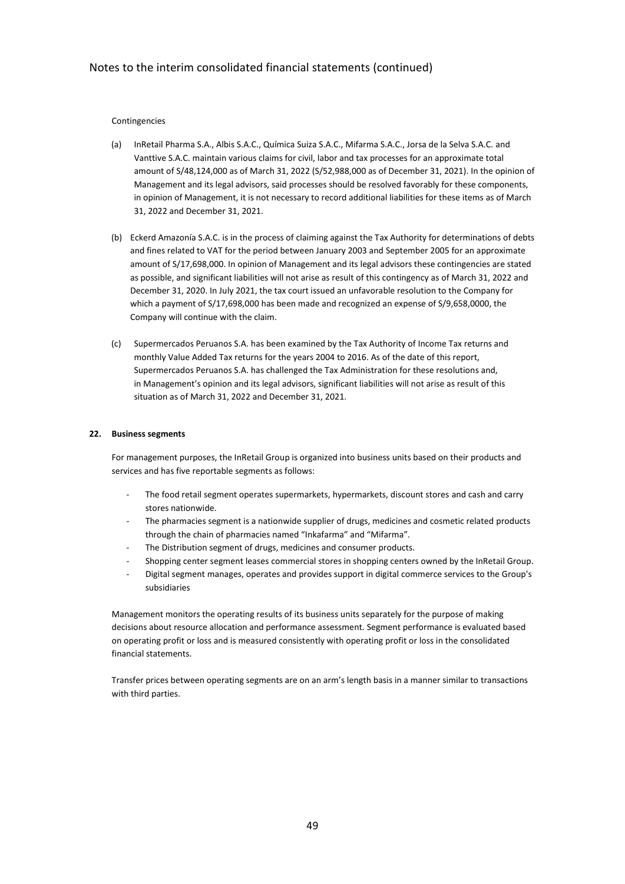Contingencies

(a) InRetail Pharma S.A., Albis S.A.C., Química Suiza S.A.C., Mifarma S.A.C., Jorsa de la Selva S.A.C. and Vanttive S.A.C. maintain various claims for civil, labor and tax processes for an approximate total amount of S/48,124,000 as of March 31, 2022 (S/52,988,000 as of December 31, 2021). In the opinion of Management and its legal advisors, said processes should be resolved favorably for these components, in opinion of Management, it is not necessary to record additional liabilities for these items as of March 31, 2022 and December 31, 2021.

(b) Eckerd Amazonía S.A.C. is in the process of claiming against the Tax Authority for determinations of debts and fines related to VAT for the period between January 2003 and September 2005 for an approximate amount of S/17,698,000. In opinion of Management and its legal advisors these contingencies are stated as possible, and significant liabilities will not arise as result of this contingency as of March 31, 2022 and December 31, 2020. In July 2021, the tax court issued an unfavorable resolution to the Company for which a payment of S/17,698,000 has been made and recognized an expense of S/9,658,0000, the Company will continue with the claim.

(c) Supermercados Peruanos S.A. has been examined by the Tax Authority of Income Tax returns and monthly Value Added Tax returns for the years 2004 to 2016. As of the date of this report, Supermercados Peruanos S.A. has challenged the Tax Administration for these resolutions and, in Management's opinion and its legal advisors, significant liabilities will not arise as result of this situation as of March 31, 2022 and December 31, 2021.

## 22. Business segments

For management purposes, the InRetail Group is organized into business units based on their products and services and has five reportable segments as follows:

- The food retail segment operates supermarkets, hypermarkets, discount stores and cash and carry stores nationwide.
- The pharmacies segment is a nationwide supplier of drugs, medicines and cosmetic related products through the chain of pharmacies named "Inkafarma" and "Mifarma".
- The Distribution segment of drugs, medicines and consumer products.
- Shopping center segment leases commercial stores in shopping centers owned by the InRetail Group.
- Digital segment manages, operates and provides support in digital commerce services to the Group's subsidiaries

Management monitors the operating results of its business units separately for the purpose of making decisions about resource allocation and performance assessment. Segment performance is evaluated based on operating profit or loss and is measured consistently with operating profit or loss in the consolidated financial statements.

Transfer prices between operating segments are on an arm's length basis in a manner similar to transactions with third parties.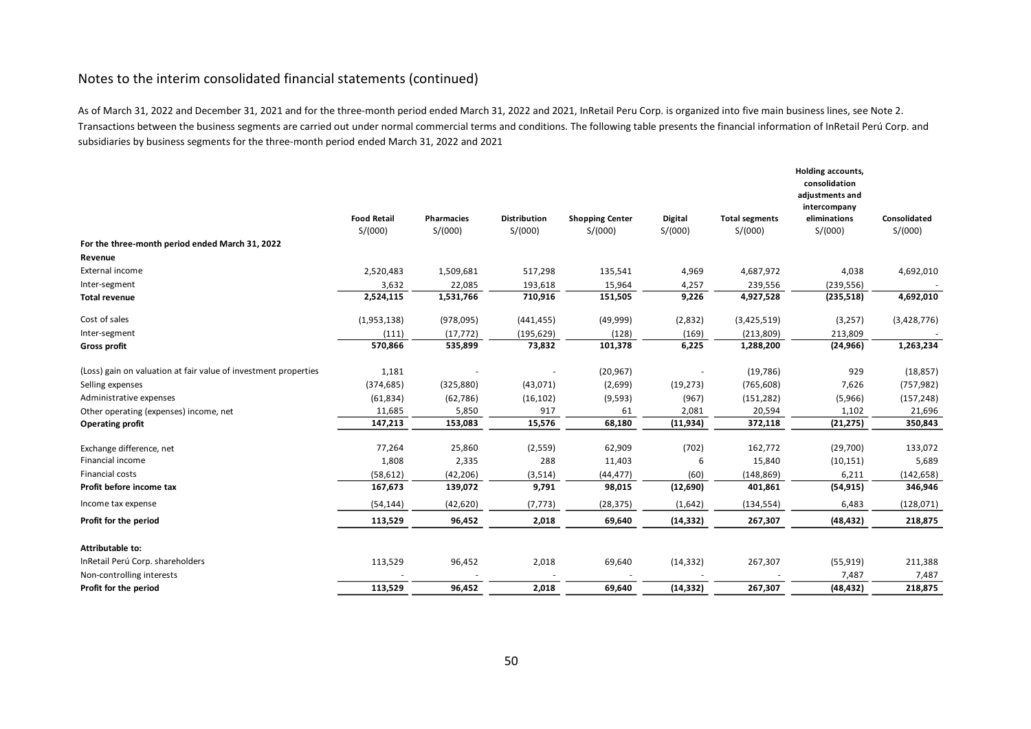## Notes to the interim consolidated financial statements (continued)

As of March 31, 2022 and December 31, 2021 and for the three-month period ended March 31, 2022 and 2021, InRetail Peru Corp. is organized into five main business lines, see Note 2. Transactions between the business segments are carried out under normal commercial terms and conditions. The following table presents the financial information of InRetail Perú Corp. and subsidiaries by business segments for the three-month period ended March 31, 2022 and 2021

| | Food Retail S/(000) | Pharmacies S/(000) | Distribution S/(000) | Shopping Center S/(000) | Digital S/(000) | Total segments S/(000) | Holding accounts, consolidation adjustments and intercompany eliminations S/(000) | Consolidated S/(000) |
|---|---|---|---|---|---|---|---|---|
| **For the three-month period ended March 31, 2022** | | | | | | | | |
| **Revenue** | | | | | | | | |
| External income | 2,520,483 | 1,509,681 | 517,298 | 135,541 | 4,969 | 4,687,972 | 4,038 | 4,692,010 |
| Inter-segment | 3,632 | 22,085 | 193,618 | 15,964 | 4,257 | 239,556 | (239,556) | - |
| **Total revenue** | **2,524,115** | **1,531,766** | **710,916** | **151,505** | **9,226** | **4,927,528** | **(235,518)** | **4,692,010** |
| Cost of sales | (1,953,138) | (978,095) | (441,455) | (49,999) | (2,832) | (3,425,519) | (3,257) | (3,428,776) |
| Inter-segment | (111) | (17,772) | (195,629) | (128) | (169) | (213,809) | 213,809 | - |
| **Gross profit** | **570,866** | **535,899** | **73,832** | **101,378** | **6,225** | **1,288,200** | **(24,966)** | **1,263,234** |
| (Loss) gain on valuation at fair value of investment properties | 1,181 | - | - | (20,967) | - | (19,786) | 929 | (18,857) |
| Selling expenses | (374,685) | (325,880) | (43,071) | (2,699) | (19,273) | (765,608) | 7,626 | (757,982) |
| Administrative expenses | (61,834) | (62,786) | (16,102) | (9,593) | (967) | (151,282) | (5,966) | (157,248) |
| Other operating (expenses) income, net | 11,685 | 5,850 | 917 | 61 | 2,081 | 20,594 | 1,102 | 21,696 |
| **Operating profit** | **147,213** | **153,083** | **15,576** | **68,180** | **(11,934)** | **372,118** | **(21,275)** | **350,843** |
| Exchange difference, net | 77,264 | 25,860 | (2,559) | 62,909 | (702) | 162,772 | (29,700) | 133,072 |
| Financial income | 1,808 | 2,335 | 288 | 11,403 | 6 | 15,840 | (10,151) | 5,689 |
| Financial costs | (58,612) | (42,206) | (3,514) | (44,477) | (60) | (148,869) | 6,211 | (142,658) |
| **Profit before income tax** | **167,673** | **139,072** | **9,791** | **98,015** | **(12,690)** | **401,861** | **(54,915)** | **346,946** |
| Income tax expense | (54,144) | (42,620) | (7,773) | (28,375) | (1,642) | (134,554) | 6,483 | (128,071) |
| **Profit for the period** | **113,529** | **96,452** | **2,018** | **69,640** | **(14,332)** | **267,307** | **(48,432)** | **218,875** |
| **Attributable to:** | | | | | | | | |
| InRetail Perú Corp. shareholders | 113,529 | 96,452 | 2,018 | 69,640 | (14,332) | 267,307 | (55,919) | 211,388 |
| Non-controlling interests | - | - | - | - | - | - | 7,487 | 7,487 |
| **Profit for the period** | **113,529** | **96,452** | **2,018** | **69,640** | **(14,332)** | **267,307** | **(48,432)** | **218,875** |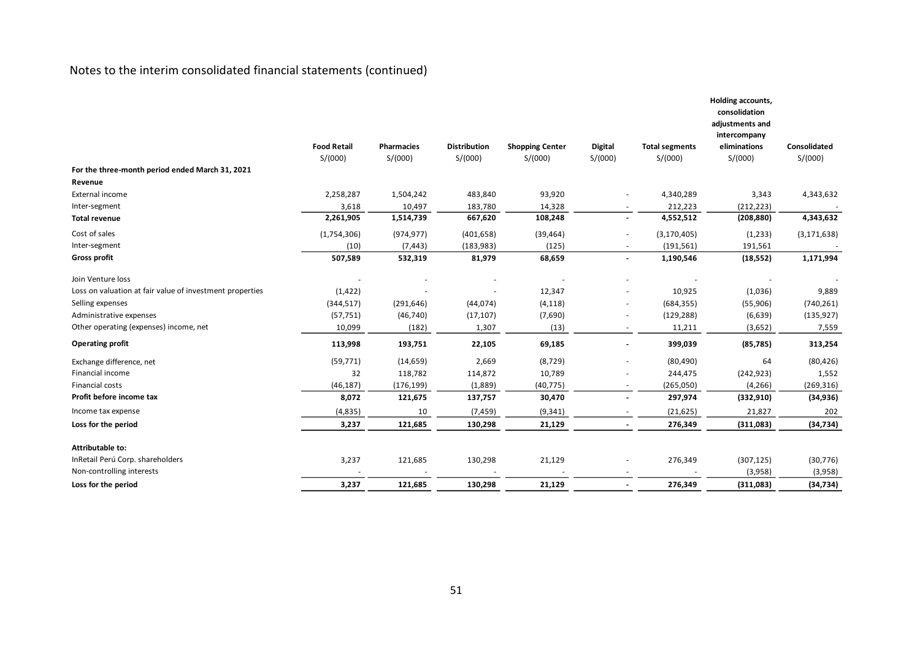Notes to the interim consolidated financial statements (continued)

| | Food Retail | Pharmacies | Distribution | Shopping Center | Digital | Total segments | Holding accounts, consolidation adjustments and intercompany eliminations | Consolidated |
|---|---|---|---|---|---|---|---|---|
| | S/(000) | S/(000) | S/(000) | S/(000) | S/(000) | S/(000) | S/(000) | S/(000) |
| **For the three-month period ended March 31, 2021** | | | | | | | | |
| **Revenue** | | | | | | | | |
| External income | 2,258,287 | 1,504,242 | 483,840 | 93,920 | - | 4,340,289 | 3,343 | 4,343,632 |
| Inter-segment | 3,618 | 10,497 | 183,780 | 14,328 | - | 212,223 | (212,223) | - |
| **Total revenue** | **2,261,905** | **1,514,739** | **667,620** | **108,248** | **-** | **4,552,512** | **(208,880)** | **4,343,632** |
| Cost of sales | (1,754,306) | (974,977) | (401,658) | (39,464) | - | (3,170,405) | (1,233) | (3,171,638) |
| Inter-segment | (10) | (7,443) | (183,983) | (125) | - | (191,561) | 191,561 | - |
| **Gross profit** | **507,589** | **532,319** | **81,979** | **68,659** | **-** | **1,190,546** | **(18,552)** | **1,171,994** |
| Join Venture loss | - | - | - | - | - | - | - | - |
| Loss on valuation at fair value of investment properties | (1,422) | - | - | 12,347 | - | 10,925 | (1,036) | 9,889 |
| Selling expenses | (344,517) | (291,646) | (44,074) | (4,118) | - | (684,355) | (55,906) | (740,261) |
| Administrative expenses | (57,751) | (46,740) | (17,107) | (7,690) | - | (129,288) | (6,639) | (135,927) |
| Other operating (expenses) income, net | 10,099 | (182) | 1,307 | (13) | - | 11,211 | (3,652) | 7,559 |
| **Operating profit** | **113,998** | **193,751** | **22,105** | **69,185** | **-** | **399,039** | **(85,785)** | **313,254** |
| Exchange difference, net | (59,771) | (14,659) | 2,669 | (8,729) | - | (80,490) | 64 | (80,426) |
| Financial income | 32 | 118,782 | 114,872 | 10,789 | - | 244,475 | (242,923) | 1,552 |
| Financial costs | (46,187) | (176,199) | (1,889) | (40,775) | - | (265,050) | (4,266) | (269,316) |
| **Profit before income tax** | **8,072** | **121,675** | **137,757** | **30,470** | **-** | **297,974** | **(332,910)** | **(34,936)** |
| Income tax expense | (4,835) | 10 | (7,459) | (9,341) | - | (21,625) | 21,827 | 202 |
| **Loss for the period** | **3,237** | **121,685** | **130,298** | **21,129** | **-** | **276,349** | **(311,083)** | **(34,734)** |
| **Attributable to:** | | | | | | | | |
| InRetail Perú Corp. shareholders | 3,237 | 121,685 | 130,298 | 21,129 | - | 276,349 | (307,125) | (30,776) |
| Non-controlling interests | - | - | - | - | - | - | (3,958) | (3,958) |
| **Loss for the period** | **3,237** | **121,685** | **130,298** | **21,129** | **-** | **276,349** | **(311,083)** | **(34,734)** |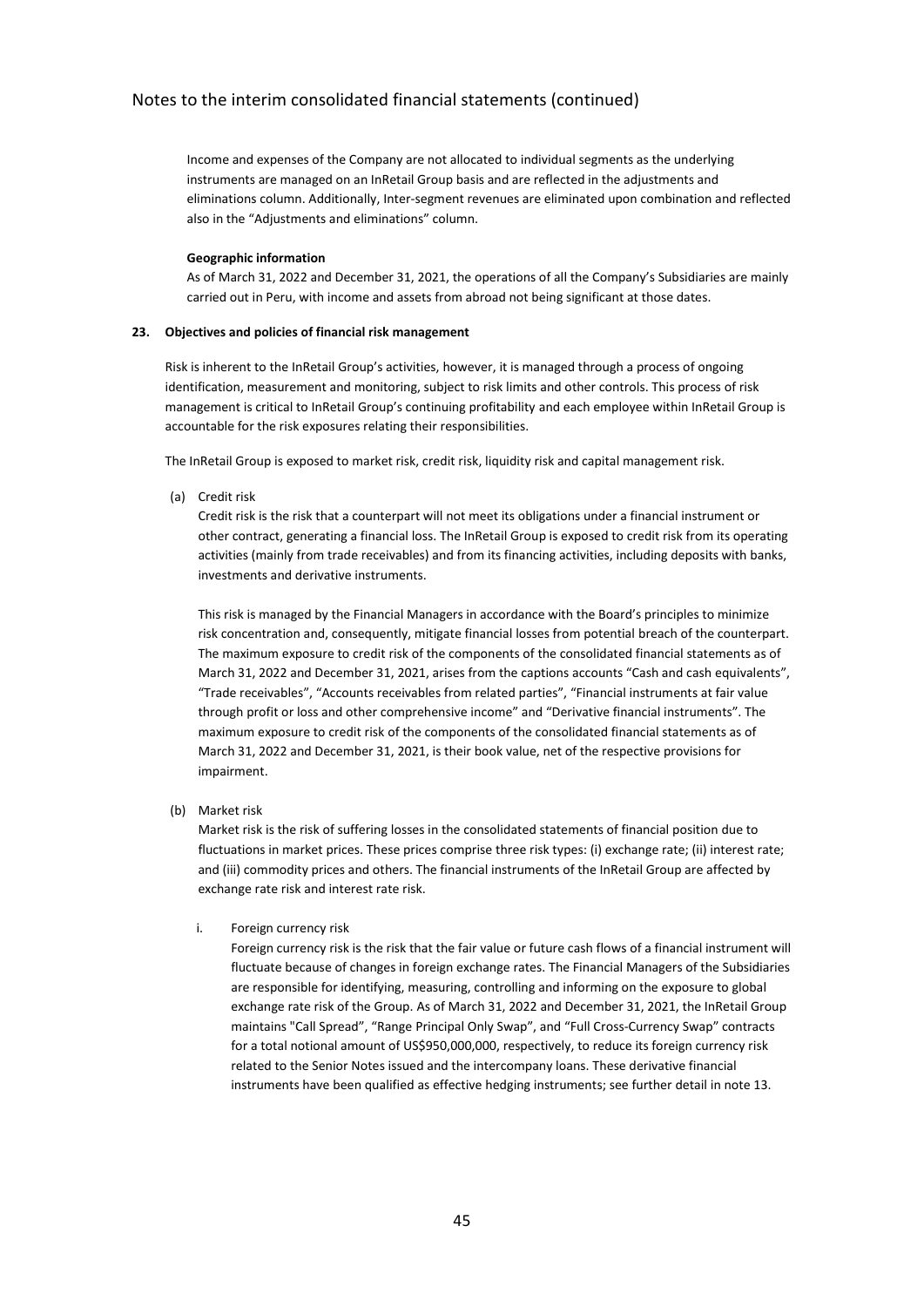Income and expenses of the Company are not allocated to individual segments as the underlying instruments are managed on an InRetail Group basis and are reflected in the adjustments and eliminations column. Additionally, Inter-segment revenues are eliminated upon combination and reflected also in the "Adjustments and eliminations" column.

**Geographic information**

As of March 31, 2022 and December 31, 2021, the operations of all the Company's Subsidiaries are mainly carried out in Peru, with income and assets from abroad not being significant at those dates.

**23. Objectives and policies of financial risk management**

Risk is inherent to the InRetail Group's activities, however, it is managed through a process of ongoing identification, measurement and monitoring, subject to risk limits and other controls. This process of risk management is critical to InRetail Group's continuing profitability and each employee within InRetail Group is accountable for the risk exposures relating their responsibilities.

The InRetail Group is exposed to market risk, credit risk, liquidity risk and capital management risk.

(a) Credit risk

Credit risk is the risk that a counterpart will not meet its obligations under a financial instrument or other contract, generating a financial loss. The InRetail Group is exposed to credit risk from its operating activities (mainly from trade receivables) and from its financing activities, including deposits with banks, investments and derivative instruments.

This risk is managed by the Financial Managers in accordance with the Board's principles to minimize risk concentration and, consequently, mitigate financial losses from potential breach of the counterpart. The maximum exposure to credit risk of the components of the consolidated financial statements as of March 31, 2022 and December 31, 2021, arises from the captions accounts "Cash and cash equivalents", "Trade receivables", "Accounts receivables from related parties", "Financial instruments at fair value through profit or loss and other comprehensive income" and "Derivative financial instruments". The maximum exposure to credit risk of the components of the consolidated financial statements as of March 31, 2022 and December 31, 2021, is their book value, net of the respective provisions for impairment.

(b) Market risk

Market risk is the risk of suffering losses in the consolidated statements of financial position due to fluctuations in market prices. These prices comprise three risk types: (i) exchange rate; (ii) interest rate; and (iii) commodity prices and others. The financial instruments of the InRetail Group are affected by exchange rate risk and interest rate risk.

i. Foreign currency risk

Foreign currency risk is the risk that the fair value or future cash flows of a financial instrument will fluctuate because of changes in foreign exchange rates. The Financial Managers of the Subsidiaries are responsible for identifying, measuring, controlling and informing on the exposure to global exchange rate risk of the Group. As of March 31, 2022 and December 31, 2021, the InRetail Group maintains "Call Spread", "Range Principal Only Swap", and "Full Cross-Currency Swap" contracts for a total notional amount of US$950,000,000, respectively, to reduce its foreign currency risk related to the Senior Notes issued and the intercompany loans. These derivative financial instruments have been qualified as effective hedging instruments; see further detail in note 13.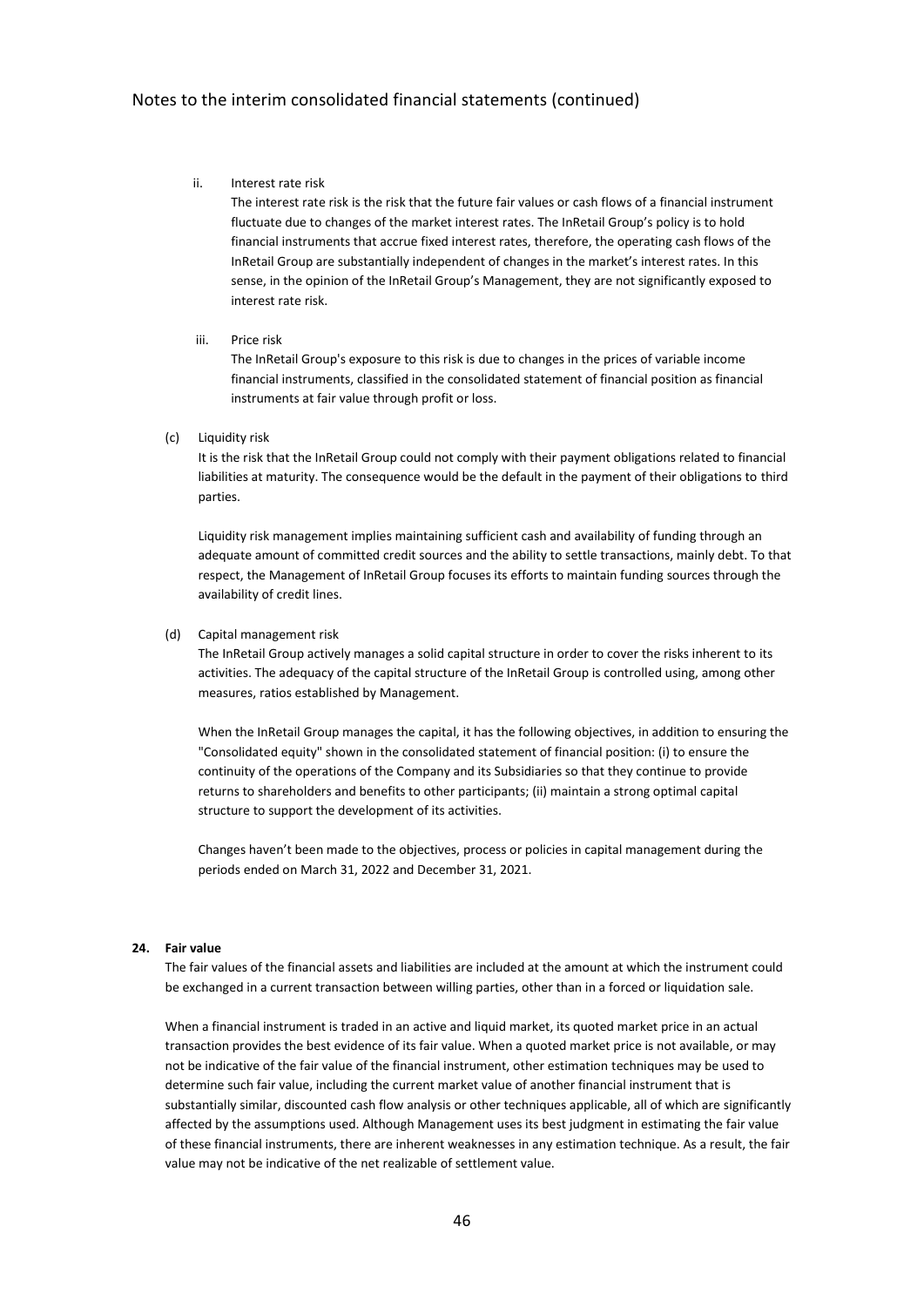ii. Interest rate risk

The interest rate risk is the risk that the future fair values or cash flows of a financial instrument fluctuate due to changes of the market interest rates. The InRetail Group's policy is to hold financial instruments that accrue fixed interest rates, therefore, the operating cash flows of the InRetail Group are substantially independent of changes in the market's interest rates. In this sense, in the opinion of the InRetail Group's Management, they are not significantly exposed to interest rate risk.

iii. Price risk

The InRetail Group's exposure to this risk is due to changes in the prices of variable income financial instruments, classified in the consolidated statement of financial position as financial instruments at fair value through profit or loss.

(c) Liquidity risk

It is the risk that the InRetail Group could not comply with their payment obligations related to financial liabilities at maturity. The consequence would be the default in the payment of their obligations to third parties.

Liquidity risk management implies maintaining sufficient cash and availability of funding through an adequate amount of committed credit sources and the ability to settle transactions, mainly debt. To that respect, the Management of InRetail Group focuses its efforts to maintain funding sources through the availability of credit lines.

(d) Capital management risk

The InRetail Group actively manages a solid capital structure in order to cover the risks inherent to its activities. The adequacy of the capital structure of the InRetail Group is controlled using, among other measures, ratios established by Management.

When the InRetail Group manages the capital, it has the following objectives, in addition to ensuring the "Consolidated equity" shown in the consolidated statement of financial position: (i) to ensure the continuity of the operations of the Company and its Subsidiaries so that they continue to provide returns to shareholders and benefits to other participants; (ii) maintain a strong optimal capital structure to support the development of its activities.

Changes haven't been made to the objectives, process or policies in capital management during the periods ended on March 31, 2022 and December 31, 2021.

## 24. Fair value

The fair values of the financial assets and liabilities are included at the amount at which the instrument could be exchanged in a current transaction between willing parties, other than in a forced or liquidation sale.

When a financial instrument is traded in an active and liquid market, its quoted market price in an actual transaction provides the best evidence of its fair value. When a quoted market price is not available, or may not be indicative of the fair value of the financial instrument, other estimation techniques may be used to determine such fair value, including the current market value of another financial instrument that is substantially similar, discounted cash flow analysis or other techniques applicable, all of which are significantly affected by the assumptions used. Although Management uses its best judgment in estimating the fair value of these financial instruments, there are inherent weaknesses in any estimation technique. As a result, the fair value may not be indicative of the net realizable of settlement value.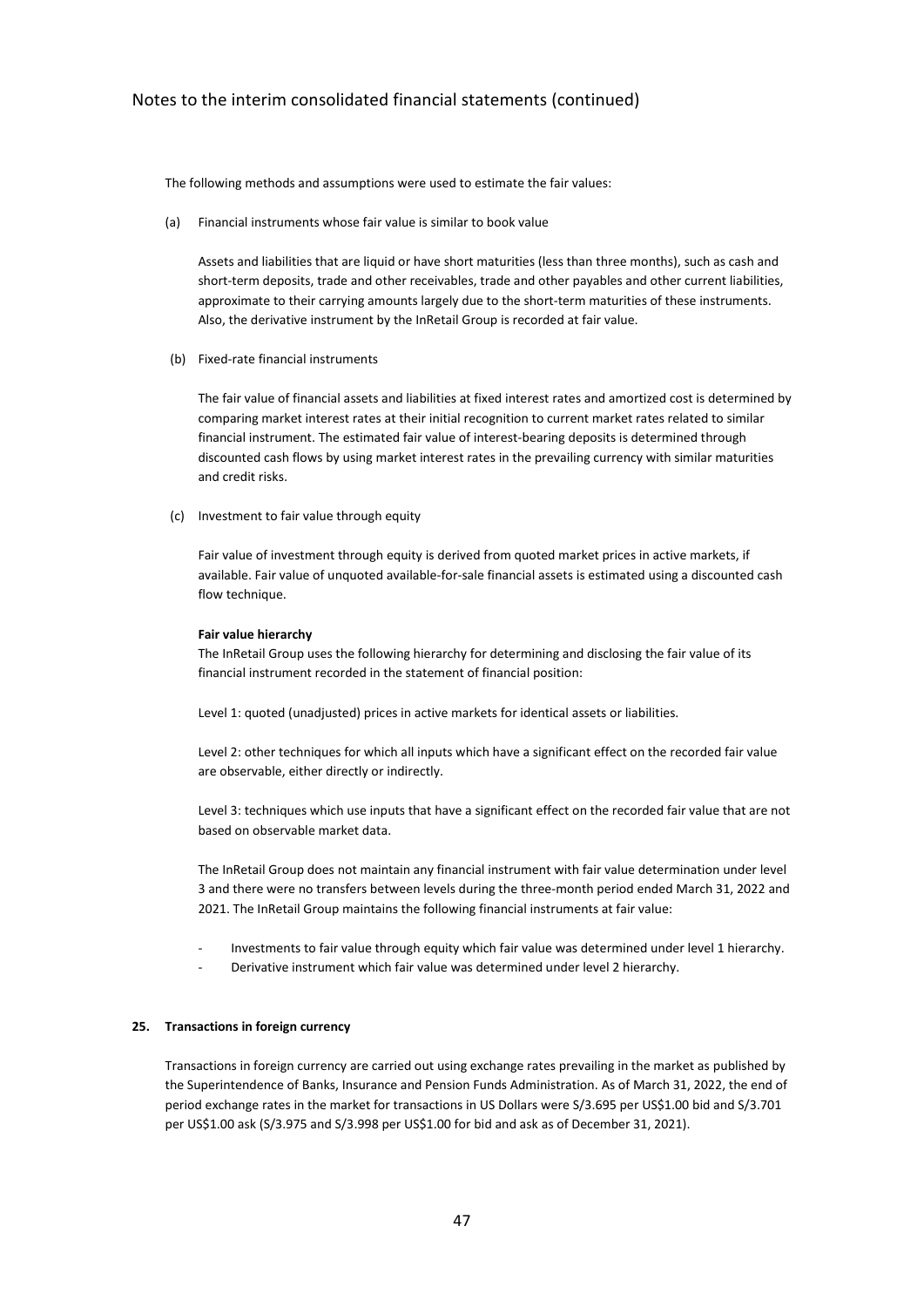The following methods and assumptions were used to estimate the fair values:

(a) Financial instruments whose fair value is similar to book value

Assets and liabilities that are liquid or have short maturities (less than three months), such as cash and short-term deposits, trade and other receivables, trade and other payables and other current liabilities, approximate to their carrying amounts largely due to the short-term maturities of these instruments. Also, the derivative instrument by the InRetail Group is recorded at fair value.

(b) Fixed-rate financial instruments

The fair value of financial assets and liabilities at fixed interest rates and amortized cost is determined by comparing market interest rates at their initial recognition to current market rates related to similar financial instrument. The estimated fair value of interest-bearing deposits is determined through discounted cash flows by using market interest rates in the prevailing currency with similar maturities and credit risks.

(c) Investment to fair value through equity

Fair value of investment through equity is derived from quoted market prices in active markets, if available. Fair value of unquoted available-for-sale financial assets is estimated using a discounted cash flow technique.

**Fair value hierarchy**

The InRetail Group uses the following hierarchy for determining and disclosing the fair value of its financial instrument recorded in the statement of financial position:

Level 1: quoted (unadjusted) prices in active markets for identical assets or liabilities.

Level 2: other techniques for which all inputs which have a significant effect on the recorded fair value are observable, either directly or indirectly.

Level 3: techniques which use inputs that have a significant effect on the recorded fair value that are not based on observable market data.

The InRetail Group does not maintain any financial instrument with fair value determination under level 3 and there were no transfers between levels during the three-month period ended March 31, 2022 and 2021. The InRetail Group maintains the following financial instruments at fair value:

- Investments to fair value through equity which fair value was determined under level 1 hierarchy.
- Derivative instrument which fair value was determined under level 2 hierarchy.

## 25. Transactions in foreign currency

Transactions in foreign currency are carried out using exchange rates prevailing in the market as published by the Superintendence of Banks, Insurance and Pension Funds Administration. As of March 31, 2022, the end of period exchange rates in the market for transactions in US Dollars were S/3.695 per US$1.00 bid and S/3.701 per US$1.00 ask (S/3.975 and S/3.998 per US$1.00 for bid and ask as of December 31, 2021).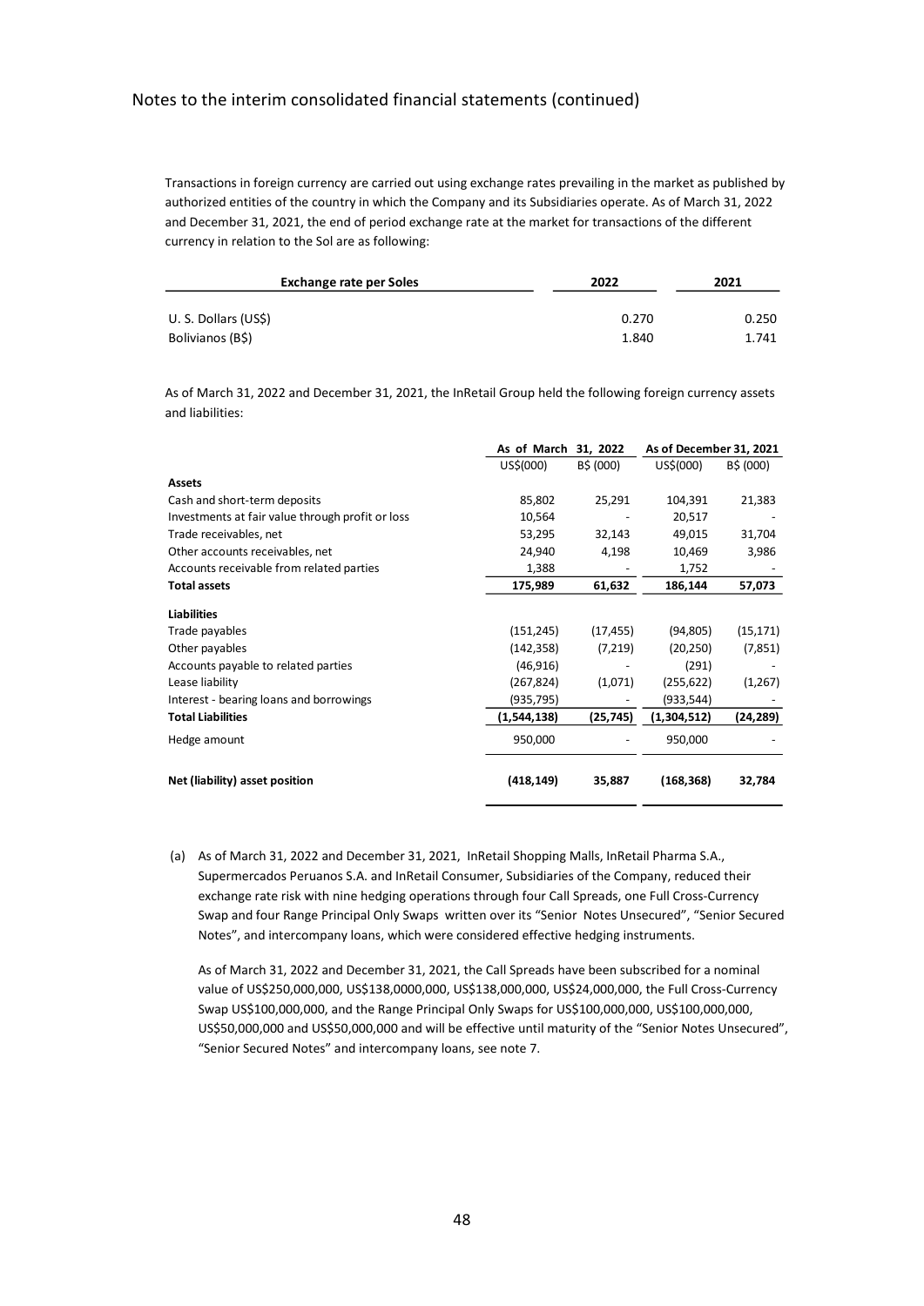Notes to the interim consolidated financial statements (continued)

Transactions in foreign currency are carried out using exchange rates prevailing in the market as published by authorized entities of the country in which the Company and its Subsidiaries operate. As of March 31, 2022 and December 31, 2021, the end of period exchange rate at the market for transactions of the different currency in relation to the Sol are as following:

| Exchange rate per Soles | 2022 | 2021 |
|---|---|---|
| U. S. Dollars (US$) | 0.270 | 0.250 |
| Bolivianos (B$) | 1.840 | 1.741 |

As of March 31, 2022 and December 31, 2021, the InRetail Group held the following foreign currency assets and liabilities:

| | As of March 31, 2022 | | As of December 31, 2021 | |
|---|---|---|---|---|
| | US$(000) | B$ (000) | US$(000) | B$ (000) |
| **Assets** | | | | |
| Cash and short-term deposits | 85,802 | 25,291 | 104,391 | 21,383 |
| Investments at fair value through profit or loss | 10,564 | - | 20,517 | - |
| Trade receivables, net | 53,295 | 32,143 | 49,015 | 31,704 |
| Other accounts receivables, net | 24,940 | 4,198 | 10,469 | 3,986 |
| Accounts receivable from related parties | 1,388 | - | 1,752 | - |
| **Total assets** | **175,989** | **61,632** | **186,144** | **57,073** |
| **Liabilities** | | | | |
| Trade payables | (151,245) | (17,455) | (94,805) | (15,171) |
| Other payables | (142,358) | (7,219) | (20,250) | (7,851) |
| Accounts payable to related parties | (46,916) | - | (291) | - |
| Lease liability | (267,824) | (1,071) | (255,622) | (1,267) |
| Interest - bearing loans and borrowings | (935,795) | - | (933,544) | - |
| **Total Liabilities** | **(1,544,138)** | **(25,745)** | **(1,304,512)** | **(24,289)** |
| Hedge amount | 950,000 | - | 950,000 | - |
| **Net (liability) asset position** | **(418,149)** | **35,887** | **(168,368)** | **32,784** |

(a) As of March 31, 2022 and December 31, 2021, InRetail Shopping Malls, InRetail Pharma S.A., Supermercados Peruanos S.A. and InRetail Consumer, Subsidiaries of the Company, reduced their exchange rate risk with nine hedging operations through four Call Spreads, one Full Cross-Currency Swap and four Range Principal Only Swaps written over its "Senior Notes Unsecured", "Senior Secured Notes", and intercompany loans, which were considered effective hedging instruments.

As of March 31, 2022 and December 31, 2021, the Call Spreads have been subscribed for a nominal value of US$250,000,000, US$138,0000,000, US$138,000,000, US$24,000,000, the Full Cross-Currency Swap US$100,000,000, and the Range Principal Only Swaps for US$100,000,000, US$100,000,000, US$50,000,000 and US$50,000,000 and will be effective until maturity of the "Senior Notes Unsecured", "Senior Secured Notes" and intercompany loans, see note 7.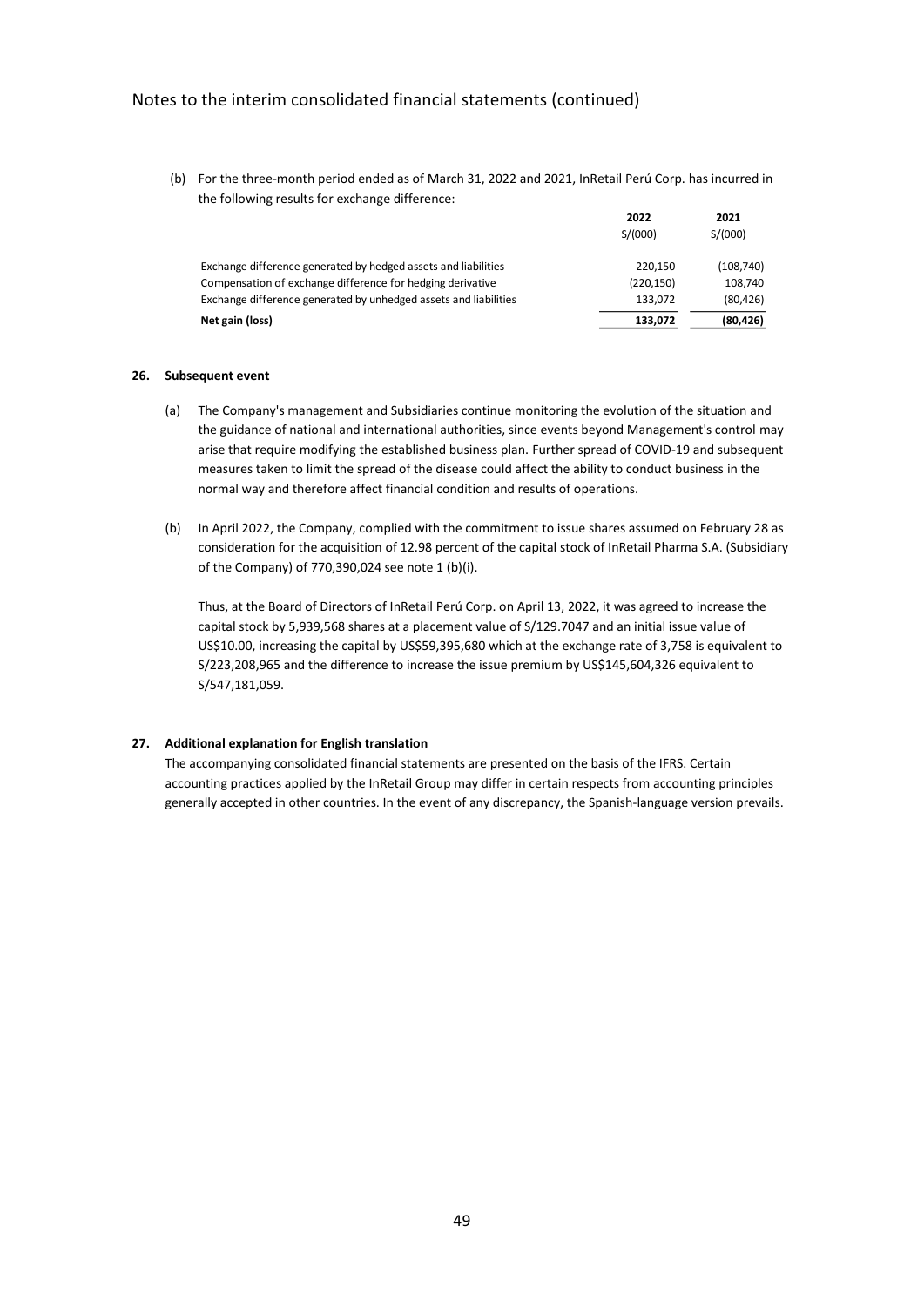Notes to the interim consolidated financial statements (continued)

(b) For the three-month period ended as of March 31, 2022 and 2021, InRetail Perú Corp. has incurred in the following results for exchange difference:

| | 2022 S/(000) | 2021 S/(000) |
|---|---|---|
| Exchange difference generated by hedged assets and liabilities | 220,150 | (108,740) |
| Compensation of exchange difference for hedging derivative | (220,150) | 108,740 |
| Exchange difference generated by unhedged assets and liabilities | 133,072 | (80,426) |
| **Net gain (loss)** | **133,072** | **(80,426)** |

### 26. Subsequent event

(a) The Company's management and Subsidiaries continue monitoring the evolution of the situation and the guidance of national and international authorities, since events beyond Management's control may arise that require modifying the established business plan. Further spread of COVID-19 and subsequent measures taken to limit the spread of the disease could affect the ability to conduct business in the normal way and therefore affect financial condition and results of operations.

(b) In April 2022, the Company, complied with the commitment to issue shares assumed on February 28 as consideration for the acquisition of 12.98 percent of the capital stock of InRetail Pharma S.A. (Subsidiary of the Company) of 770,390,024 see note 1 (b)(i).

Thus, at the Board of Directors of InRetail Perú Corp. on April 13, 2022, it was agreed to increase the capital stock by 5,939,568 shares at a placement value of S/129.7047 and an initial issue value of US$10.00, increasing the capital by US$59,395,680 which at the exchange rate of 3,758 is equivalent to S/223,208,965 and the difference to increase the issue premium by US$145,604,326 equivalent to S/547,181,059.

### 27. Additional explanation for English translation

The accompanying consolidated financial statements are presented on the basis of the IFRS. Certain accounting practices applied by the InRetail Group may differ in certain respects from accounting principles generally accepted in other countries. In the event of any discrepancy, the Spanish-language version prevails.